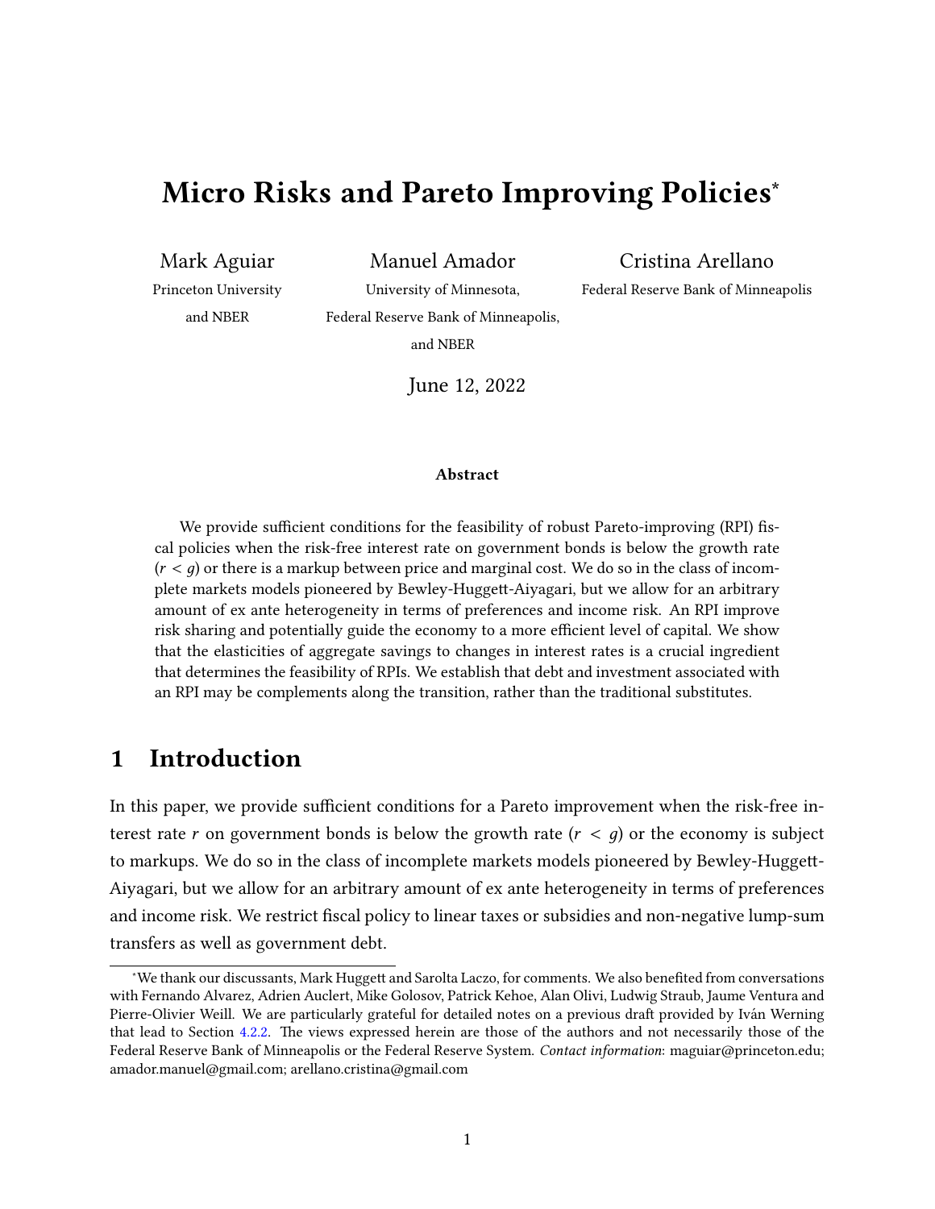# Micro Risks and Pareto Improving Policies*

Mark Aguiar
Princeton University
and NBER

Manuel Amador
University of Minnesota,
Federal Reserve Bank of Minneapolis,
and NBER

Cristina Arellano
Federal Reserve Bank of Minneapolis

June 12, 2022

#### Abstract

We provide sufficient conditions for the feasibility of robust Pareto-improving (RPI) fiscal policies when the risk-free interest rate on government bonds is below the growth rate ($r < g$) or there is a markup between price and marginal cost. We do so in the class of incomplete markets models pioneered by Bewley-Huggett-Aiyagari, but we allow for an arbitrary amount of ex ante heterogeneity in terms of preferences and income risk. An RPI improve risk sharing and potentially guide the economy to a more efficient level of capital. We show that the elasticities of aggregate savings to changes in interest rates is a crucial ingredient that determines the feasibility of RPIs. We establish that debt and investment associated with an RPI may be complements along the transition, rather than the traditional substitutes.

## 1 Introduction

In this paper, we provide sufficient conditions for a Pareto improvement when the risk-free interest rate $r$ on government bonds is below the growth rate ($r < g$) or the economy is subject to markups. We do so in the class of incomplete markets models pioneered by Bewley-Huggett-Aiyagari, but we allow for an arbitrary amount of ex ante heterogeneity in terms of preferences and income risk. We restrict fiscal policy to linear taxes or subsidies and non-negative lump-sum transfers as well as government debt.

*We thank our discussants, Mark Huggett and Sarolta Laczo, for comments. We also benefited from conversations with Fernando Alvarez, Adrien Auclert, Mike Golosov, Patrick Kehoe, Alan Olivi, Ludwig Straub, Jaume Ventura and Pierre-Olivier Weill. We are particularly grateful for detailed notes on a previous draft provided by Iván Werning that lead to Section 4.2.2. The views expressed herein are those of the authors and not necessarily those of the Federal Reserve Bank of Minneapolis or the Federal Reserve System. *Contact information*: maguiar@princeton.edu; amador.manuel@gmail.com; arellano.cristina@gmail.com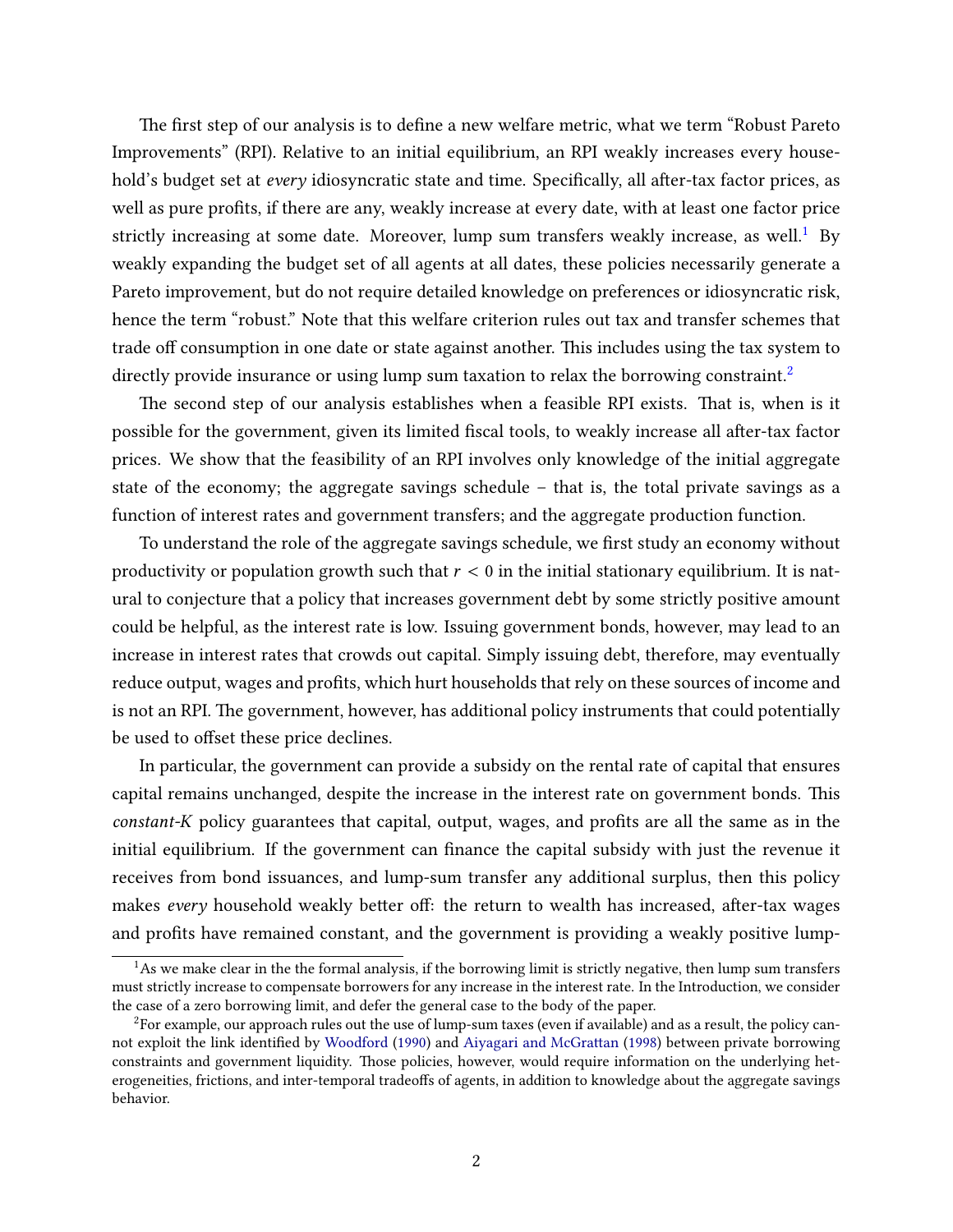The first step of our analysis is to define a new welfare metric, what we term "Robust Pareto Improvements" (RPI). Relative to an initial equilibrium, an RPI weakly increases every household's budget set at *every* idiosyncratic state and time. Specifically, all after-tax factor prices, as well as pure profits, if there are any, weakly increase at every date, with at least one factor price strictly increasing at some date. Moreover, lump sum transfers weakly increase, as well.[1] By weakly expanding the budget set of all agents at all dates, these policies necessarily generate a Pareto improvement, but do not require detailed knowledge on preferences or idiosyncratic risk, hence the term "robust." Note that this welfare criterion rules out tax and transfer schemes that trade off consumption in one date or state against another. This includes using the tax system to directly provide insurance or using lump sum taxation to relax the borrowing constraint.[2]

The second step of our analysis establishes when a feasible RPI exists. That is, when is it possible for the government, given its limited fiscal tools, to weakly increase all after-tax factor prices. We show that the feasibility of an RPI involves only knowledge of the initial aggregate state of the economy; the aggregate savings schedule – that is, the total private savings as a function of interest rates and government transfers; and the aggregate production function.

To understand the role of the aggregate savings schedule, we first study an economy without productivity or population growth such that $r < 0$ in the initial stationary equilibrium. It is natural to conjecture that a policy that increases government debt by some strictly positive amount could be helpful, as the interest rate is low. Issuing government bonds, however, may lead to an increase in interest rates that crowds out capital. Simply issuing debt, therefore, may eventually reduce output, wages and profits, which hurt households that rely on these sources of income and is not an RPI. The government, however, has additional policy instruments that could potentially be used to offset these price declines.

In particular, the government can provide a subsidy on the rental rate of capital that ensures capital remains unchanged, despite the increase in the interest rate on government bonds. This *constant-K* policy guarantees that capital, output, wages, and profits are all the same as in the initial equilibrium. If the government can finance the capital subsidy with just the revenue it receives from bond issuances, and lump-sum transfer any additional surplus, then this policy makes *every* household weakly better off: the return to wealth has increased, after-tax wages and profits have remained constant, and the government is providing a weakly positive lump-

[1] As we make clear in the the formal analysis, if the borrowing limit is strictly negative, then lump sum transfers must strictly increase to compensate borrowers for any increase in the interest rate. In the Introduction, we consider the case of a zero borrowing limit, and defer the general case to the body of the paper.

[2] For example, our approach rules out the use of lump-sum taxes (even if available) and as a result, the policy cannot exploit the link identified by Woodford (1990) and Aiyagari and McGrattan (1998) between private borrowing constraints and government liquidity. Those policies, however, would require information on the underlying heterogeneities, frictions, and inter-temporal tradeoffs of agents, in addition to knowledge about the aggregate savings behavior.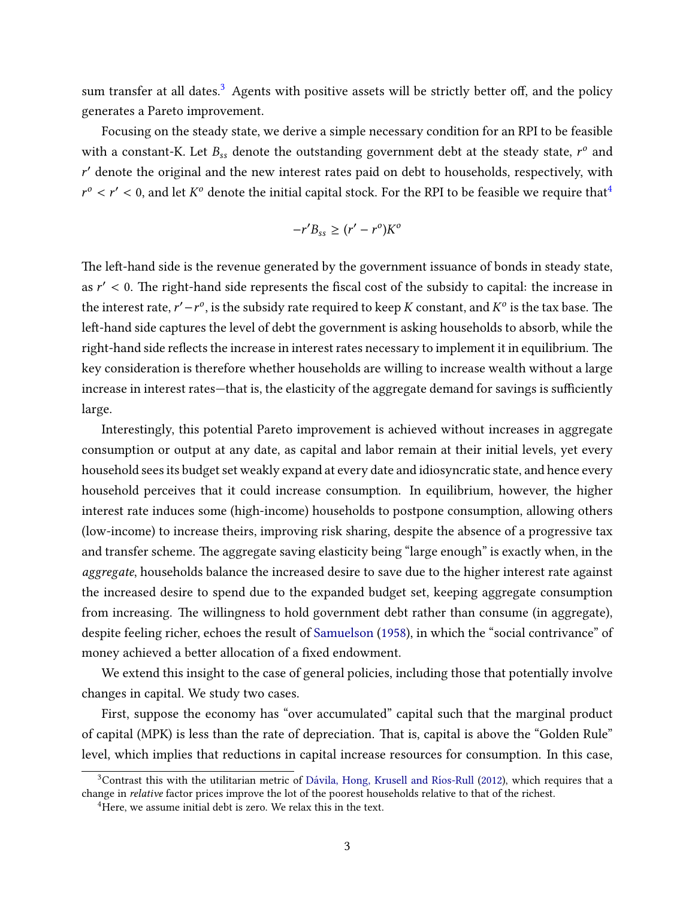sum transfer at all dates.[3] Agents with positive assets will be strictly better off, and the policy generates a Pareto improvement.

Focusing on the steady state, we derive a simple necessary condition for an RPI to be feasible with a constant-K. Let $B_{ss}$ denote the outstanding government debt at the steady state, $r^o$ and $r'$ denote the original and the new interest rates paid on debt to households, respectively, with $r^o < r' < 0$, and let $K^o$ denote the initial capital stock. For the RPI to be feasible we require that[4]

$$-r'B_{ss} \geq (r' - r^o)K^o$$

The left-hand side is the revenue generated by the government issuance of bonds in steady state, as $r' < 0$. The right-hand side represents the fiscal cost of the subsidy to capital: the increase in the interest rate, $r' - r^o$, is the subsidy rate required to keep $K$ constant, and $K^o$ is the tax base. The left-hand side captures the level of debt the government is asking households to absorb, while the right-hand side reflects the increase in interest rates necessary to implement it in equilibrium. The key consideration is therefore whether households are willing to increase wealth without a large increase in interest rates—that is, the elasticity of the aggregate demand for savings is sufficiently large.

Interestingly, this potential Pareto improvement is achieved without increases in aggregate consumption or output at any date, as capital and labor remain at their initial levels, yet every household sees its budget set weakly expand at every date and idiosyncratic state, and hence every household perceives that it could increase consumption. In equilibrium, however, the higher interest rate induces some (high-income) households to postpone consumption, allowing others (low-income) to increase theirs, improving risk sharing, despite the absence of a progressive tax and transfer scheme. The aggregate saving elasticity being "large enough" is exactly when, in the *aggregate*, households balance the increased desire to save due to the higher interest rate against the increased desire to spend due to the expanded budget set, keeping aggregate consumption from increasing. The willingness to hold government debt rather than consume (in aggregate), despite feeling richer, echoes the result of Samuelson (1958), in which the "social contrivance" of money achieved a better allocation of a fixed endowment.

We extend this insight to the case of general policies, including those that potentially involve changes in capital. We study two cases.

First, suppose the economy has "over accumulated" capital such that the marginal product of capital (MPK) is less than the rate of depreciation. That is, capital is above the "Golden Rule" level, which implies that reductions in capital increase resources for consumption. In this case,

[3] Contrast this with the utilitarian metric of Dávila, Hong, Krusell and Ríos-Rull (2012), which requires that a change in *relative* factor prices improve the lot of the poorest households relative to that of the richest.

[4] Here, we assume initial debt is zero. We relax this in the text.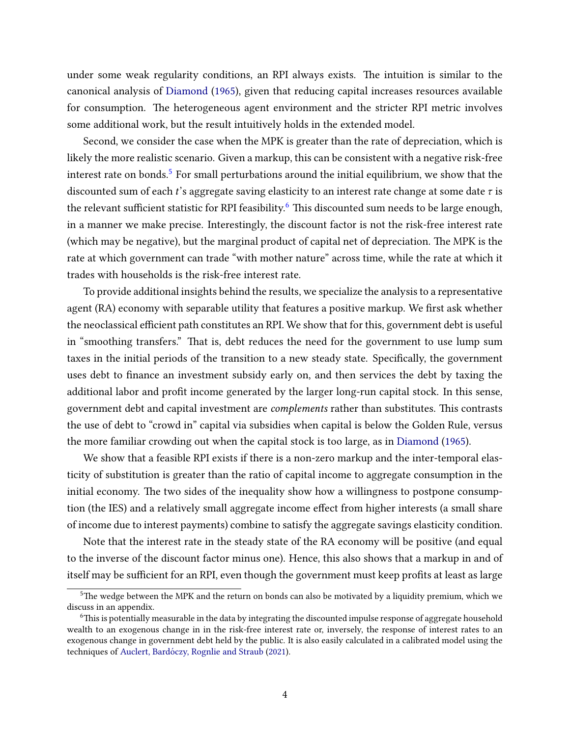under some weak regularity conditions, an RPI always exists. The intuition is similar to the canonical analysis of Diamond (1965), given that reducing capital increases resources available for consumption. The heterogeneous agent environment and the stricter RPI metric involves some additional work, but the result intuitively holds in the extended model.

Second, we consider the case when the MPK is greater than the rate of depreciation, which is likely the more realistic scenario. Given a markup, this can be consistent with a negative risk-free interest rate on bonds.[5] For small perturbations around the initial equilibrium, we show that the discounted sum of each $t$'s aggregate saving elasticity to an interest rate change at some date $\tau$ is the relevant sufficient statistic for RPI feasibility.[6] This discounted sum needs to be large enough, in a manner we make precise. Interestingly, the discount factor is not the risk-free interest rate (which may be negative), but the marginal product of capital net of depreciation. The MPK is the rate at which government can trade "with mother nature" across time, while the rate at which it trades with households is the risk-free interest rate.

To provide additional insights behind the results, we specialize the analysis to a representative agent (RA) economy with separable utility that features a positive markup. We first ask whether the neoclassical efficient path constitutes an RPI. We show that for this, government debt is useful in "smoothing transfers." That is, debt reduces the need for the government to use lump sum taxes in the initial periods of the transition to a new steady state. Specifically, the government uses debt to finance an investment subsidy early on, and then services the debt by taxing the additional labor and profit income generated by the larger long-run capital stock. In this sense, government debt and capital investment are *complements* rather than substitutes. This contrasts the use of debt to "crowd in" capital via subsidies when capital is below the Golden Rule, versus the more familiar crowding out when the capital stock is too large, as in Diamond (1965).

We show that a feasible RPI exists if there is a non-zero markup and the inter-temporal elasticity of substitution is greater than the ratio of capital income to aggregate consumption in the initial economy. The two sides of the inequality show how a willingness to postpone consumption (the IES) and a relatively small aggregate income effect from higher interests (a small share of income due to interest payments) combine to satisfy the aggregate savings elasticity condition.

Note that the interest rate in the steady state of the RA economy will be positive (and equal to the inverse of the discount factor minus one). Hence, this also shows that a markup in and of itself may be sufficient for an RPI, even though the government must keep profits at least as large

[5] The wedge between the MPK and the return on bonds can also be motivated by a liquidity premium, which we discuss in an appendix.

[6] This is potentially measurable in the data by integrating the discounted impulse response of aggregate household wealth to an exogenous change in in the risk-free interest rate or, inversely, the response of interest rates to an exogenous change in government debt held by the public. It is also easily calculated in a calibrated model using the techniques of Auclert, Bardóczy, Rognlie and Straub (2021).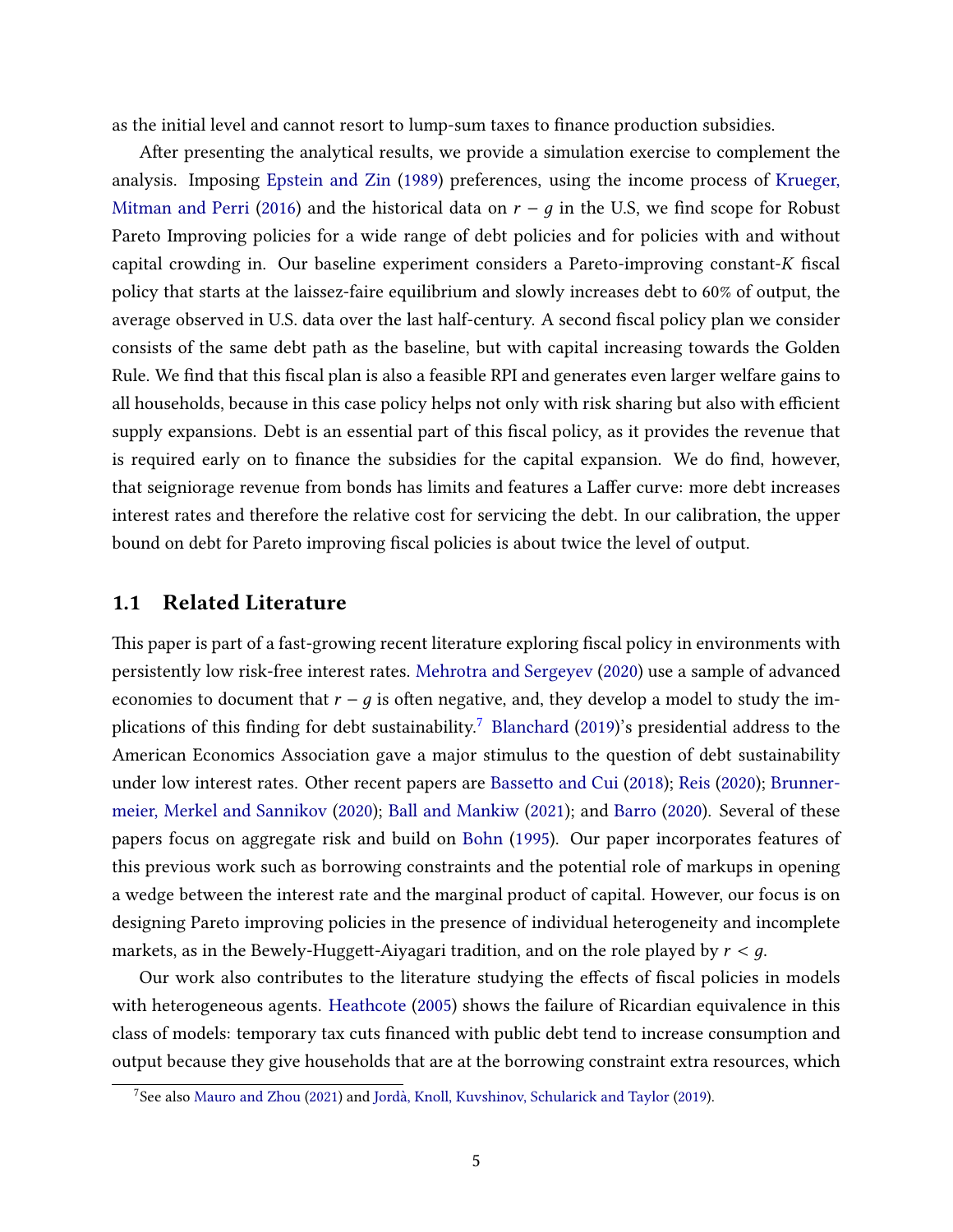as the initial level and cannot resort to lump-sum taxes to finance production subsidies.

After presenting the analytical results, we provide a simulation exercise to complement the analysis. Imposing Epstein and Zin (1989) preferences, using the income process of Krueger, Mitman and Perri (2016) and the historical data on $r - g$ in the U.S, we find scope for Robust Pareto Improving policies for a wide range of debt policies and for policies with and without capital crowding in. Our baseline experiment considers a Pareto-improving constant-$K$ fiscal policy that starts at the laissez-faire equilibrium and slowly increases debt to 60% of output, the average observed in U.S. data over the last half-century. A second fiscal policy plan we consider consists of the same debt path as the baseline, but with capital increasing towards the Golden Rule. We find that this fiscal plan is also a feasible RPI and generates even larger welfare gains to all households, because in this case policy helps not only with risk sharing but also with efficient supply expansions. Debt is an essential part of this fiscal policy, as it provides the revenue that is required early on to finance the subsidies for the capital expansion. We do find, however, that seigniorage revenue from bonds has limits and features a Laffer curve: more debt increases interest rates and therefore the relative cost for servicing the debt. In our calibration, the upper bound on debt for Pareto improving fiscal policies is about twice the level of output.

## 1.1 Related Literature

This paper is part of a fast-growing recent literature exploring fiscal policy in environments with persistently low risk-free interest rates. Mehrotra and Sergeyev (2020) use a sample of advanced economies to document that $r - g$ is often negative, and, they develop a model to study the implications of this finding for debt sustainability.[7] Blanchard (2019)'s presidential address to the American Economics Association gave a major stimulus to the question of debt sustainability under low interest rates. Other recent papers are Bassetto and Cui (2018); Reis (2020); Brunnermeier, Merkel and Sannikov (2020); Ball and Mankiw (2021); and Barro (2020). Several of these papers focus on aggregate risk and build on Bohn (1995). Our paper incorporates features of this previous work such as borrowing constraints and the potential role of markups in opening a wedge between the interest rate and the marginal product of capital. However, our focus is on designing Pareto improving policies in the presence of individual heterogeneity and incomplete markets, as in the Bewely-Huggett-Aiyagari tradition, and on the role played by $r < g$.

Our work also contributes to the literature studying the effects of fiscal policies in models with heterogeneous agents. Heathcote (2005) shows the failure of Ricardian equivalence in this class of models: temporary tax cuts financed with public debt tend to increase consumption and output because they give households that are at the borrowing constraint extra resources, which

[7] See also Mauro and Zhou (2021) and Jordà, Knoll, Kuvshinov, Schularick and Taylor (2019).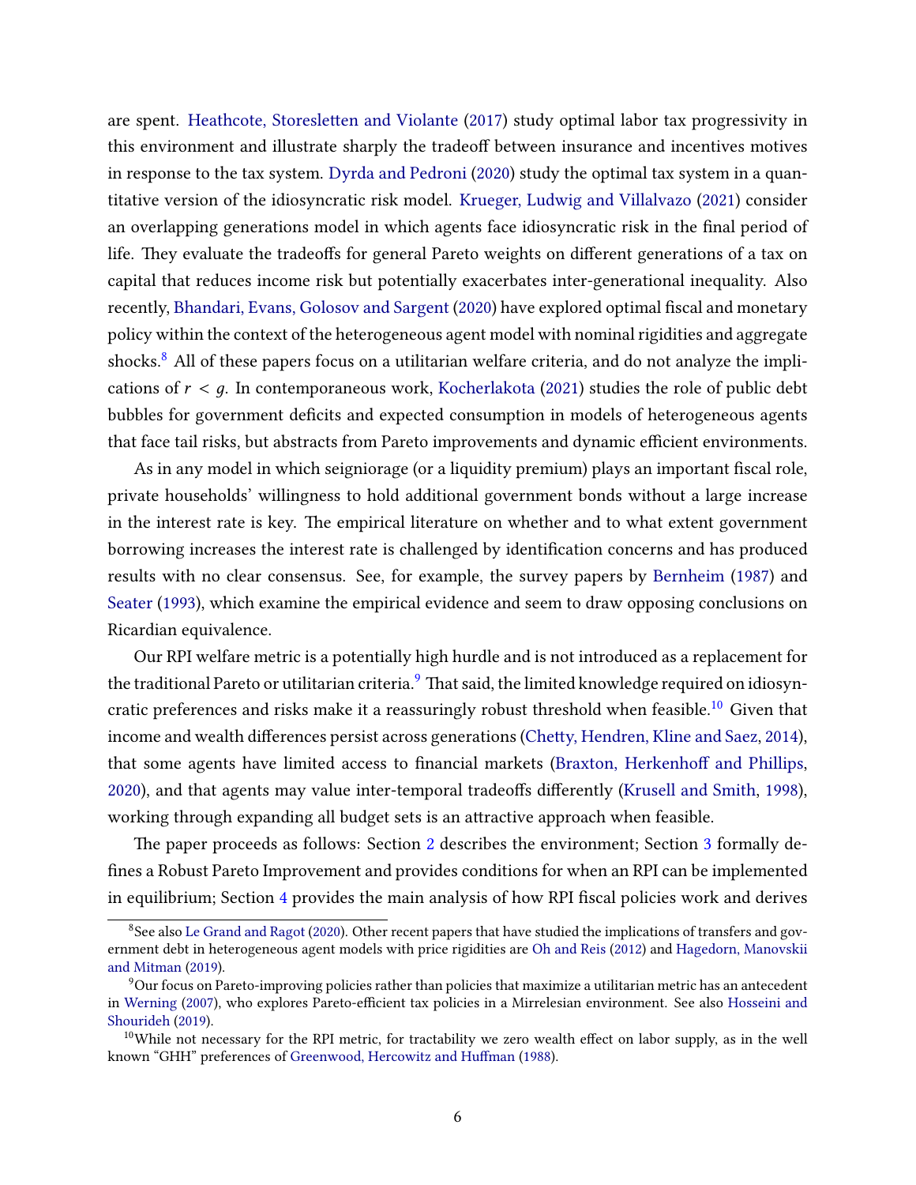are spent. Heathcote, Storesletten and Violante (2017) study optimal labor tax progressivity in this environment and illustrate sharply the tradeoff between insurance and incentives motives in response to the tax system. Dyrda and Pedroni (2020) study the optimal tax system in a quantitative version of the idiosyncratic risk model. Krueger, Ludwig and Villalvazo (2021) consider an overlapping generations model in which agents face idiosyncratic risk in the final period of life. They evaluate the tradeoffs for general Pareto weights on different generations of a tax on capital that reduces income risk but potentially exacerbates inter-generational inequality. Also recently, Bhandari, Evans, Golosov and Sargent (2020) have explored optimal fiscal and monetary policy within the context of the heterogeneous agent model with nominal rigidities and aggregate shocks.[8] All of these papers focus on a utilitarian welfare criteria, and do not analyze the implications of $r < g$. In contemporaneous work, Kocherlakota (2021) studies the role of public debt bubbles for government deficits and expected consumption in models of heterogeneous agents that face tail risks, but abstracts from Pareto improvements and dynamic efficient environments.

As in any model in which seigniorage (or a liquidity premium) plays an important fiscal role, private households' willingness to hold additional government bonds without a large increase in the interest rate is key. The empirical literature on whether and to what extent government borrowing increases the interest rate is challenged by identification concerns and has produced results with no clear consensus. See, for example, the survey papers by Bernheim (1987) and Seater (1993), which examine the empirical evidence and seem to draw opposing conclusions on Ricardian equivalence.

Our RPI welfare metric is a potentially high hurdle and is not introduced as a replacement for the traditional Pareto or utilitarian criteria.[9] That said, the limited knowledge required on idiosyncratic preferences and risks make it a reassuringly robust threshold when feasible.[10] Given that income and wealth differences persist across generations (Chetty, Hendren, Kline and Saez, 2014), that some agents have limited access to financial markets (Braxton, Herkenhoff and Phillips, 2020), and that agents may value inter-temporal tradeoffs differently (Krusell and Smith, 1998), working through expanding all budget sets is an attractive approach when feasible.

The paper proceeds as follows: Section 2 describes the environment; Section 3 formally defines a Robust Pareto Improvement and provides conditions for when an RPI can be implemented in equilibrium; Section 4 provides the main analysis of how RPI fiscal policies work and derives

[8] See also Le Grand and Ragot (2020). Other recent papers that have studied the implications of transfers and government debt in heterogeneous agent models with price rigidities are Oh and Reis (2012) and Hagedorn, Manovskii and Mitman (2019).

[9] Our focus on Pareto-improving policies rather than policies that maximize a utilitarian metric has an antecedent in Werning (2007), who explores Pareto-efficient tax policies in a Mirrelesian environment. See also Hosseini and Shourideh (2019).

[10] While not necessary for the RPI metric, for tractability we zero wealth effect on labor supply, as in the well known "GHH" preferences of Greenwood, Hercowitz and Huffman (1988).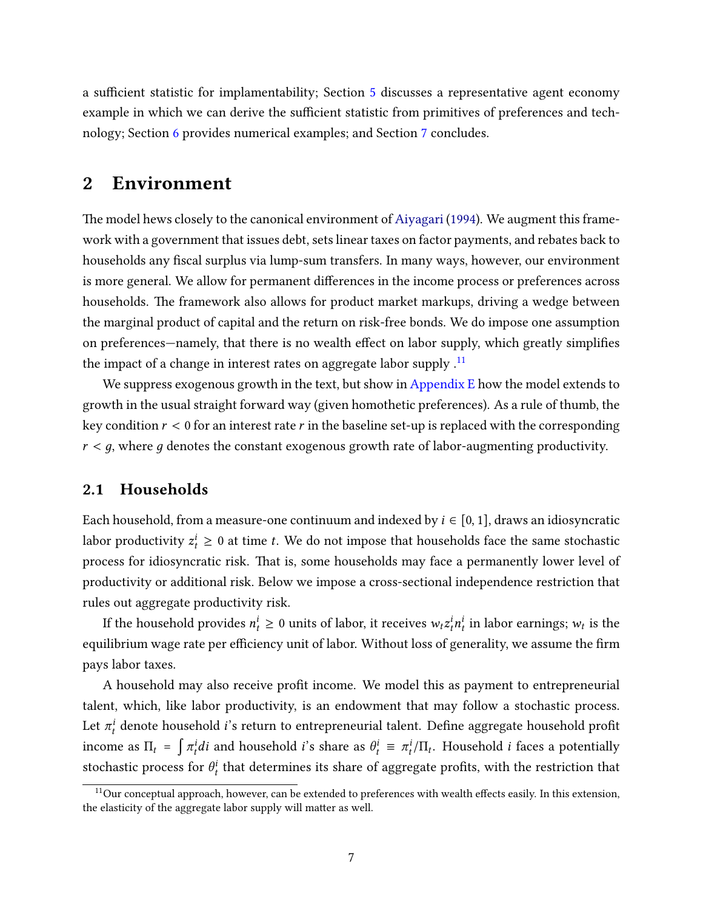a sufficient statistic for implementability; Section 5 discusses a representative agent economy example in which we can derive the sufficient statistic from primitives of preferences and technology; Section 6 provides numerical examples; and Section 7 concludes.

## 2 Environment

The model hews closely to the canonical environment of Aiyagari (1994). We augment this framework with a government that issues debt, sets linear taxes on factor payments, and rebates back to households any fiscal surplus via lump-sum transfers. In many ways, however, our environment is more general. We allow for permanent differences in the income process or preferences across households. The framework also allows for product market markups, driving a wedge between the marginal product of capital and the return on risk-free bonds. We do impose one assumption on preferences—namely, that there is no wealth effect on labor supply, which greatly simplifies the impact of a change in interest rates on aggregate labor supply .[11]

We suppress exogenous growth in the text, but show in Appendix E how the model extends to growth in the usual straight forward way (given homothetic preferences). As a rule of thumb, the key condition $r < 0$ for an interest rate $r$ in the baseline set-up is replaced with the corresponding $r < g$, where $g$ denotes the constant exogenous growth rate of labor-augmenting productivity.

### 2.1 Households

Each household, from a measure-one continuum and indexed by $i \in [0, 1]$, draws an idiosyncratic labor productivity $z_t^i \geq 0$ at time $t$. We do not impose that households face the same stochastic process for idiosyncratic risk. That is, some households may face a permanently lower level of productivity or additional risk. Below we impose a cross-sectional independence restriction that rules out aggregate productivity risk.

If the household provides $n_t^i \geq 0$ units of labor, it receives $w_t z_t^i n_t^i$ in labor earnings; $w_t$ is the equilibrium wage rate per efficiency unit of labor. Without loss of generality, we assume the firm pays labor taxes.

A household may also receive profit income. We model this as payment to entrepreneurial talent, which, like labor productivity, is an endowment that may follow a stochastic process. Let $\pi_t^i$ denote household $i$'s return to entrepreneurial talent. Define aggregate household profit income as $\Pi_t = \int \pi_t^i di$ and household $i$'s share as $\theta_t^i \equiv \pi_t^i / \Pi_t$. Household $i$ faces a potentially stochastic process for $\theta_t^i$ that determines its share of aggregate profits, with the restriction that

[11] Our conceptual approach, however, can be extended to preferences with wealth effects easily. In this extension, the elasticity of the aggregate labor supply will matter as well.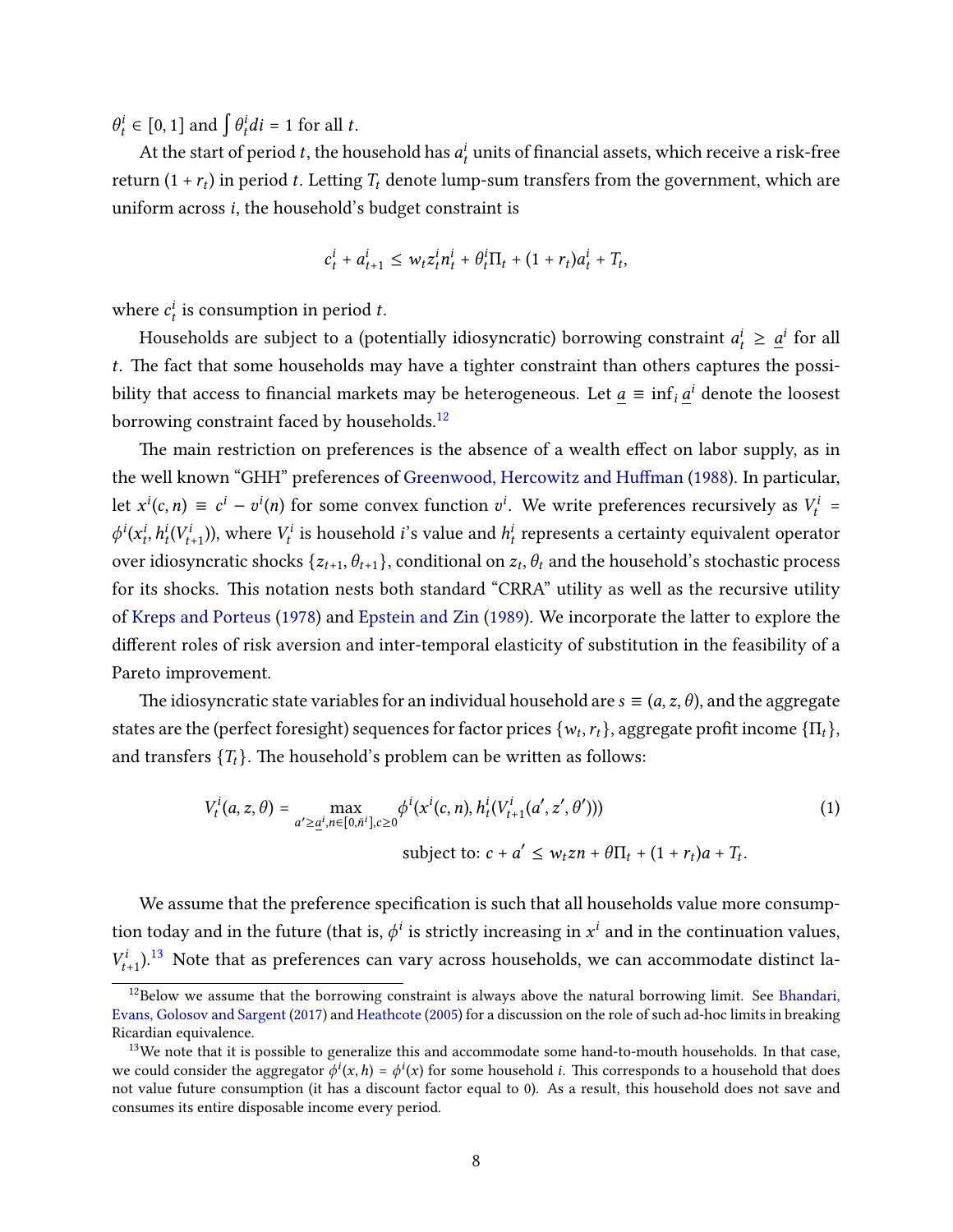$\theta^i_t \in [0,1]$ and $\int \theta^i_t di = 1$ for all $t$.

At the start of period $t$, the household has $a^i_t$ units of financial assets, which receive a risk-free return $(1 + r_t)$ in period $t$. Letting $T_t$ denote lump-sum transfers from the government, which are uniform across $i$, the household's budget constraint is

$$c^i_t + a^i_{t+1} \leq w_t z^i_t n^i_t + \theta^i_t \Pi_t + (1 + r_t) a^i_t + T_t,$$

where $c^i_t$ is consumption in period $t$.

Households are subject to a (potentially idiosyncratic) borrowing constraint $a^i_t \geq \underline{a}^i$ for all $t$. The fact that some households may have a tighter constraint than others captures the possibility that access to financial markets may be heterogeneous. Let $\underline{a} \equiv \inf_i \underline{a}^i$ denote the loosest borrowing constraint faced by households.[12]

The main restriction on preferences is the absence of a wealth effect on labor supply, as in the well known "GHH" preferences of Greenwood, Hercowitz and Huffman (1988). In particular, let $x^i(c,n) \equiv c^i - v^i(n)$ for some convex function $v^i$. We write preferences recursively as $V^i_t = \phi^i(x^i_t, h^i_t(V^i_{t+1}))$, where $V^i_t$ is household $i$'s value and $h^i_t$ represents a certainty equivalent operator over idiosyncratic shocks $\{z_{t+1}, \theta_{t+1}\}$, conditional on $z_t, \theta_t$ and the household's stochastic process for its shocks. This notation nests both standard "CRRA" utility as well as the recursive utility of Kreps and Porteus (1978) and Epstein and Zin (1989). We incorporate the latter to explore the different roles of risk aversion and inter-temporal elasticity of substitution in the feasibility of a Pareto improvement.

The idiosyncratic state variables for an individual household are $s \equiv (a, z, \theta)$, and the aggregate states are the (perfect foresight) sequences for factor prices $\{w_t, r_t\}$, aggregate profit income $\{\Pi_t\}$, and transfers $\{T_t\}$. The household's problem can be written as follows:

$$V^i_t(a,z,\theta) = \max_{a' \geq \underline{a}^i, n \in [0,\bar{n}^i], c \geq 0} \phi^i(x^i(c,n), h^i_t(V^i_{t+1}(a',z',\theta'))) \tag{1}$$

$$\text{subject to: } c + a' \leq w_t z n + \theta \Pi_t + (1+r_t)a + T_t.$$

We assume that the preference specification is such that all households value more consumption today and in the future (that is, $\phi^i$ is strictly increasing in $x^i$ and in the continuation values, $V^i_{t+1}$).[13] Note that as preferences can vary across households, we can accommodate distinct la-

[12] Below we assume that the borrowing constraint is always above the natural borrowing limit. See Bhandari, Evans, Golosov and Sargent (2017) and Heathcote (2005) for a discussion on the role of such ad-hoc limits in breaking Ricardian equivalence.

[13] We note that it is possible to generalize this and accommodate some hand-to-mouth households. In that case, we could consider the aggregator $\phi^i(x,h) = \phi^i(x)$ for some household $i$. This corresponds to a household that does not value future consumption (it has a discount factor equal to 0). As a result, this household does not save and consumes its entire disposable income every period.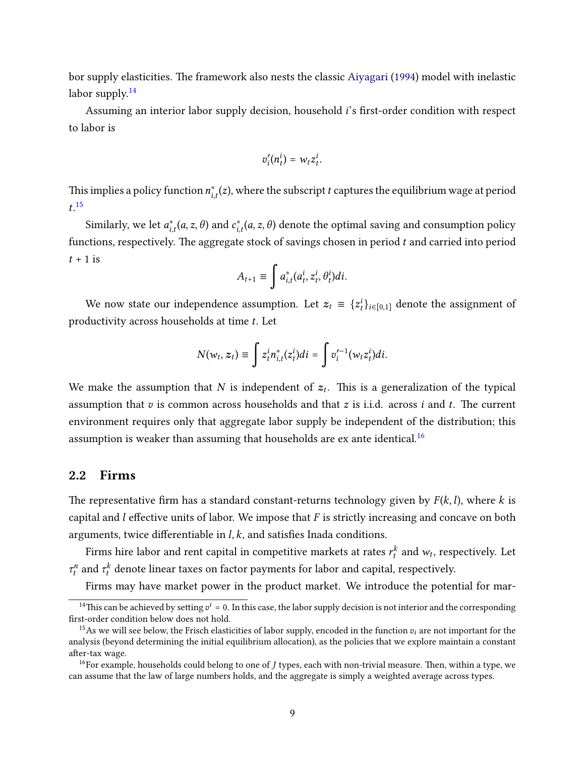bor supply elasticities. The framework also nests the classic Aiyagari (1994) model with inelastic labor supply.[14]

Assuming an interior labor supply decision, household $i$'s first-order condition with respect to labor is

$$v_i'(n_t^i) = w_t z_t^i.$$

This implies a policy function $n_{i,t}^*(z)$, where the subscript $t$ captures the equilibrium wage at period $t$.[15]

Similarly, we let $a_{i,t}^*(a, z, \theta)$ and $c_{i,t}^*(a, z, \theta)$ denote the optimal saving and consumption policy functions, respectively. The aggregate stock of savings chosen in period $t$ and carried into period $t+1$ is

$$A_{t+1} \equiv \int a_{i,t}^*(a_t^i, z_t^i, \theta_t^i) di.$$

We now state our independence assumption. Let $\boldsymbol{z}_t \equiv \{z_t^i\}_{i \in [0,1]}$ denote the assignment of productivity across households at time $t$. Let

$$N(w_t, \boldsymbol{z}_t) \equiv \int z_t^i n_{i,t}^*(z_t^i) di = \int v_i'^{-1}(w_t z_t^i) di.$$

We make the assumption that $N$ is independent of $\boldsymbol{z}_t$. This is a generalization of the typical assumption that $v$ is common across households and that $z$ is i.i.d. across $i$ and $t$. The current environment requires only that aggregate labor supply be independent of the distribution; this assumption is weaker than assuming that households are ex ante identical.[16]

## 2.2 Firms

The representative firm has a standard constant-returns technology given by $F(k, l)$, where $k$ is capital and $l$ effective units of labor. We impose that $F$ is strictly increasing and concave on both arguments, twice differentiable in $l, k$, and satisfies Inada conditions.

Firms hire labor and rent capital in competitive markets at rates $r_t^k$ and $w_t$, respectively. Let $\tau_t^n$ and $\tau_t^k$ denote linear taxes on factor payments for labor and capital, respectively.

Firms may have market power in the product market. We introduce the potential for mar-

---

[14] This can be achieved by setting $v^i = 0$. In this case, the labor supply decision is not interior and the corresponding first-order condition below does not hold.

[15] As we will see below, the Frisch elasticities of labor supply, encoded in the function $v_i$ are not important for the analysis (beyond determining the initial equilibrium allocation), as the policies that we explore maintain a constant after-tax wage.

[16] For example, households could belong to one of $J$ types, each with non-trivial measure. Then, within a type, we can assume that the law of large numbers holds, and the aggregate is simply a weighted average across types.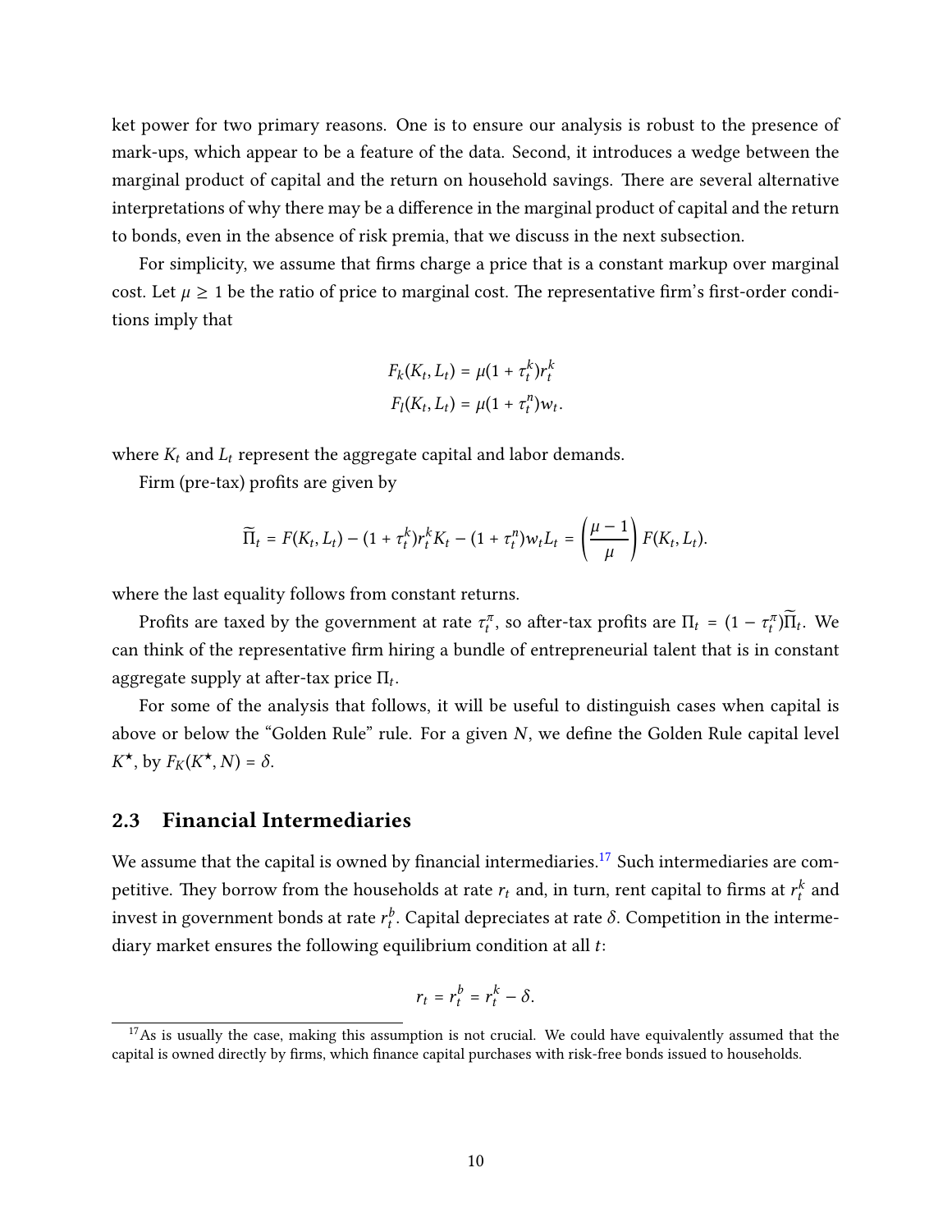ket power for two primary reasons. One is to ensure our analysis is robust to the presence of mark-ups, which appear to be a feature of the data. Second, it introduces a wedge between the marginal product of capital and the return on household savings. There are several alternative interpretations of why there may be a difference in the marginal product of capital and the return to bonds, even in the absence of risk premia, that we discuss in the next subsection.

For simplicity, we assume that firms charge a price that is a constant markup over marginal cost. Let $\mu \geq 1$ be the ratio of price to marginal cost. The representative firm's first-order conditions imply that

$$F_k(K_t, L_t) = \mu(1+\tau_t^k)r_t^k$$
$$F_l(K_t, L_t) = \mu(1+\tau_t^n)w_t.$$

where $K_t$ and $L_t$ represent the aggregate capital and labor demands.

Firm (pre-tax) profits are given by

$$\widetilde{\Pi}_t = F(K_t, L_t) - (1+\tau_t^k)r_t^k K_t - (1+\tau_t^n)w_t L_t = \left(\frac{\mu - 1}{\mu}\right) F(K_t, L_t).$$

where the last equality follows from constant returns.

Profits are taxed by the government at rate $\tau_t^\pi$, so after-tax profits are $\Pi_t = (1-\tau_t^\pi)\widetilde{\Pi}_t$. We can think of the representative firm hiring a bundle of entrepreneurial talent that is in constant aggregate supply at after-tax price $\Pi_t$.

For some of the analysis that follows, it will be useful to distinguish cases when capital is above or below the "Golden Rule" rule. For a given $N$, we define the Golden Rule capital level $K^\star$, by $F_K(K^\star, N) = \delta$.

## 2.3 Financial Intermediaries

We assume that the capital is owned by financial intermediaries.[17] Such intermediaries are competitive. They borrow from the households at rate $r_t$ and, in turn, rent capital to firms at $r_t^k$ and invest in government bonds at rate $r_t^b$. Capital depreciates at rate $\delta$. Competition in the intermediary market ensures the following equilibrium condition at all $t$:

$$r_t = r_t^b = r_t^k - \delta.$$

[17] As is usually the case, making this assumption is not crucial. We could have equivalently assumed that the capital is owned directly by firms, which finance capital purchases with risk-free bonds issued to households.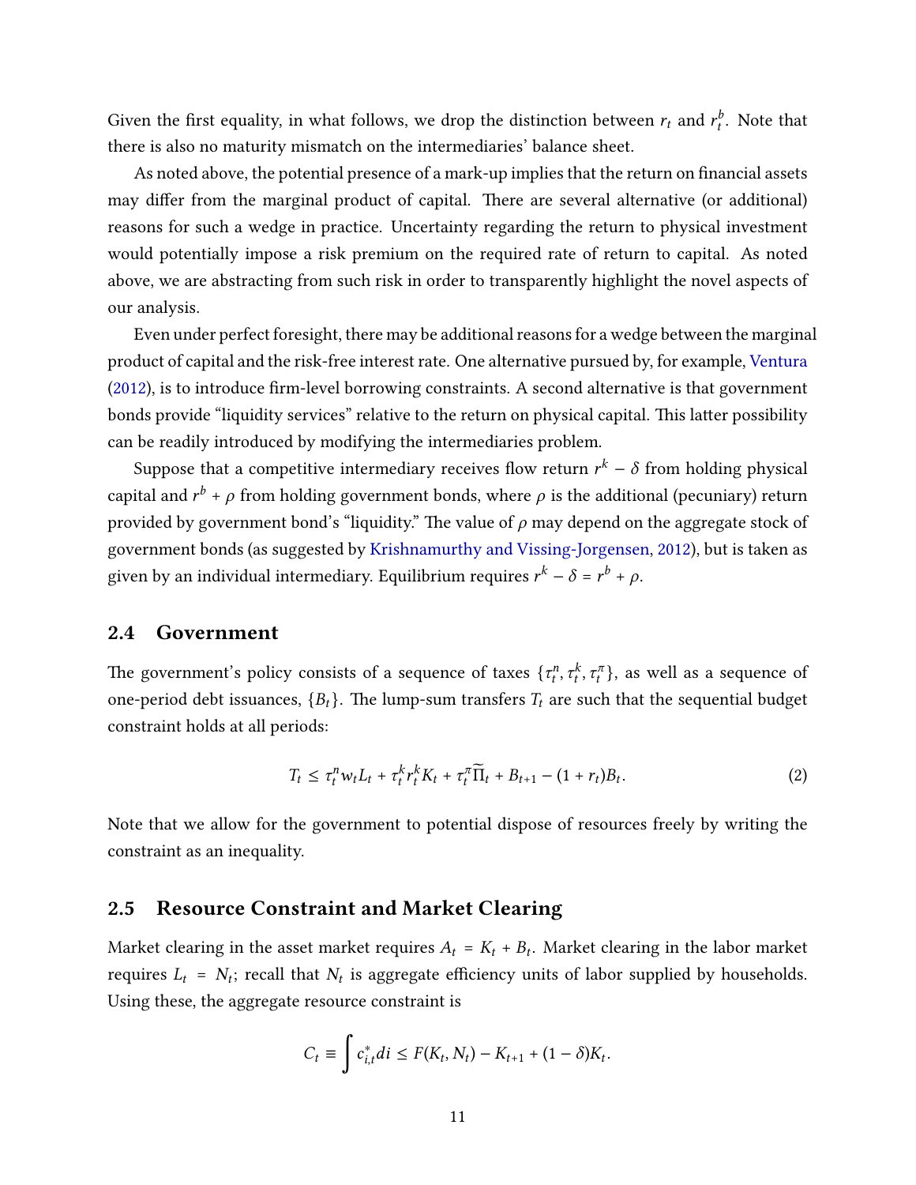Given the first equality, in what follows, we drop the distinction between $r_t$ and $r_t^b$. Note that there is also no maturity mismatch on the intermediaries' balance sheet.

As noted above, the potential presence of a mark-up implies that the return on financial assets may differ from the marginal product of capital. There are several alternative (or additional) reasons for such a wedge in practice. Uncertainty regarding the return to physical investment would potentially impose a risk premium on the required rate of return to capital. As noted above, we are abstracting from such risk in order to transparently highlight the novel aspects of our analysis.

Even under perfect foresight, there may be additional reasons for a wedge between the marginal product of capital and the risk-free interest rate. One alternative pursued by, for example, Ventura (2012), is to introduce firm-level borrowing constraints. A second alternative is that government bonds provide "liquidity services" relative to the return on physical capital. This latter possibility can be readily introduced by modifying the intermediaries problem.

Suppose that a competitive intermediary receives flow return $r^k - \delta$ from holding physical capital and $r^b + \rho$ from holding government bonds, where $\rho$ is the additional (pecuniary) return provided by government bond's "liquidity." The value of $\rho$ may depend on the aggregate stock of government bonds (as suggested by Krishnamurthy and Vissing-Jorgensen, 2012), but is taken as given by an individual intermediary. Equilibrium requires $r^k - \delta = r^b + \rho$.

## 2.4 Government

The government's policy consists of a sequence of taxes $\{\tau_t^n, \tau_t^k, \tau_t^\pi\}$, as well as a sequence of one-period debt issuances, $\{B_t\}$. The lump-sum transfers $T_t$ are such that the sequential budget constraint holds at all periods:

$$T_t \leq \tau_t^n w_t L_t + \tau_t^k r_t^k K_t + \tau_t^\pi \widetilde{\Pi}_t + B_{t+1} - (1 + r_t) B_t. \tag{2}$$

Note that we allow for the government to potential dispose of resources freely by writing the constraint as an inequality.

## 2.5 Resource Constraint and Market Clearing

Market clearing in the asset market requires $A_t = K_t + B_t$. Market clearing in the labor market requires $L_t = N_t$; recall that $N_t$ is aggregate efficiency units of labor supplied by households. Using these, the aggregate resource constraint is

$$C_t \equiv \int c_{i,t}^* di \leq F(K_t, N_t) - K_{t+1} + (1 - \delta) K_t.$$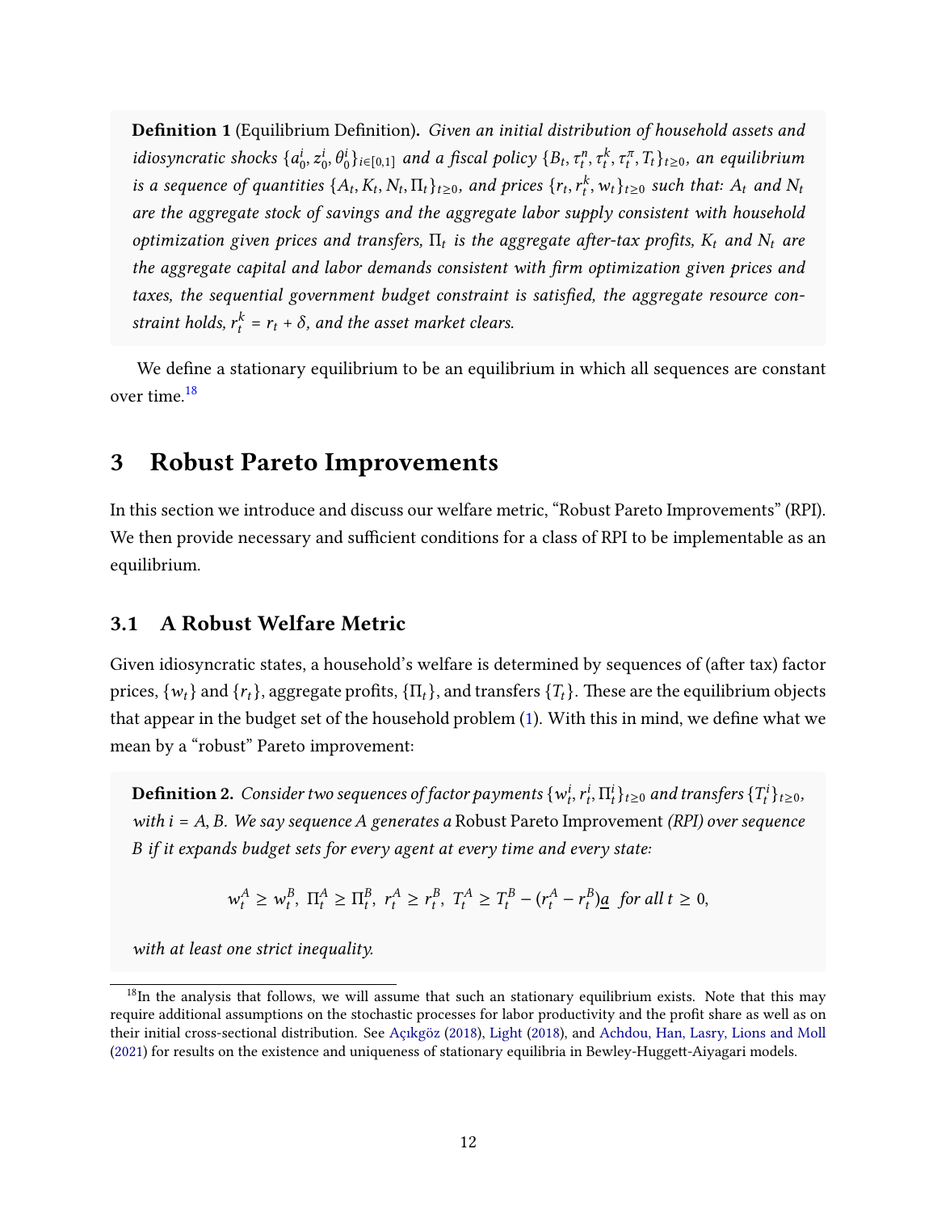**Definition 1** (Equilibrium Definition)**.** *Given an initial distribution of household assets and idiosyncratic shocks $\{a_0^i, z_0^i, \theta_0^i\}_{i\in[0,1]}$ and a fiscal policy $\{B_t, \tau_t^n, \tau_t^k, \tau_t^\pi, T_t\}_{t\geq 0}$, an equilibrium is a sequence of quantities $\{A_t, K_t, N_t, \Pi_t\}_{t\geq 0}$, and prices $\{r_t, r_t^k, w_t\}_{t\geq 0}$ such that: $A_t$ and $N_t$ are the aggregate stock of savings and the aggregate labor supply consistent with household optimization given prices and transfers, $\Pi_t$ is the aggregate after-tax profits, $K_t$ and $N_t$ are the aggregate capital and labor demands consistent with firm optimization given prices and taxes, the sequential government budget constraint is satisfied, the aggregate resource constraint holds, $r_t^k = r_t + \delta$, and the asset market clears.*

We define a stationary equilibrium to be an equilibrium in which all sequences are constant over time.[18]

# 3 Robust Pareto Improvements

In this section we introduce and discuss our welfare metric, "Robust Pareto Improvements" (RPI). We then provide necessary and sufficient conditions for a class of RPI to be implementable as an equilibrium.

## 3.1 A Robust Welfare Metric

Given idiosyncratic states, a household's welfare is determined by sequences of (after tax) factor prices, $\{w_t\}$ and $\{r_t\}$, aggregate profits, $\{\Pi_t\}$, and transfers $\{T_t\}$. These are the equilibrium objects that appear in the budget set of the household problem (1). With this in mind, we define what we mean by a "robust" Pareto improvement:

**Definition 2.** *Consider two sequences of factor payments $\{w_t^i, r_t^i, \Pi_t^i\}_{t\geq 0}$ and transfers $\{T_t^i\}_{t\geq 0}$, with $i = A, B$. We say sequence A generates a* Robust Pareto Improvement *(RPI) over sequence B if it expands budget sets for every agent at every time and every state:*

$$w_t^A \geq w_t^B,\ \Pi_t^A \geq \Pi_t^B,\ r_t^A \geq r_t^B,\ T_t^A \geq T_t^B - (r_t^A - r_t^B)\underline{a} \quad \text{for all } t \geq 0,$$

*with at least one strict inequality.*

[18] In the analysis that follows, we will assume that such an stationary equilibrium exists. Note that this may require additional assumptions on the stochastic processes for labor productivity and the profit share as well as on their initial cross-sectional distribution. See Açıkgöz (2018), Light (2018), and Achdou, Han, Lasry, Lions and Moll (2021) for results on the existence and uniqueness of stationary equilibria in Bewley-Huggett-Aiyagari models.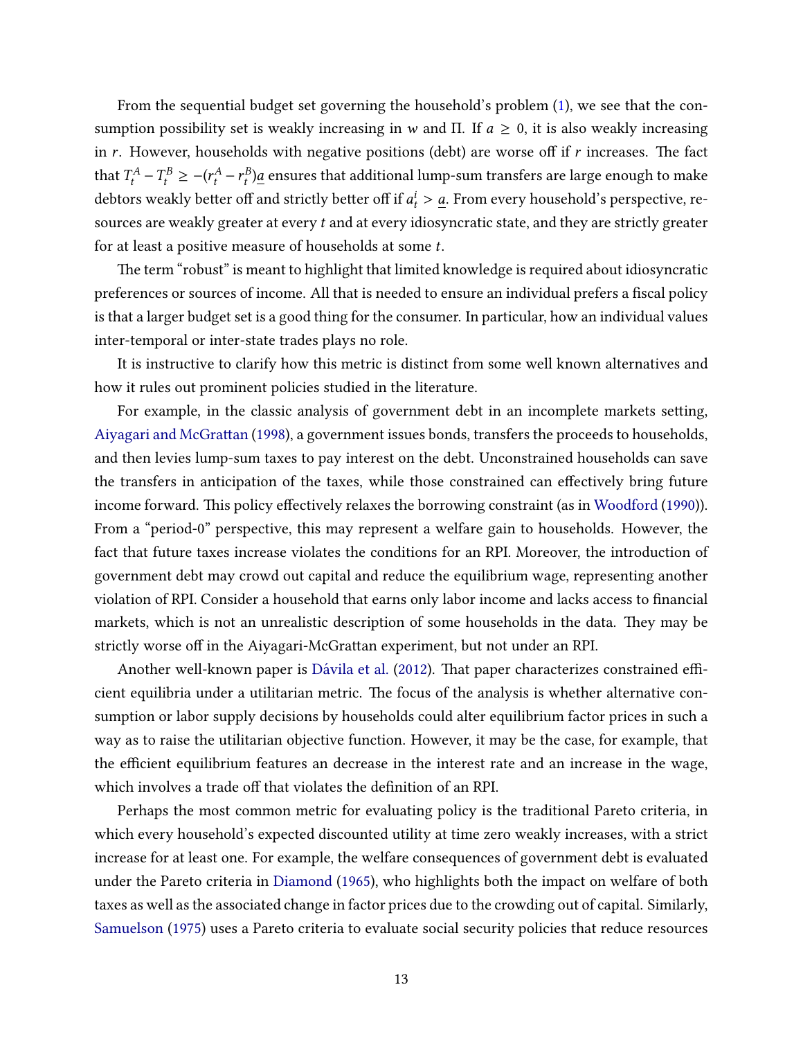From the sequential budget set governing the household's problem (1), we see that the consumption possibility set is weakly increasing in $w$ and $\Pi$. If $a \geq 0$, it is also weakly increasing in $r$. However, households with negative positions (debt) are worse off if $r$ increases. The fact that $T_t^A - T_t^B \geq -(r_t^A - r_t^B)\underline{a}$ ensures that additional lump-sum transfers are large enough to make debtors weakly better off and strictly better off if $a_t^i > \underline{a}$. From every household's perspective, resources are weakly greater at every $t$ and at every idiosyncratic state, and they are strictly greater for at least a positive measure of households at some $t$.

The term "robust" is meant to highlight that limited knowledge is required about idiosyncratic preferences or sources of income. All that is needed to ensure an individual prefers a fiscal policy is that a larger budget set is a good thing for the consumer. In particular, how an individual values inter-temporal or inter-state trades plays no role.

It is instructive to clarify how this metric is distinct from some well known alternatives and how it rules out prominent policies studied in the literature.

For example, in the classic analysis of government debt in an incomplete markets setting, Aiyagari and McGrattan (1998), a government issues bonds, transfers the proceeds to households, and then levies lump-sum taxes to pay interest on the debt. Unconstrained households can save the transfers in anticipation of the taxes, while those constrained can effectively bring future income forward. This policy effectively relaxes the borrowing constraint (as in Woodford (1990)). From a "period-0" perspective, this may represent a welfare gain to households. However, the fact that future taxes increase violates the conditions for an RPI. Moreover, the introduction of government debt may crowd out capital and reduce the equilibrium wage, representing another violation of RPI. Consider a household that earns only labor income and lacks access to financial markets, which is not an unrealistic description of some households in the data. They may be strictly worse off in the Aiyagari-McGrattan experiment, but not under an RPI.

Another well-known paper is Dávila et al. (2012). That paper characterizes constrained efficient equilibria under a utilitarian metric. The focus of the analysis is whether alternative consumption or labor supply decisions by households could alter equilibrium factor prices in such a way as to raise the utilitarian objective function. However, it may be the case, for example, that the efficient equilibrium features an decrease in the interest rate and an increase in the wage, which involves a trade off that violates the definition of an RPI.

Perhaps the most common metric for evaluating policy is the traditional Pareto criteria, in which every household's expected discounted utility at time zero weakly increases, with a strict increase for at least one. For example, the welfare consequences of government debt is evaluated under the Pareto criteria in Diamond (1965), who highlights both the impact on welfare of both taxes as well as the associated change in factor prices due to the crowding out of capital. Similarly, Samuelson (1975) uses a Pareto criteria to evaluate social security policies that reduce resources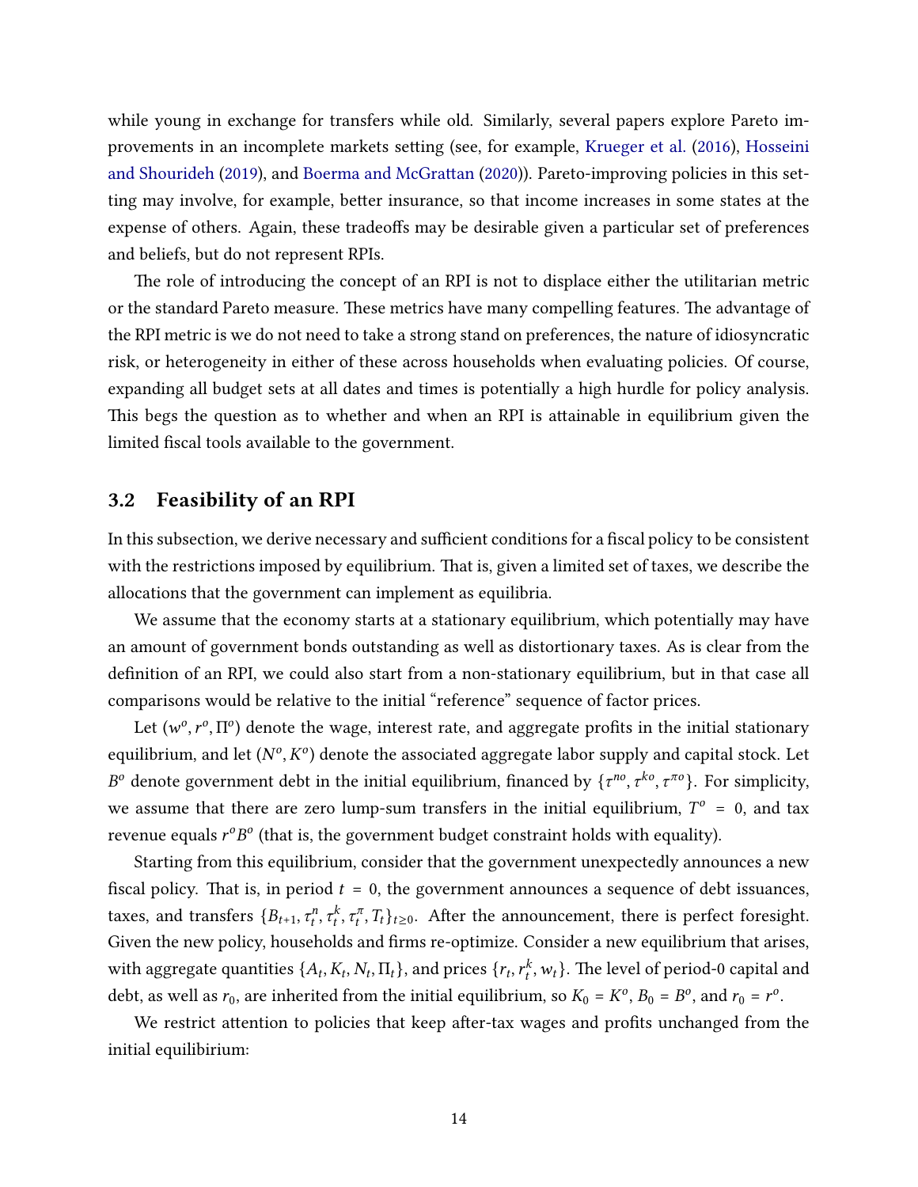while young in exchange for transfers while old. Similarly, several papers explore Pareto improvements in an incomplete markets setting (see, for example, Krueger et al. (2016), Hosseini and Shourideh (2019), and Boerma and McGrattan (2020)). Pareto-improving policies in this setting may involve, for example, better insurance, so that income increases in some states at the expense of others. Again, these tradeoffs may be desirable given a particular set of preferences and beliefs, but do not represent RPIs.

The role of introducing the concept of an RPI is not to displace either the utilitarian metric or the standard Pareto measure. These metrics have many compelling features. The advantage of the RPI metric is we do not need to take a strong stand on preferences, the nature of idiosyncratic risk, or heterogeneity in either of these across households when evaluating policies. Of course, expanding all budget sets at all dates and times is potentially a high hurdle for policy analysis. This begs the question as to whether and when an RPI is attainable in equilibrium given the limited fiscal tools available to the government.

## 3.2 Feasibility of an RPI

In this subsection, we derive necessary and sufficient conditions for a fiscal policy to be consistent with the restrictions imposed by equilibrium. That is, given a limited set of taxes, we describe the allocations that the government can implement as equilibria.

We assume that the economy starts at a stationary equilibrium, which potentially may have an amount of government bonds outstanding as well as distortionary taxes. As is clear from the definition of an RPI, we could also start from a non-stationary equilibrium, but in that case all comparisons would be relative to the initial "reference" sequence of factor prices.

Let $(w^o, r^o, \Pi^o)$ denote the wage, interest rate, and aggregate profits in the initial stationary equilibrium, and let $(N^o, K^o)$ denote the associated aggregate labor supply and capital stock. Let $B^o$ denote government debt in the initial equilibrium, financed by $\{\tau^{no}, \tau^{ko}, \tau^{\pi o}\}$. For simplicity, we assume that there are zero lump-sum transfers in the initial equilibrium, $T^o = 0$, and tax revenue equals $r^o B^o$ (that is, the government budget constraint holds with equality).

Starting from this equilibrium, consider that the government unexpectedly announces a new fiscal policy. That is, in period $t = 0$, the government announces a sequence of debt issuances, taxes, and transfers $\{B_{t+1}, \tau_t^n, \tau_t^k, \tau_t^\pi, T_t\}_{t\geq 0}$. After the announcement, there is perfect foresight. Given the new policy, households and firms re-optimize. Consider a new equilibrium that arises, with aggregate quantities $\{A_t, K_t, N_t, \Pi_t\}$, and prices $\{r_t, r_t^k, w_t\}$. The level of period-0 capital and debt, as well as $r_0$, are inherited from the initial equilibrium, so $K_0 = K^o$, $B_0 = B^o$, and $r_0 = r^o$.

We restrict attention to policies that keep after-tax wages and profits unchanged from the initial equilibirium: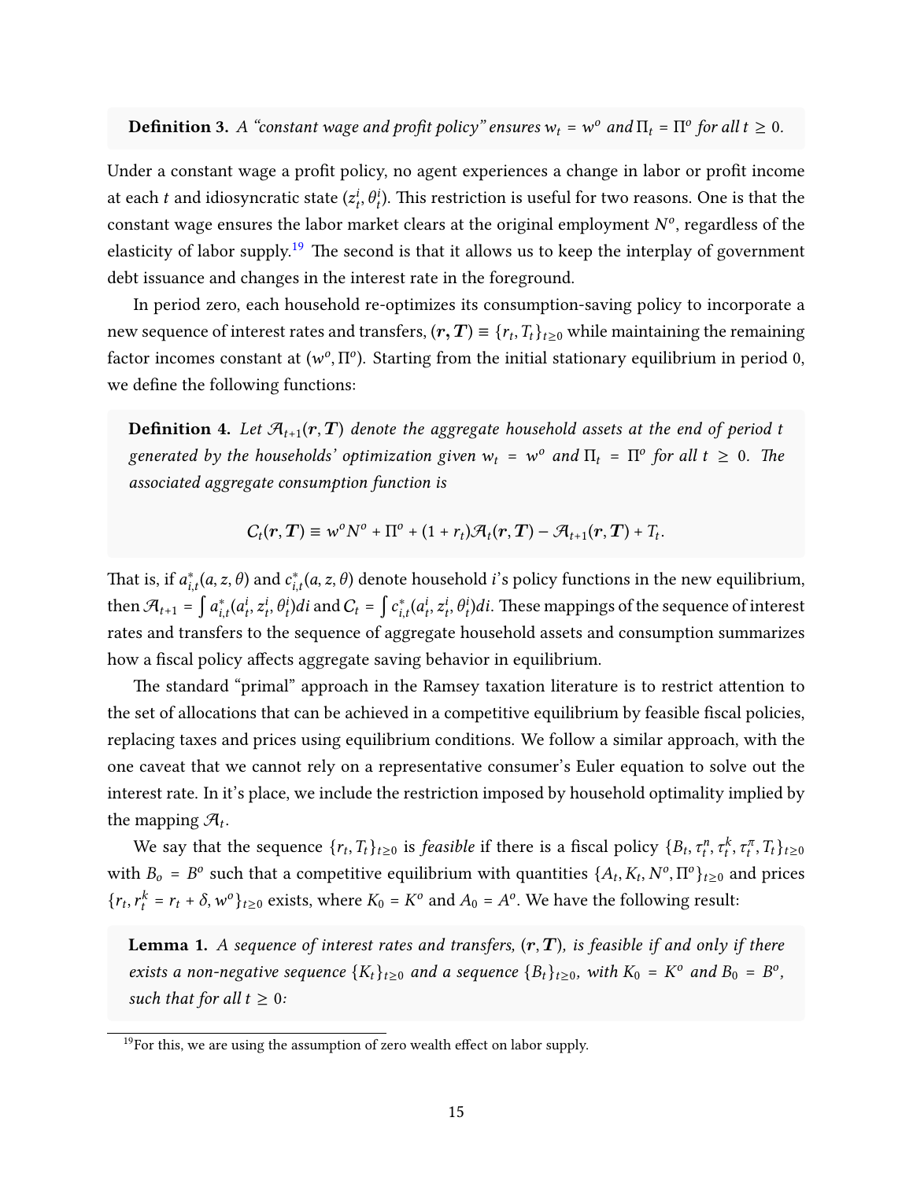**Definition 3.** *A "constant wage and profit policy" ensures $w_t = w^o$ and $\Pi_t = \Pi^o$ for all $t \geq 0$.*

Under a constant wage a profit policy, no agent experiences a change in labor or profit income at each $t$ and idiosyncratic state $(z_t^i, \theta_t^i)$. This restriction is useful for two reasons. One is that the constant wage ensures the labor market clears at the original employment $N^o$, regardless of the elasticity of labor supply.[19] The second is that it allows us to keep the interplay of government debt issuance and changes in the interest rate in the foreground.

In period zero, each household re-optimizes its consumption-saving policy to incorporate a new sequence of interest rates and transfers, $(\boldsymbol{r}, \boldsymbol{T}) \equiv \{r_t, T_t\}_{t \geq 0}$ while maintaining the remaining factor incomes constant at $(w^o, \Pi^o)$. Starting from the initial stationary equilibrium in period 0, we define the following functions:

**Definition 4.** *Let $\mathcal{A}_{t+1}(\boldsymbol{r}, \boldsymbol{T})$ denote the aggregate household assets at the end of period $t$ generated by the households' optimization given $w_t = w^o$ and $\Pi_t = \Pi^o$ for all $t \geq 0$. The associated aggregate consumption function is*

$$C_t(\boldsymbol{r}, \boldsymbol{T}) \equiv w^o N^o + \Pi^o + (1 + r_t)\mathcal{A}_t(\boldsymbol{r}, \boldsymbol{T}) - \mathcal{A}_{t+1}(\boldsymbol{r}, \boldsymbol{T}) + T_t.$$

That is, if $a_{i,t}^*(a, z, \theta)$ and $c_{i,t}^*(a, z, \theta)$ denote household $i$'s policy functions in the new equilibrium, then $\mathcal{A}_{t+1} = \int a_{i,t}^*(a_t^i, z_t^i, \theta_t^i)di$ and $C_t = \int c_{i,t}^*(a_t^i, z_t^i, \theta_t^i)di$. These mappings of the sequence of interest rates and transfers to the sequence of aggregate household assets and consumption summarizes how a fiscal policy affects aggregate saving behavior in equilibrium.

The standard "primal" approach in the Ramsey taxation literature is to restrict attention to the set of allocations that can be achieved in a competitive equilibrium by feasible fiscal policies, replacing taxes and prices using equilibrium conditions. We follow a similar approach, with the one caveat that we cannot rely on a representative consumer's Euler equation to solve out the interest rate. In it's place, we include the restriction imposed by household optimality implied by the mapping $\mathcal{A}_t$.

We say that the sequence $\{r_t, T_t\}_{t \geq 0}$ is *feasible* if there is a fiscal policy $\{B_t, \tau_t^n, \tau_t^k, \tau_t^\pi, T_t\}_{t \geq 0}$ with $B_o = B^o$ such that a competitive equilibrium with quantities $\{A_t, K_t, N^o, \Pi^o\}_{t \geq 0}$ and prices $\{r_t, r_t^k = r_t + \delta, w^o\}_{t \geq 0}$ exists, where $K_0 = K^o$ and $A_0 = A^o$. We have the following result:

**Lemma 1.** *A sequence of interest rates and transfers, $(\boldsymbol{r}, \boldsymbol{T})$, is feasible if and only if there exists a non-negative sequence $\{K_t\}_{t \geq 0}$ and a sequence $\{B_t\}_{t \geq 0}$, with $K_0 = K^o$ and $B_0 = B^o$, such that for all $t \geq 0$:*

[19] For this, we are using the assumption of zero wealth effect on labor supply.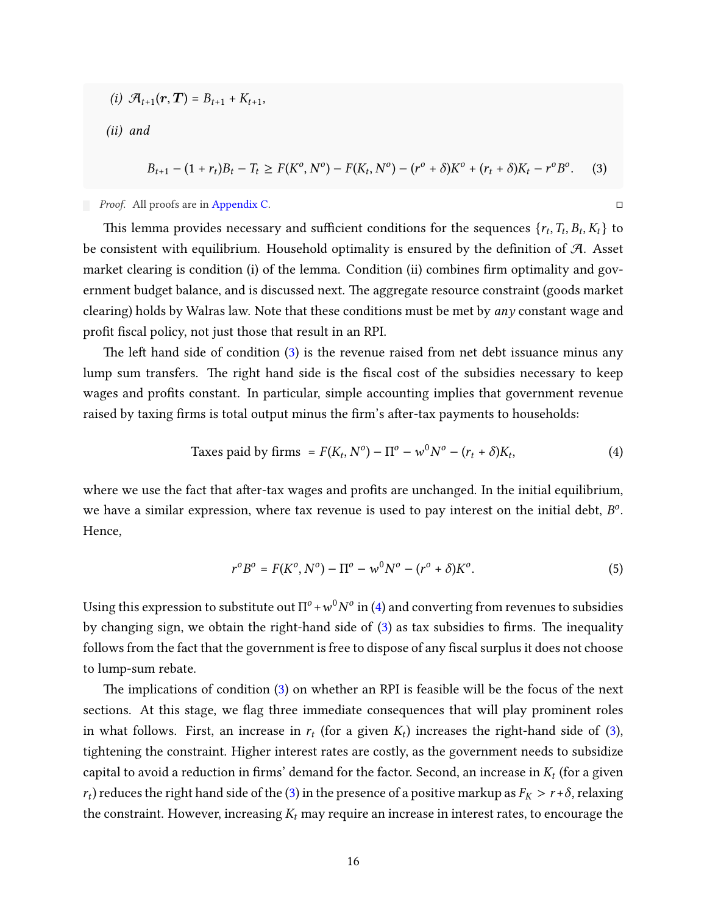*(i)* $\mathcal{A}_{t+1}(\boldsymbol{r}, \boldsymbol{T}) = B_{t+1} + K_{t+1}$,

*(ii) and*

$$B_{t+1} - (1 + r_t)B_t - T_t \geq F(K^o, N^o) - F(K_t, N^o) - (r^o + \delta)K^o + (r_t + \delta)K_t - r^o B^o. \quad (3)$$

*Proof.* All proofs are in Appendix C. □

This lemma provides necessary and sufficient conditions for the sequences $\{r_t, T_t, B_t, K_t\}$ to be consistent with equilibrium. Household optimality is ensured by the definition of $\mathcal{A}$. Asset market clearing is condition (i) of the lemma. Condition (ii) combines firm optimality and government budget balance, and is discussed next. The aggregate resource constraint (goods market clearing) holds by Walras law. Note that these conditions must be met by *any* constant wage and profit fiscal policy, not just those that result in an RPI.

The left hand side of condition (3) is the revenue raised from net debt issuance minus any lump sum transfers. The right hand side is the fiscal cost of the subsidies necessary to keep wages and profits constant. In particular, simple accounting implies that government revenue raised by taxing firms is total output minus the firm's after-tax payments to households:

$$\text{Taxes paid by firms } = F(K_t, N^o) - \Pi^o - w^0 N^o - (r_t + \delta)K_t, \quad (4)$$

where we use the fact that after-tax wages and profits are unchanged. In the initial equilibrium, we have a similar expression, where tax revenue is used to pay interest on the initial debt, $B^o$. Hence,

$$r^o B^o = F(K^o, N^o) - \Pi^o - w^0 N^o - (r^o + \delta)K^o. \quad (5)$$

Using this expression to substitute out $\Pi^o + w^0 N^o$ in (4) and converting from revenues to subsidies by changing sign, we obtain the right-hand side of (3) as tax subsidies to firms. The inequality follows from the fact that the government is free to dispose of any fiscal surplus it does not choose to lump-sum rebate.

The implications of condition (3) on whether an RPI is feasible will be the focus of the next sections. At this stage, we flag three immediate consequences that will play prominent roles in what follows. First, an increase in $r_t$ (for a given $K_t$) increases the right-hand side of (3), tightening the constraint. Higher interest rates are costly, as the government needs to subsidize capital to avoid a reduction in firms' demand for the factor. Second, an increase in $K_t$ (for a given $r_t$) reduces the right hand side of the (3) in the presence of a positive markup as $F_K > r + \delta$, relaxing the constraint. However, increasing $K_t$ may require an increase in interest rates, to encourage the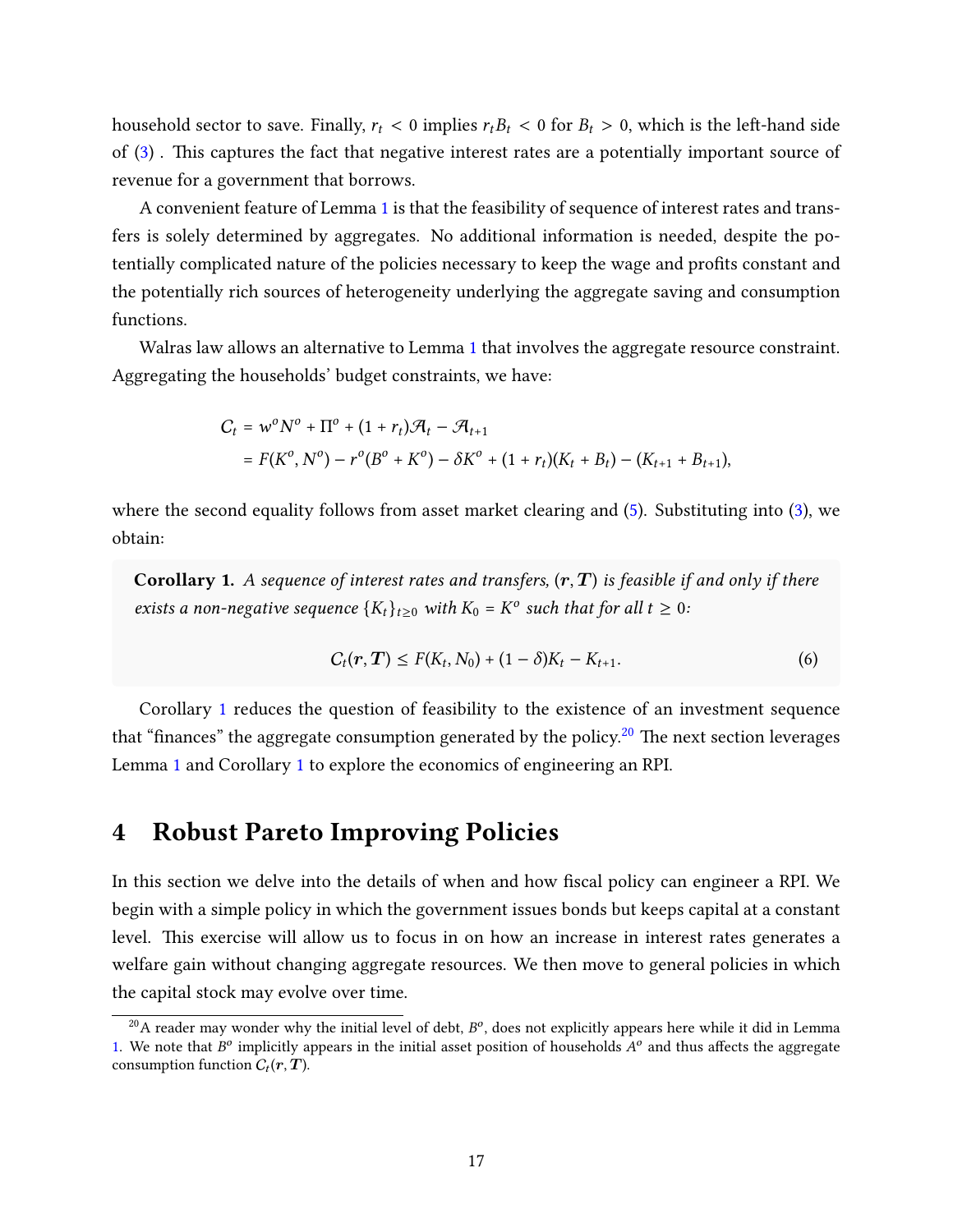household sector to save. Finally, $r_t < 0$ implies $r_t B_t < 0$ for $B_t > 0$, which is the left-hand side of (3) . This captures the fact that negative interest rates are a potentially important source of revenue for a government that borrows.

A convenient feature of Lemma 1 is that the feasibility of sequence of interest rates and transfers is solely determined by aggregates. No additional information is needed, despite the potentially complicated nature of the policies necessary to keep the wage and profits constant and the potentially rich sources of heterogeneity underlying the aggregate saving and consumption functions.

Walras law allows an alternative to Lemma 1 that involves the aggregate resource constraint. Aggregating the households' budget constraints, we have:

$$
\begin{aligned}
C_t &= w^o N^o + \Pi^o + (1 + r_t)\mathcal{A}_t - \mathcal{A}_{t+1} \\
&= F(K^o, N^o) - r^o(B^o + K^o) - \delta K^o + (1 + r_t)(K_t + B_t) - (K_{t+1} + B_{t+1}),
\end{aligned}
$$

where the second equality follows from asset market clearing and (5). Substituting into (3), we obtain:

**Corollary 1.** *A sequence of interest rates and transfers, $(\boldsymbol{r}, \boldsymbol{T})$ is feasible if and only if there exists a non-negative sequence $\{K_t\}_{t\geq 0}$ with $K_0 = K^o$ such that for all $t \geq 0$:*

$$
C_t(\boldsymbol{r}, \boldsymbol{T}) \leq F(K_t, N_0) + (1 - \delta)K_t - K_{t+1}. \tag{6}
$$

Corollary 1 reduces the question of feasibility to the existence of an investment sequence that "finances" the aggregate consumption generated by the policy.[20] The next section leverages Lemma 1 and Corollary 1 to explore the economics of engineering an RPI.

# 4 Robust Pareto Improving Policies

In this section we delve into the details of when and how fiscal policy can engineer a RPI. We begin with a simple policy in which the government issues bonds but keeps capital at a constant level. This exercise will allow us to focus in on how an increase in interest rates generates a welfare gain without changing aggregate resources. We then move to general policies in which the capital stock may evolve over time.

[20] A reader may wonder why the initial level of debt, $B^o$, does not explicitly appears here while it did in Lemma 1. We note that $B^o$ implicitly appears in the initial asset position of households $A^o$ and thus affects the aggregate consumption function $C_t(\boldsymbol{r}, \boldsymbol{T})$.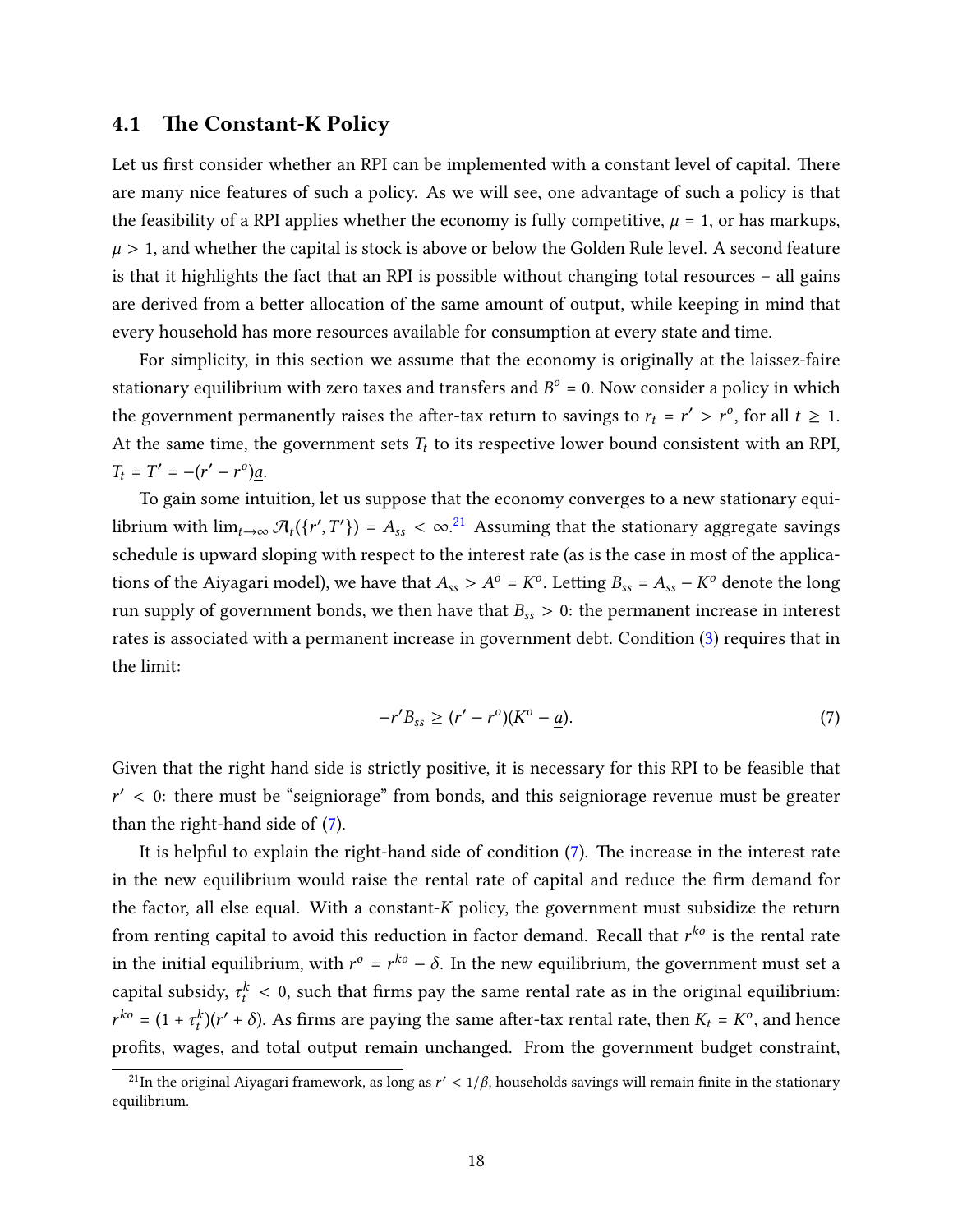### 4.1 The Constant-K Policy

Let us first consider whether an RPI can be implemented with a constant level of capital. There are many nice features of such a policy. As we will see, one advantage of such a policy is that the feasibility of a RPI applies whether the economy is fully competitive, $\mu = 1$, or has markups, $\mu > 1$, and whether the capital is stock is above or below the Golden Rule level. A second feature is that it highlights the fact that an RPI is possible without changing total resources – all gains are derived from a better allocation of the same amount of output, while keeping in mind that every household has more resources available for consumption at every state and time.

For simplicity, in this section we assume that the economy is originally at the laissez-faire stationary equilibrium with zero taxes and transfers and $B^o = 0$. Now consider a policy in which the government permanently raises the after-tax return to savings to $r_t = r' > r^o$, for all $t \geq 1$. At the same time, the government sets $T_t$ to its respective lower bound consistent with an RPI, $T_t = T' = -(r' - r^o)\underline{a}$.

To gain some intuition, let us suppose that the economy converges to a new stationary equilibrium with $\lim_{t\to\infty} \mathcal{A}_t(\{r', T'\}) = A_{ss} < \infty$.[21] Assuming that the stationary aggregate savings schedule is upward sloping with respect to the interest rate (as is the case in most of the applications of the Aiyagari model), we have that $A_{ss} > A^o = K^o$. Letting $B_{ss} = A_{ss} - K^o$ denote the long run supply of government bonds, we then have that $B_{ss} > 0$: the permanent increase in interest rates is associated with a permanent increase in government debt. Condition (3) requires that in the limit:

$$-r' B_{ss} \geq (r' - r^o)(K^o - \underline{a}). \tag{7}$$

Given that the right hand side is strictly positive, it is necessary for this RPI to be feasible that $r' < 0$: there must be "seigniorage" from bonds, and this seigniorage revenue must be greater than the right-hand side of (7).

It is helpful to explain the right-hand side of condition (7). The increase in the interest rate in the new equilibrium would raise the rental rate of capital and reduce the firm demand for the factor, all else equal. With a constant-$K$ policy, the government must subsidize the return from renting capital to avoid this reduction in factor demand. Recall that $r^{ko}$ is the rental rate in the initial equilibrium, with $r^o = r^{ko} - \delta$. In the new equilibrium, the government must set a capital subsidy, $\tau_t^k < 0$, such that firms pay the same rental rate as in the original equilibrium: $r^{ko} = (1 + \tau_t^k)(r' + \delta)$. As firms are paying the same after-tax rental rate, then $K_t = K^o$, and hence profits, wages, and total output remain unchanged. From the government budget constraint,

[21] In the original Aiyagari framework, as long as $r' < 1/\beta$, households savings will remain finite in the stationary equilibrium.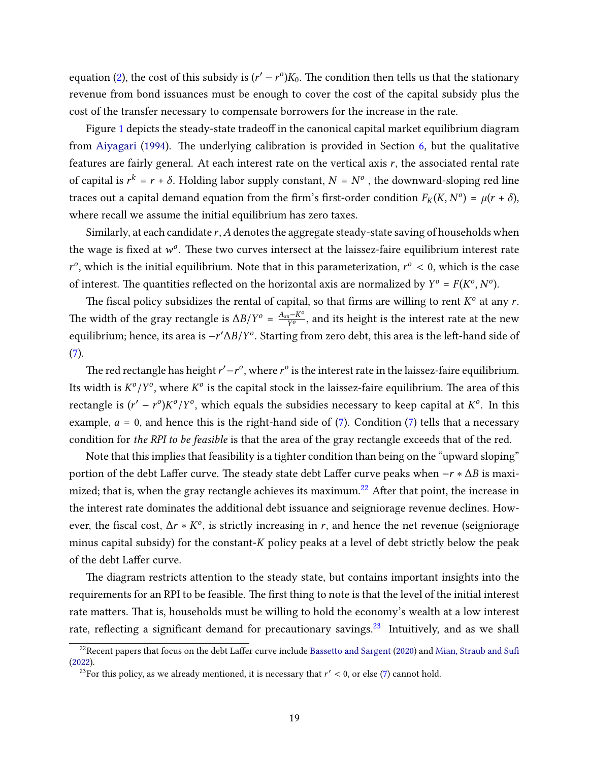equation (2), the cost of this subsidy is $(r' - r^o)K_0$. The condition then tells us that the stationary revenue from bond issuances must be enough to cover the cost of the capital subsidy plus the cost of the transfer necessary to compensate borrowers for the increase in the rate.

Figure 1 depicts the steady-state tradeoff in the canonical capital market equilibrium diagram from Aiyagari (1994). The underlying calibration is provided in Section 6, but the qualitative features are fairly general. At each interest rate on the vertical axis $r$, the associated rental rate of capital is $r^k = r + \delta$. Holding labor supply constant, $N = N^o$ , the downward-sloping red line traces out a capital demand equation from the firm's first-order condition $F_K(K, N^o) = \mu(r + \delta)$, where recall we assume the initial equilibrium has zero taxes.

Similarly, at each candidate $r$, $A$ denotes the aggregate steady-state saving of households when the wage is fixed at $w^o$. These two curves intersect at the laissez-faire equilibrium interest rate $r^o$, which is the initial equilibrium. Note that in this parameterization, $r^o < 0$, which is the case of interest. The quantities reflected on the horizontal axis are normalized by $Y^o = F(K^o, N^o)$.

The fiscal policy subsidizes the rental of capital, so that firms are willing to rent $K^o$ at any $r$. The width of the gray rectangle is $\Delta B/Y^o = \frac{A_{ss} - K^o}{Y^o}$, and its height is the interest rate at the new equilibrium; hence, its area is $-r'\Delta B/Y^o$. Starting from zero debt, this area is the left-hand side of (7).

The red rectangle has height $r' - r^o$, where $r^o$ is the interest rate in the laissez-faire equilibrium. Its width is $K^o/Y^o$, where $K^o$ is the capital stock in the laissez-faire equilibrium. The area of this rectangle is $(r' - r^o)K^o/Y^o$, which equals the subsidies necessary to keep capital at $K^o$. In this example, $\underline{a} = 0$, and hence this is the right-hand side of (7). Condition (7) tells that a necessary condition for *the RPI to be feasible* is that the area of the gray rectangle exceeds that of the red.

Note that this implies that feasibility is a tighter condition than being on the "upward sloping" portion of the debt Laffer curve. The steady state debt Laffer curve peaks when $-r * \Delta B$ is maximized; that is, when the gray rectangle achieves its maximum.[22] After that point, the increase in the interest rate dominates the additional debt issuance and seigniorage revenue declines. However, the fiscal cost, $\Delta r * K^o$, is strictly increasing in $r$, and hence the net revenue (seigniorage minus capital subsidy) for the constant-$K$ policy peaks at a level of debt strictly below the peak of the debt Laffer curve.

The diagram restricts attention to the steady state, but contains important insights into the requirements for an RPI to be feasible. The first thing to note is that the level of the initial interest rate matters. That is, households must be willing to hold the economy's wealth at a low interest rate, reflecting a significant demand for precautionary savings.[23] Intuitively, and as we shall

[22] Recent papers that focus on the debt Laffer curve include Bassetto and Sargent (2020) and Mian, Straub and Sufi (2022).

[23] For this policy, as we already mentioned, it is necessary that $r' < 0$, or else (7) cannot hold.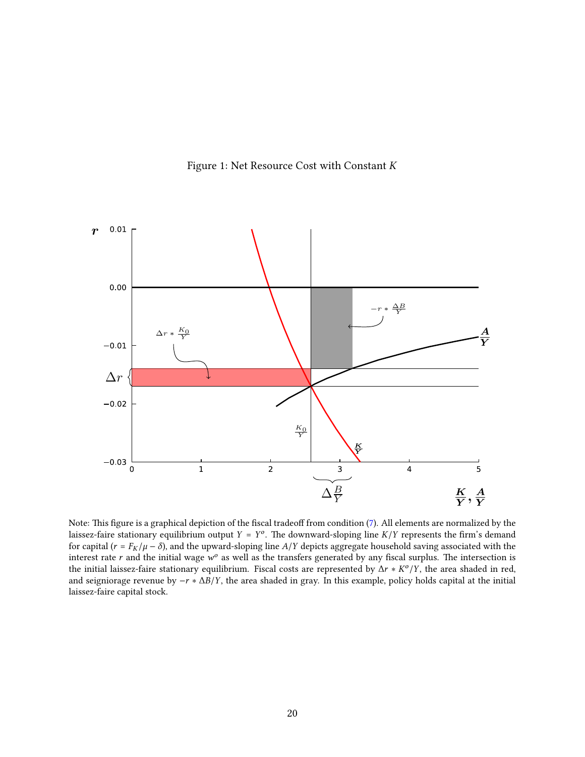Figure 1: Net Resource Cost with Constant $K$

Note: This figure is a graphical depiction of the fiscal tradeoff from condition (7). All elements are normalized by the laissez-faire stationary equilibrium output $Y = Y^o$. The downward-sloping line $K/Y$ represents the firm's demand for capital ($r = F_K/\mu - \delta$), and the upward-sloping line $A/Y$ depicts aggregate household saving associated with the interest rate $r$ and the initial wage $w^o$ as well as the transfers generated by any fiscal surplus. The intersection is the initial laissez-faire stationary equilibrium. Fiscal costs are represented by $\Delta r * K^o/Y$, the area shaded in red, and seigniorage revenue by $-r * \Delta B/Y$, the area shaded in gray. In this example, policy holds capital at the initial laissez-faire capital stock.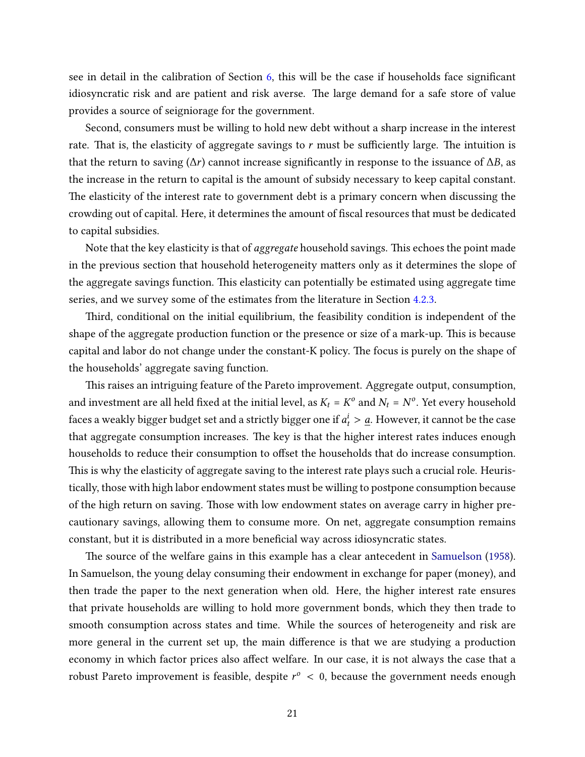see in detail in the calibration of Section 6, this will be the case if households face significant idiosyncratic risk and are patient and risk averse. The large demand for a safe store of value provides a source of seigniorage for the government.

Second, consumers must be willing to hold new debt without a sharp increase in the interest rate. That is, the elasticity of aggregate savings to $r$ must be sufficiently large. The intuition is that the return to saving ($\Delta r$) cannot increase significantly in response to the issuance of $\Delta B$, as the increase in the return to capital is the amount of subsidy necessary to keep capital constant. The elasticity of the interest rate to government debt is a primary concern when discussing the crowding out of capital. Here, it determines the amount of fiscal resources that must be dedicated to capital subsidies.

Note that the key elasticity is that of *aggregate* household savings. This echoes the point made in the previous section that household heterogeneity matters only as it determines the slope of the aggregate savings function. This elasticity can potentially be estimated using aggregate time series, and we survey some of the estimates from the literature in Section 4.2.3.

Third, conditional on the initial equilibrium, the feasibility condition is independent of the shape of the aggregate production function or the presence or size of a mark-up. This is because capital and labor do not change under the constant-K policy. The focus is purely on the shape of the households' aggregate saving function.

This raises an intriguing feature of the Pareto improvement. Aggregate output, consumption, and investment are all held fixed at the initial level, as $K_t = K^o$ and $N_t = N^o$. Yet every household faces a weakly bigger budget set and a strictly bigger one if $a_t^i > \underline{a}$. However, it cannot be the case that aggregate consumption increases. The key is that the higher interest rates induces enough households to reduce their consumption to offset the households that do increase consumption. This is why the elasticity of aggregate saving to the interest rate plays such a crucial role. Heuristically, those with high labor endowment states must be willing to postpone consumption because of the high return on saving. Those with low endowment states on average carry in higher precautionary savings, allowing them to consume more. On net, aggregate consumption remains constant, but it is distributed in a more beneficial way across idiosyncratic states.

The source of the welfare gains in this example has a clear antecedent in Samuelson (1958). In Samuelson, the young delay consuming their endowment in exchange for paper (money), and then trade the paper to the next generation when old. Here, the higher interest rate ensures that private households are willing to hold more government bonds, which they then trade to smooth consumption across states and time. While the sources of heterogeneity and risk are more general in the current set up, the main difference is that we are studying a production economy in which factor prices also affect welfare. In our case, it is not always the case that a robust Pareto improvement is feasible, despite $r^o < 0$, because the government needs enough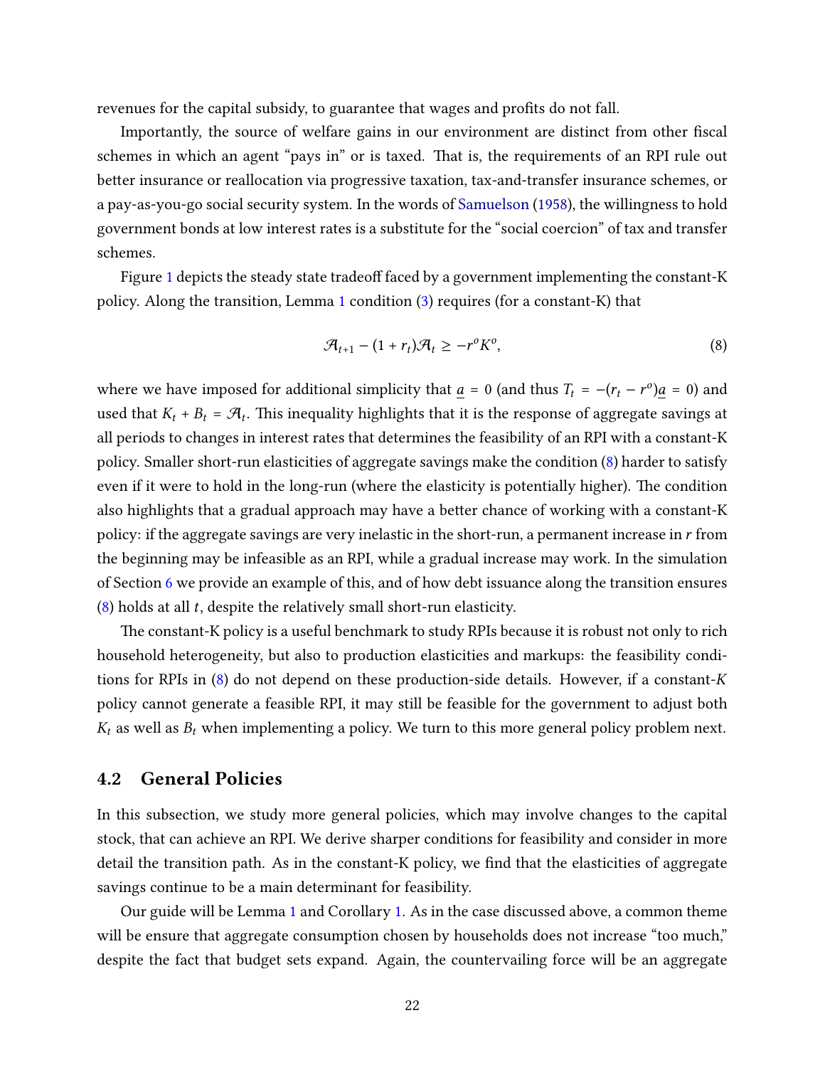revenues for the capital subsidy, to guarantee that wages and profits do not fall.

Importantly, the source of welfare gains in our environment are distinct from other fiscal schemes in which an agent "pays in" or is taxed. That is, the requirements of an RPI rule out better insurance or reallocation via progressive taxation, tax-and-transfer insurance schemes, or a pay-as-you-go social security system. In the words of Samuelson (1958), the willingness to hold government bonds at low interest rates is a substitute for the "social coercion" of tax and transfer schemes.

Figure 1 depicts the steady state tradeoff faced by a government implementing the constant-K policy. Along the transition, Lemma 1 condition (3) requires (for a constant-K) that

$$\mathcal{A}_{t+1} - (1 + r_t)\mathcal{A}_t \geq -r^o K^o, \tag{8}$$

where we have imposed for additional simplicity that $\underline{a} = 0$ (and thus $T_t = -(r_t - r^o)\underline{a} = 0$) and used that $K_t + B_t = \mathcal{A}_t$. This inequality highlights that it is the response of aggregate savings at all periods to changes in interest rates that determines the feasibility of an RPI with a constant-K policy. Smaller short-run elasticities of aggregate savings make the condition (8) harder to satisfy even if it were to hold in the long-run (where the elasticity is potentially higher). The condition also highlights that a gradual approach may have a better chance of working with a constant-K policy: if the aggregate savings are very inelastic in the short-run, a permanent increase in $r$ from the beginning may be infeasible as an RPI, while a gradual increase may work. In the simulation of Section 6 we provide an example of this, and of how debt issuance along the transition ensures (8) holds at all $t$, despite the relatively small short-run elasticity.

The constant-K policy is a useful benchmark to study RPIs because it is robust not only to rich household heterogeneity, but also to production elasticities and markups: the feasibility conditions for RPIs in (8) do not depend on these production-side details. However, if a constant-$K$ policy cannot generate a feasible RPI, it may still be feasible for the government to adjust both $K_t$ as well as $B_t$ when implementing a policy. We turn to this more general policy problem next.

## 4.2 General Policies

In this subsection, we study more general policies, which may involve changes to the capital stock, that can achieve an RPI. We derive sharper conditions for feasibility and consider in more detail the transition path. As in the constant-K policy, we find that the elasticities of aggregate savings continue to be a main determinant for feasibility.

Our guide will be Lemma 1 and Corollary 1. As in the case discussed above, a common theme will be ensure that aggregate consumption chosen by households does not increase "too much," despite the fact that budget sets expand. Again, the countervailing force will be an aggregate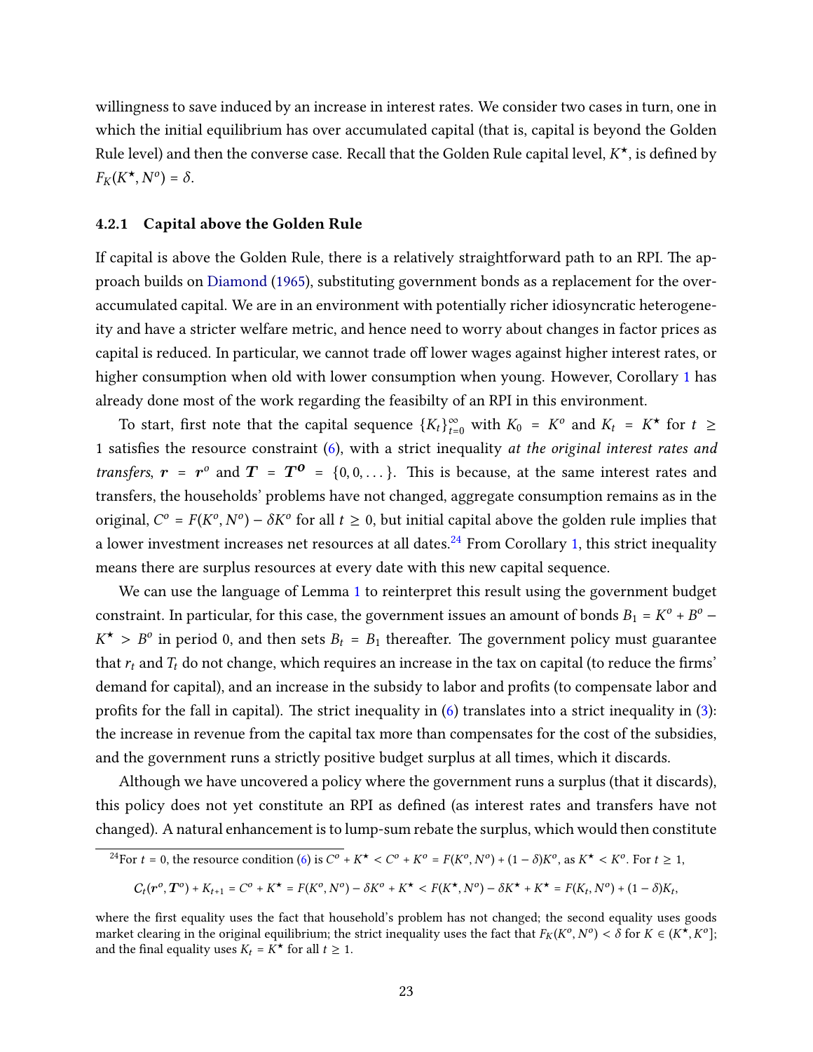willingness to save induced by an increase in interest rates. We consider two cases in turn, one in which the initial equilibrium has over accumulated capital (that is, capital is beyond the Golden Rule level) and then the converse case. Recall that the Golden Rule capital level, $K^\star$, is defined by $F_K(K^\star, N^o) = \delta$.

### 4.2.1 Capital above the Golden Rule

If capital is above the Golden Rule, there is a relatively straightforward path to an RPI. The approach builds on Diamond (1965), substituting government bonds as a replacement for the over-accumulated capital. We are in an environment with potentially richer idiosyncratic heterogeneity and have a stricter welfare metric, and hence need to worry about changes in factor prices as capital is reduced. In particular, we cannot trade off lower wages against higher interest rates, or higher consumption when old with lower consumption when young. However, Corollary 1 has already done most of the work regarding the feasibilty of an RPI in this environment.

To start, first note that the capital sequence $\{K_t\}_{t=0}^{\infty}$ with $K_0 = K^o$ and $K_t = K^\star$ for $t \geq 1$ satisfies the resource constraint (6), with a strict inequality *at the original interest rates and transfers*, $\boldsymbol{r} = \boldsymbol{r}^o$ and $\boldsymbol{T} = \boldsymbol{T^o} = \{0, 0, \dots\}$. This is because, at the same interest rates and transfers, the households' problems have not changed, aggregate consumption remains as in the original, $C^o = F(K^o, N^o) - \delta K^o$ for all $t \geq 0$, but initial capital above the golden rule implies that a lower investment increases net resources at all dates.[24] From Corollary 1, this strict inequality means there are surplus resources at every date with this new capital sequence.

We can use the language of Lemma 1 to reinterpret this result using the government budget constraint. In particular, for this case, the government issues an amount of bonds $B_1 = K^o + B^o - K^\star > B^o$ in period 0, and then sets $B_t = B_1$ thereafter. The government policy must guarantee that $r_t$ and $T_t$ do not change, which requires an increase in the tax on capital (to reduce the firms' demand for capital), and an increase in the subsidy to labor and profits (to compensate labor and profits for the fall in capital). The strict inequality in (6) translates into a strict inequality in (3): the increase in revenue from the capital tax more than compensates for the cost of the subsidies, and the government runs a strictly positive budget surplus at all times, which it discards.

Although we have uncovered a policy where the government runs a surplus (that it discards), this policy does not yet constitute an RPI as defined (as interest rates and transfers have not changed). A natural enhancement is to lump-sum rebate the surplus, which would then constitute

[24] For $t = 0$, the resource condition (6) is $C^o + K^\star < C^o + K^o = F(K^o, N^o) + (1-\delta)K^o$, as $K^\star < K^o$. For $t \geq 1$,

$$C_t(\boldsymbol{r}^o, \boldsymbol{T}^o) + K_{t+1} = C^o + K^\star = F(K^o, N^o) - \delta K^o + K^\star < F(K^\star, N^o) - \delta K^\star + K^\star = F(K_t, N^o) + (1-\delta)K_t,$$

where the first equality uses the fact that household's problem has not changed; the second equality uses goods market clearing in the original equilibrium; the strict inequality uses the fact that $F_K(K^o, N^o) < \delta$ for $K \in (K^\star, K^o]$; and the final equality uses $K_t = K^\star$ for all $t \geq 1$.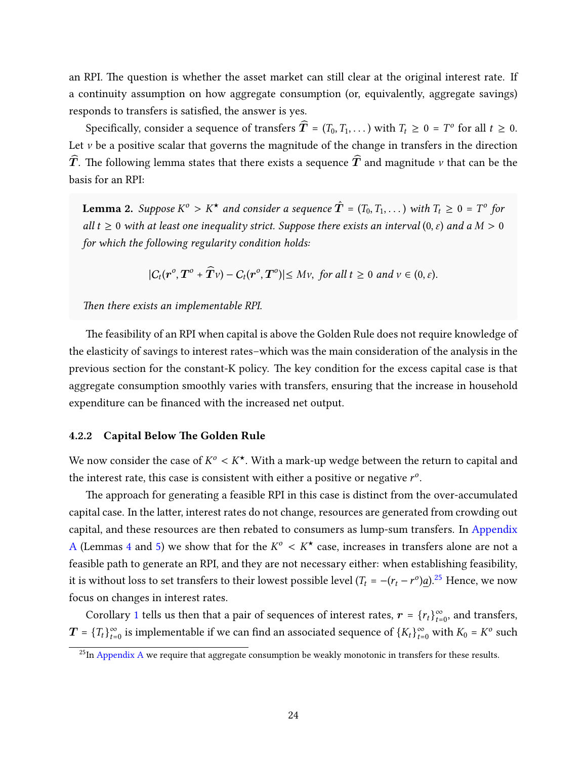an RPI. The question is whether the asset market can still clear at the original interest rate. If a continuity assumption on how aggregate consumption (or, equivalently, aggregate savings) responds to transfers is satisfied, the answer is yes.

Specifically, consider a sequence of transfers $\widehat{\boldsymbol{T}} = (T_0, T_1, \dots)$ with $T_t \geq 0 = T^o$ for all $t \geq 0$. Let $\nu$ be a positive scalar that governs the magnitude of the change in transfers in the direction $\widehat{\boldsymbol{T}}$. The following lemma states that there exists a sequence $\widehat{\boldsymbol{T}}$ and magnitude $\nu$ that can be the basis for an RPI:

**Lemma 2.** *Suppose $K^o > K^\star$ and consider a sequence $\hat{\boldsymbol{T}} = (T_0, T_1, \dots)$ with $T_t \geq 0 = T^o$ for all $t \geq 0$ with at least one inequality strict. Suppose there exists an interval $(0, \varepsilon)$ and a $M > 0$ for which the following regularity condition holds:*

$$|C_t(\boldsymbol{r}^o, \boldsymbol{T}^o + \widehat{\boldsymbol{T}}\nu) - C_t(\boldsymbol{r}^o, \boldsymbol{T}^o)| \leq M\nu, \text{ for all } t \geq 0 \text{ and } \nu \in (0, \varepsilon).$$

*Then there exists an implementable RPI.*

The feasibility of an RPI when capital is above the Golden Rule does not require knowledge of the elasticity of savings to interest rates–which was the main consideration of the analysis in the previous section for the constant-K policy. The key condition for the excess capital case is that aggregate consumption smoothly varies with transfers, ensuring that the increase in household expenditure can be financed with the increased net output.

### 4.2.2 Capital Below The Golden Rule

We now consider the case of $K^o < K^\star$. With a mark-up wedge between the return to capital and the interest rate, this case is consistent with either a positive or negative $r^o$.

The approach for generating a feasible RPI in this case is distinct from the over-accumulated capital case. In the latter, interest rates do not change, resources are generated from crowding out capital, and these resources are then rebated to consumers as lump-sum transfers. In Appendix A (Lemmas 4 and 5) we show that for the $K^o < K^\star$ case, increases in transfers alone are not a feasible path to generate an RPI, and they are not necessary either: when establishing feasibility, it is without loss to set transfers to their lowest possible level ($T_t = -(r_t - r^o)\underline{a}$).[25] Hence, we now focus on changes in interest rates.

Corollary 1 tells us then that a pair of sequences of interest rates, $\boldsymbol{r} = \{r_t\}_{t=0}^{\infty}$, and transfers, $\boldsymbol{T} = \{T_t\}_{t=0}^{\infty}$ is implementable if we can find an associated sequence of $\{K_t\}_{t=0}^{\infty}$ with $K_0 = K^o$ such

[25] In Appendix A we require that aggregate consumption be weakly monotonic in transfers for these results.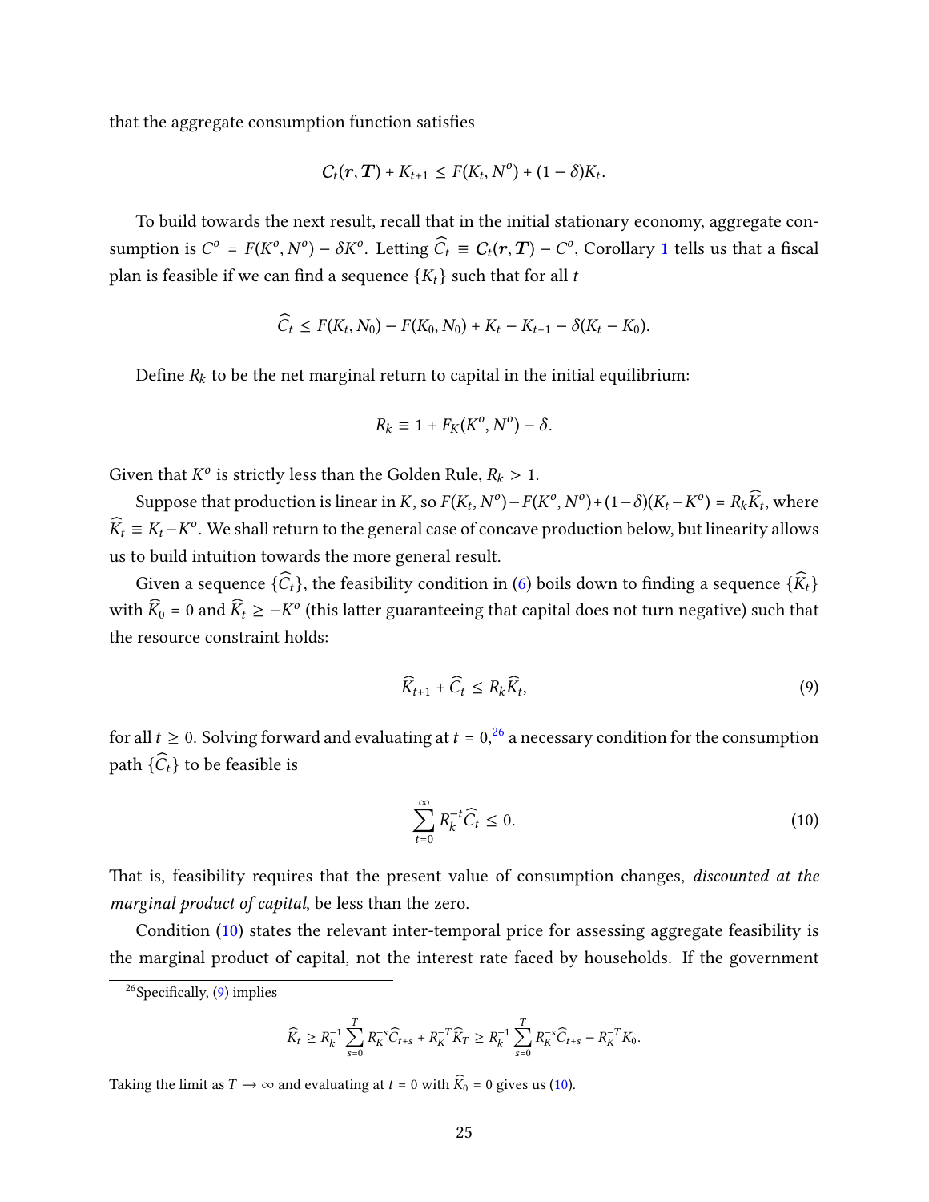that the aggregate consumption function satisfies

$$C_t(\boldsymbol{r}, \boldsymbol{T}) + K_{t+1} \leq F(K_t, N^o) + (1-\delta)K_t.$$

To build towards the next result, recall that in the initial stationary economy, aggregate consumption is $C^o = F(K^o, N^o) - \delta K^o$. Letting $\widehat{C}_t \equiv C_t(\boldsymbol{r}, \boldsymbol{T}) - C^o$, Corollary 1 tells us that a fiscal plan is feasible if we can find a sequence $\{K_t\}$ such that for all $t$

$$\widehat{C}_t \leq F(K_t, N_0) - F(K_0, N_0) + K_t - K_{t+1} - \delta(K_t - K_0).$$

Define $R_k$ to be the net marginal return to capital in the initial equilibrium:

$$R_k \equiv 1 + F_K(K^o, N^o) - \delta.$$

Given that $K^o$ is strictly less than the Golden Rule, $R_k > 1$.

Suppose that production is linear in $K$, so $F(K_t, N^o) - F(K^o, N^o) + (1-\delta)(K_t - K^o) = R_k \widehat{K}_t$, where $\widehat{K}_t \equiv K_t - K^o$. We shall return to the general case of concave production below, but linearity allows us to build intuition towards the more general result.

Given a sequence $\{\widehat{C}_t\}$, the feasibility condition in (6) boils down to finding a sequence $\{\widehat{K}_t\}$ with $\widehat{K}_0 = 0$ and $\widehat{K}_t \geq -K^o$ (this latter guaranteeing that capital does not turn negative) such that the resource constraint holds:

$$\widehat{K}_{t+1} + \widehat{C}_t \leq R_k \widehat{K}_t, \tag{9}$$

for all $t \geq 0$. Solving forward and evaluating at $t = 0$,[26] a necessary condition for the consumption path $\{\widehat{C}_t\}$ to be feasible is

$$\sum_{t=0}^{\infty} R_k^{-t} \widehat{C}_t \leq 0. \tag{10}$$

That is, feasibility requires that the present value of consumption changes, *discounted at the marginal product of capital*, be less than the zero.

Condition (10) states the relevant inter-temporal price for assessing aggregate feasibility is the marginal product of capital, not the interest rate faced by households. If the government

[26] Specifically, (9) implies

$$\widehat{K}_t \geq R_k^{-1} \sum_{s=0}^{T} R_K^{-s} \widehat{C}_{t+s} + R_K^{-T} \widehat{K}_T \geq R_k^{-1} \sum_{s=0}^{T} R_K^{-s} \widehat{C}_{t+s} - R_K^{-T} K_0.$$

Taking the limit as $T \to \infty$ and evaluating at $t = 0$ with $\widehat{K}_0 = 0$ gives us (10).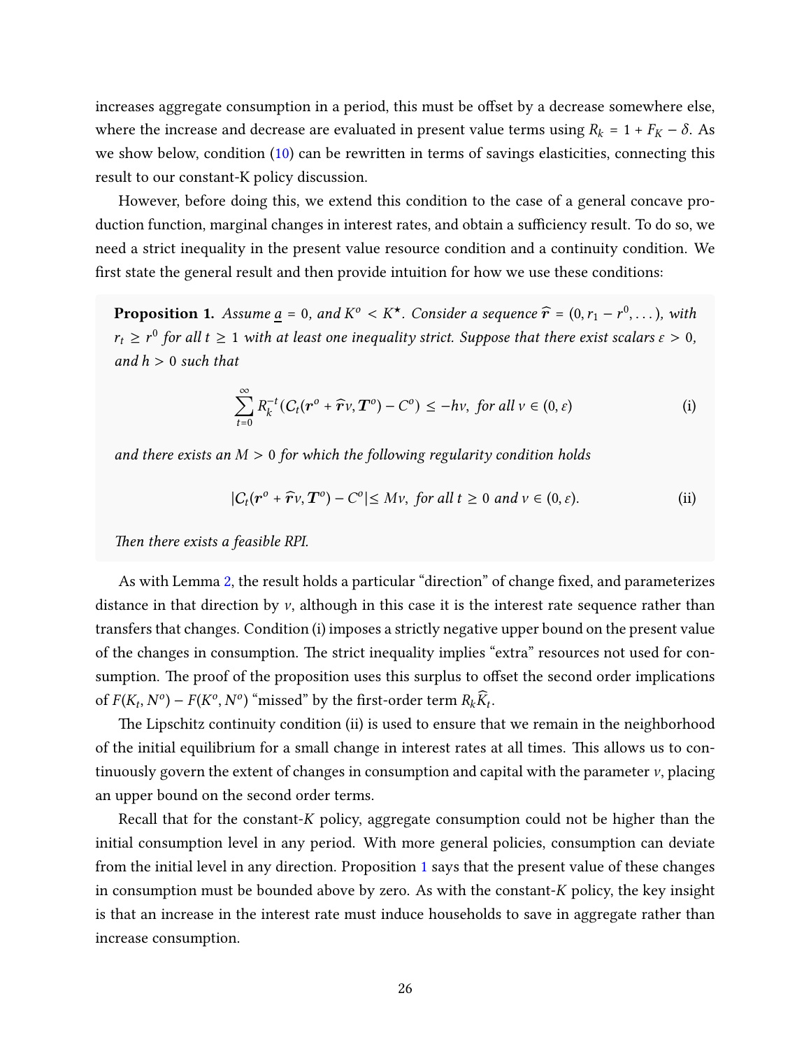increases aggregate consumption in a period, this must be offset by a decrease somewhere else, where the increase and decrease are evaluated in present value terms using $R_k = 1 + F_K - \delta$. As we show below, condition (10) can be rewritten in terms of savings elasticities, connecting this result to our constant-K policy discussion.

However, before doing this, we extend this condition to the case of a general concave production function, marginal changes in interest rates, and obtain a sufficiency result. To do so, we need a strict inequality in the present value resource condition and a continuity condition. We first state the general result and then provide intuition for how we use these conditions:

**Proposition 1.** *Assume $\underline{a} = 0$, and $K^o < K^\star$. Consider a sequence $\widehat{\boldsymbol{r}} = (0, r_1 - r^0, \dots)$, with $r_t \geq r^0$ for all $t \geq 1$ with at least one inequality strict. Suppose that there exist scalars $\varepsilon > 0$, and $h > 0$ such that*

$$\sum_{t=0}^{\infty} R_k^{-t}(C_t(\boldsymbol{r}^o + \widehat{\boldsymbol{r}}\nu, \boldsymbol{T}^o) - C^o) \leq -h\nu, \text{ for all } \nu \in (0, \varepsilon) \tag{i}$$

*and there exists an $M > 0$ for which the following regularity condition holds*

$$|C_t(\boldsymbol{r}^o + \widehat{\boldsymbol{r}}\nu, \boldsymbol{T}^o) - C^o| \leq M\nu, \text{ for all } t \geq 0 \text{ and } \nu \in (0, \varepsilon). \tag{ii}$$

*Then there exists a feasible RPI.*

As with Lemma 2, the result holds a particular "direction" of change fixed, and parameterizes distance in that direction by $\nu$, although in this case it is the interest rate sequence rather than transfers that changes. Condition (i) imposes a strictly negative upper bound on the present value of the changes in consumption. The strict inequality implies "extra" resources not used for consumption. The proof of the proposition uses this surplus to offset the second order implications of $F(K_t, N^o) - F(K^o, N^o)$ "missed" by the first-order term $R_k\widehat{K}_t$.

The Lipschitz continuity condition (ii) is used to ensure that we remain in the neighborhood of the initial equilibrium for a small change in interest rates at all times. This allows us to continuously govern the extent of changes in consumption and capital with the parameter $\nu$, placing an upper bound on the second order terms.

Recall that for the constant-$K$ policy, aggregate consumption could not be higher than the initial consumption level in any period. With more general policies, consumption can deviate from the initial level in any direction. Proposition 1 says that the present value of these changes in consumption must be bounded above by zero. As with the constant-$K$ policy, the key insight is that an increase in the interest rate must induce households to save in aggregate rather than increase consumption.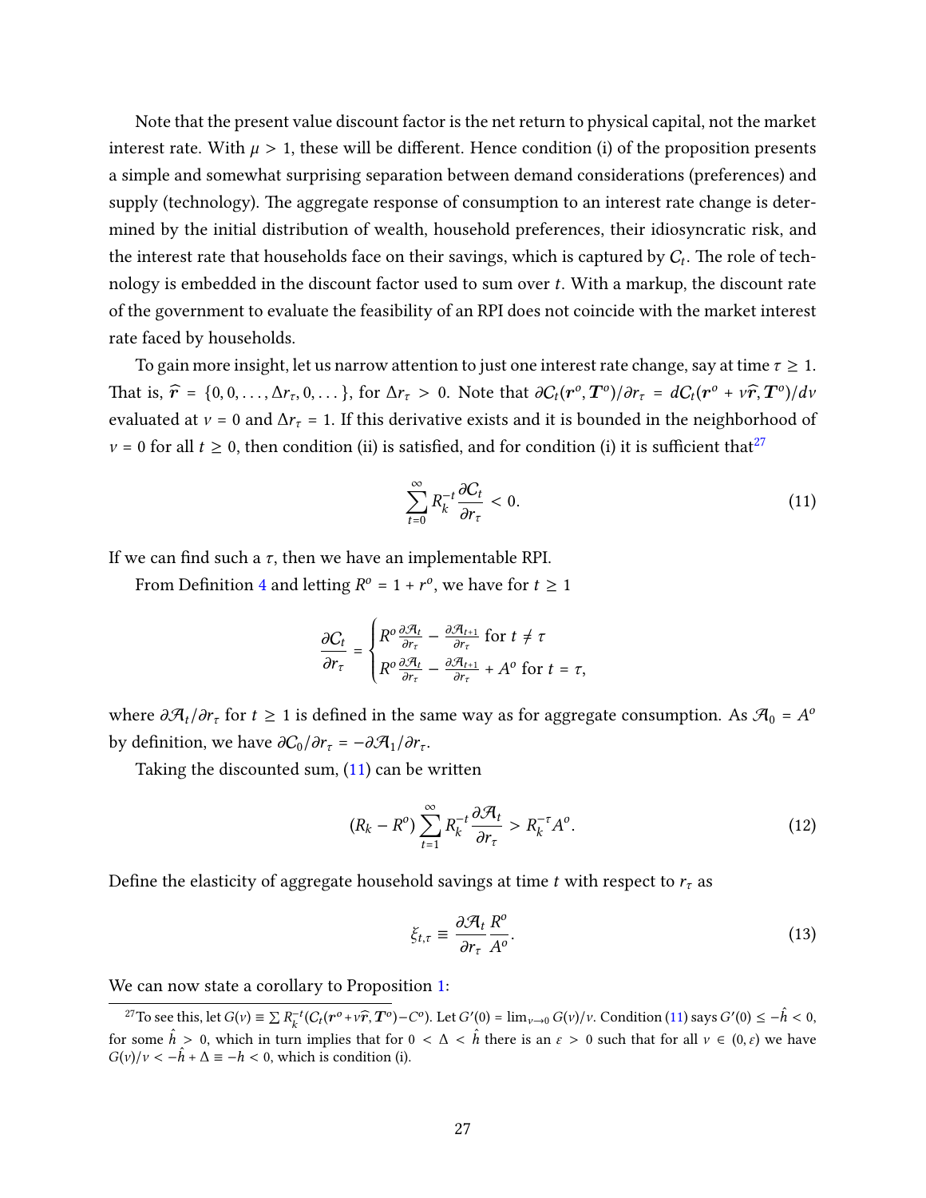Note that the present value discount factor is the net return to physical capital, not the market interest rate. With $\mu > 1$, these will be different. Hence condition (i) of the proposition presents a simple and somewhat surprising separation between demand considerations (preferences) and supply (technology). The aggregate response of consumption to an interest rate change is determined by the initial distribution of wealth, household preferences, their idiosyncratic risk, and the interest rate that households face on their savings, which is captured by $\mathcal{C}_t$. The role of technology is embedded in the discount factor used to sum over $t$. With a markup, the discount rate of the government to evaluate the feasibility of an RPI does not coincide with the market interest rate faced by households.

To gain more insight, let us narrow attention to just one interest rate change, say at time $\tau \geq 1$. That is, $\widehat{\boldsymbol{r}} = \{0, 0, \ldots, \Delta r_\tau, 0, \ldots\}$, for $\Delta r_\tau > 0$. Note that $\partial \mathcal{C}_t(\boldsymbol{r}^o, \boldsymbol{T}^o)/\partial r_\tau = d\mathcal{C}_t(\boldsymbol{r}^o + \nu\widehat{\boldsymbol{r}}, \boldsymbol{T}^o)/d\nu$ evaluated at $\nu = 0$ and $\Delta r_\tau = 1$. If this derivative exists and it is bounded in the neighborhood of $\nu = 0$ for all $t \geq 0$, then condition (ii) is satisfied, and for condition (i) it is sufficient that[27]

$$\sum_{t=0}^{\infty} R_k^{-t} \frac{\partial \mathcal{C}_t}{\partial r_\tau} < 0. \tag{11}$$

If we can find such a $\tau$, then we have an implementable RPI.

From Definition 4 and letting $R^o = 1 + r^o$, we have for $t \geq 1$

$$\frac{\partial \mathcal{C}_t}{\partial r_\tau} = \begin{cases} R^o \frac{\partial \mathcal{A}_t}{\partial r_\tau} - \frac{\partial \mathcal{A}_{t+1}}{\partial r_\tau} \text{ for } t \neq \tau \\ R^o \frac{\partial \mathcal{A}_t}{\partial r_\tau} - \frac{\partial \mathcal{A}_{t+1}}{\partial r_\tau} + A^o \text{ for } t = \tau, \end{cases}$$

where $\partial \mathcal{A}_t/\partial r_\tau$ for $t \geq 1$ is defined in the same way as for aggregate consumption. As $\mathcal{A}_0 = A^o$ by definition, we have $\partial \mathcal{C}_0/\partial r_\tau = -\partial \mathcal{A}_1/\partial r_\tau$.

Taking the discounted sum, (11) can be written

$$(R_k - R^o) \sum_{t=1}^{\infty} R_k^{-t} \frac{\partial \mathcal{A}_t}{\partial r_\tau} > R_k^{-\tau} A^o. \tag{12}$$

Define the elasticity of aggregate household savings at time $t$ with respect to $r_\tau$ as

$$\xi_{t,\tau} \equiv \frac{\partial \mathcal{A}_t}{\partial r_\tau} \frac{R^o}{A^o}. \tag{13}$$

We can now state a corollary to Proposition 1:

[27] To see this, let $G(\nu) \equiv \sum R_k^{-t}(\mathcal{C}_t(\boldsymbol{r}^o + \nu\widehat{\boldsymbol{r}}, \boldsymbol{T}^o) - C^o)$. Let $G'(0) = \lim_{\nu \to 0} G(\nu)/\nu$. Condition (11) says $G'(0) \leq -\hat{h} < 0$, for some $\hat{h} > 0$, which in turn implies that for $0 < \Delta < \hat{h}$ there is an $\varepsilon > 0$ such that for all $\nu \in (0, \varepsilon)$ we have $G(\nu)/\nu < -\hat{h} + \Delta \equiv -h < 0$, which is condition (i).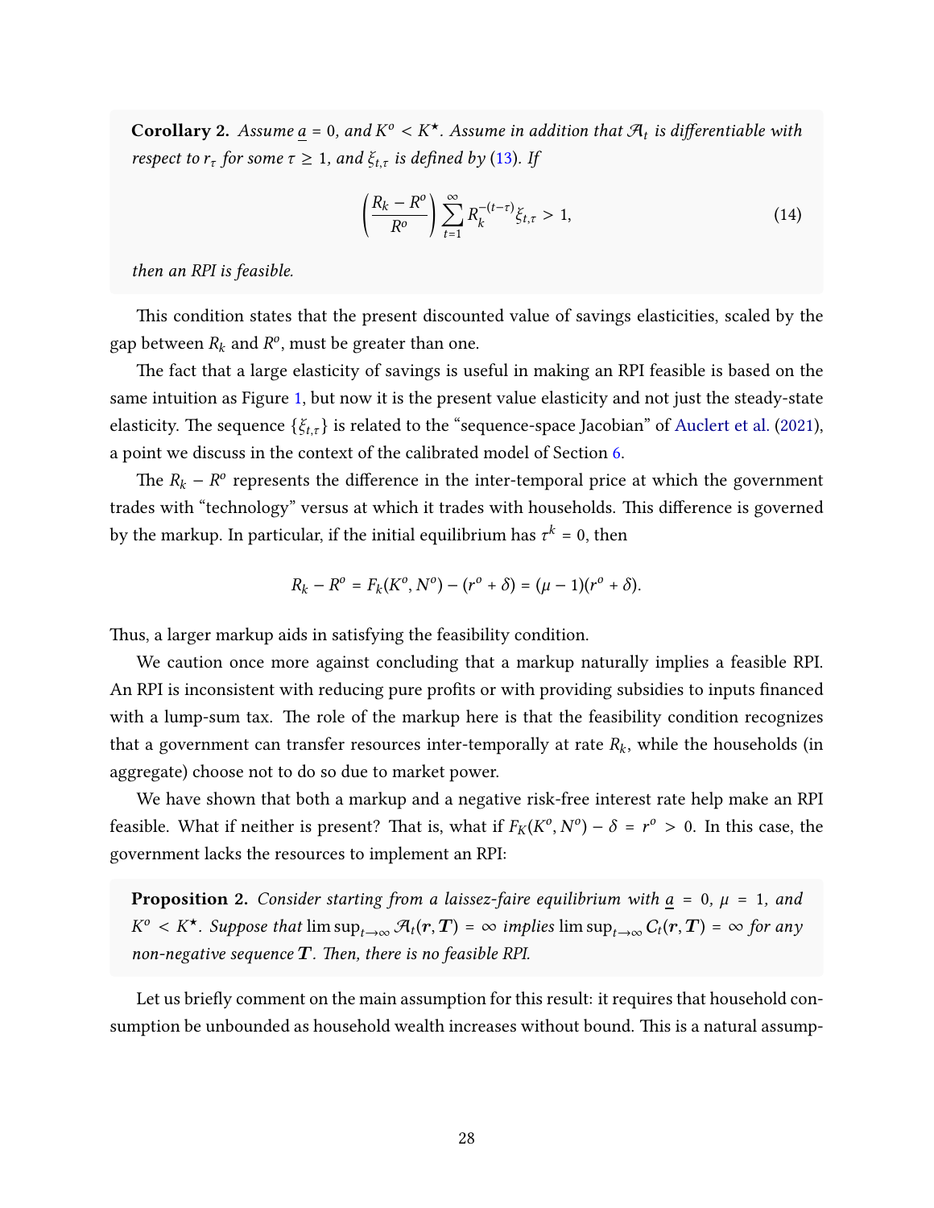**Corollary 2.** *Assume $\underline{a} = 0$, and $K^o < K^\star$. Assume in addition that $\mathcal{A}_t$ is differentiable with respect to $r_\tau$ for some $\tau \geq 1$, and $\xi_{t,\tau}$ is defined by (13). If*

$$\left(\frac{R_k - R^o}{R^o}\right) \sum_{t=1}^{\infty} R_k^{-(t-\tau)} \xi_{t,\tau} > 1, \tag{14}$$

*then an RPI is feasible.*

This condition states that the present discounted value of savings elasticities, scaled by the gap between $R_k$ and $R^o$, must be greater than one.

The fact that a large elasticity of savings is useful in making an RPI feasible is based on the same intuition as Figure 1, but now it is the present value elasticity and not just the steady-state elasticity. The sequence $\{\xi_{t,\tau}\}$ is related to the "sequence-space Jacobian" of Auclert et al. (2021), a point we discuss in the context of the calibrated model of Section 6.

The $R_k - R^o$ represents the difference in the inter-temporal price at which the government trades with "technology" versus at which it trades with households. This difference is governed by the markup. In particular, if the initial equilibrium has $\tau^k = 0$, then

$$R_k - R^o = F_k(K^o, N^o) - (r^o + \delta) = (\mu - 1)(r^o + \delta).$$

Thus, a larger markup aids in satisfying the feasibility condition.

We caution once more against concluding that a markup naturally implies a feasible RPI. An RPI is inconsistent with reducing pure profits or with providing subsidies to inputs financed with a lump-sum tax. The role of the markup here is that the feasibility condition recognizes that a government can transfer resources inter-temporally at rate $R_k$, while the households (in aggregate) choose not to do so due to market power.

We have shown that both a markup and a negative risk-free interest rate help make an RPI feasible. What if neither is present? That is, what if $F_K(K^o, N^o) - \delta = r^o > 0$. In this case, the government lacks the resources to implement an RPI:

**Proposition 2.** *Consider starting from a laissez-faire equilibrium with $\underline{a} = 0$, $\mu = 1$, and $K^o < K^\star$. Suppose that $\limsup_{t\to\infty} \mathcal{A}_t(\boldsymbol{r}, \boldsymbol{T}) = \infty$ implies $\limsup_{t\to\infty} C_t(\boldsymbol{r}, \boldsymbol{T}) = \infty$ for any non-negative sequence $\boldsymbol{T}$. Then, there is no feasible RPI.*

Let us briefly comment on the main assumption for this result: it requires that household consumption be unbounded as household wealth increases without bound. This is a natural assump-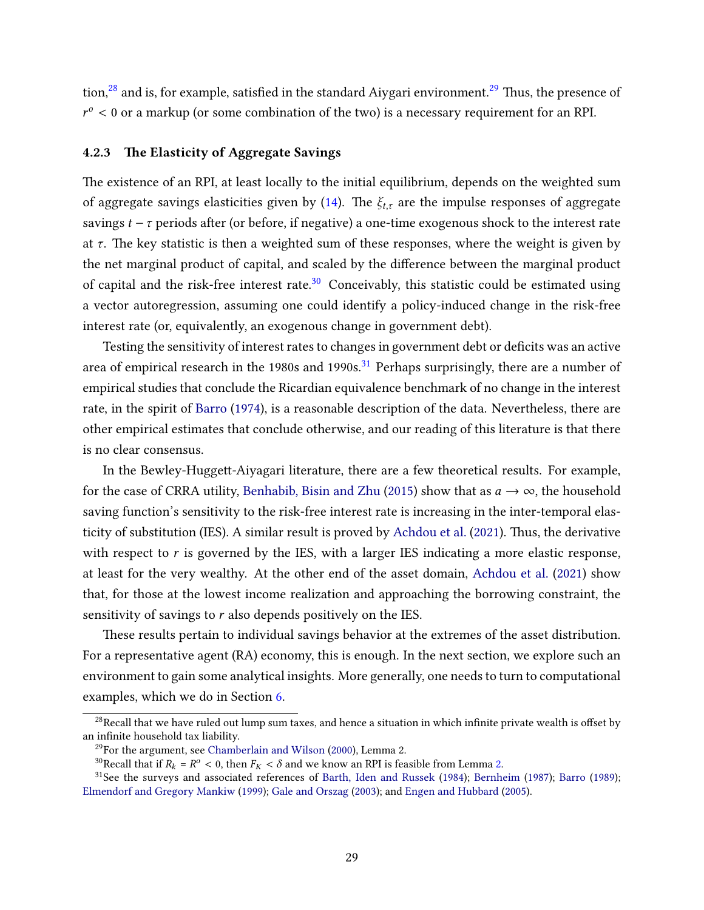tion,[28] and is, for example, satisfied in the standard Aiygari environment.[29] Thus, the presence of $r^o < 0$ or a markup (or some combination of the two) is a necessary requirement for an RPI.

#### 4.2.3 The Elasticity of Aggregate Savings

The existence of an RPI, at least locally to the initial equilibrium, depends on the weighted sum of aggregate savings elasticities given by (14). The $\xi_{t,\tau}$ are the impulse responses of aggregate savings $t - \tau$ periods after (or before, if negative) a one-time exogenous shock to the interest rate at $\tau$. The key statistic is then a weighted sum of these responses, where the weight is given by the net marginal product of capital, and scaled by the difference between the marginal product of capital and the risk-free interest rate.[30] Conceivably, this statistic could be estimated using a vector autoregression, assuming one could identify a policy-induced change in the risk-free interest rate (or, equivalently, an exogenous change in government debt).

Testing the sensitivity of interest rates to changes in government debt or deficits was an active area of empirical research in the 1980s and 1990s.[31] Perhaps surprisingly, there are a number of empirical studies that conclude the Ricardian equivalence benchmark of no change in the interest rate, in the spirit of Barro (1974), is a reasonable description of the data. Nevertheless, there are other empirical estimates that conclude otherwise, and our reading of this literature is that there is no clear consensus.

In the Bewley-Huggett-Aiyagari literature, there are a few theoretical results. For example, for the case of CRRA utility, Benhabib, Bisin and Zhu (2015) show that as $a \to \infty$, the household saving function's sensitivity to the risk-free interest rate is increasing in the inter-temporal elasticity of substitution (IES). A similar result is proved by Achdou et al. (2021). Thus, the derivative with respect to $r$ is governed by the IES, with a larger IES indicating a more elastic response, at least for the very wealthy. At the other end of the asset domain, Achdou et al. (2021) show that, for those at the lowest income realization and approaching the borrowing constraint, the sensitivity of savings to $r$ also depends positively on the IES.

These results pertain to individual savings behavior at the extremes of the asset distribution. For a representative agent (RA) economy, this is enough. In the next section, we explore such an environment to gain some analytical insights. More generally, one needs to turn to computational examples, which we do in Section 6.

[28] Recall that we have ruled out lump sum taxes, and hence a situation in which infinite private wealth is offset by an infinite household tax liability.

[29] For the argument, see Chamberlain and Wilson (2000), Lemma 2.

[30] Recall that if $R_k = R^o < 0$, then $F_K < \delta$ and we know an RPI is feasible from Lemma 2.

[31] See the surveys and associated references of Barth, Iden and Russek (1984); Bernheim (1987); Barro (1989); Elmendorf and Gregory Mankiw (1999); Gale and Orszag (2003); and Engen and Hubbard (2005).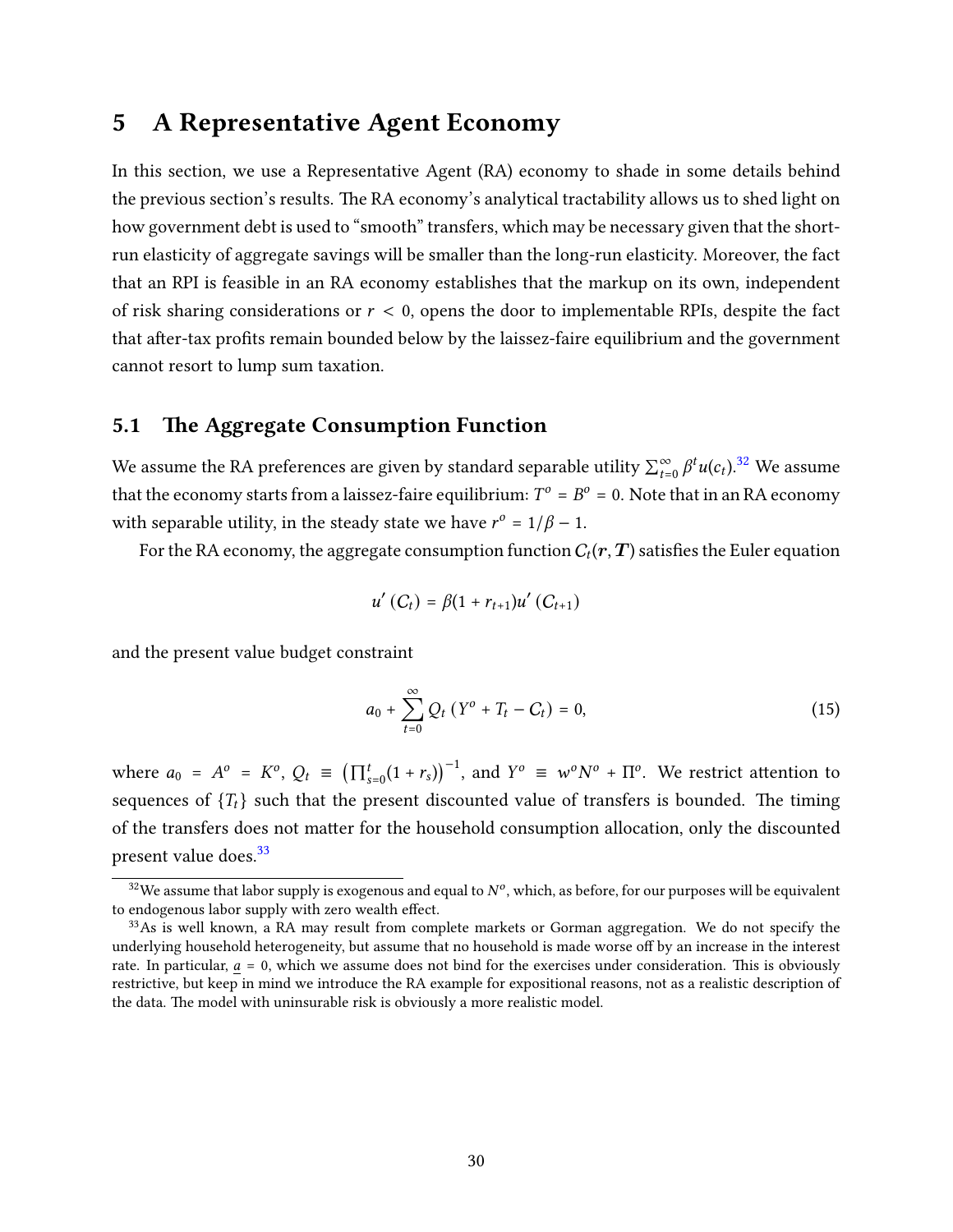# 5 A Representative Agent Economy

In this section, we use a Representative Agent (RA) economy to shade in some details behind the previous section's results. The RA economy's analytical tractability allows us to shed light on how government debt is used to "smooth" transfers, which may be necessary given that the short-run elasticity of aggregate savings will be smaller than the long-run elasticity. Moreover, the fact that an RPI is feasible in an RA economy establishes that the markup on its own, independent of risk sharing considerations or $r < 0$, opens the door to implementable RPIs, despite the fact that after-tax profits remain bounded below by the laissez-faire equilibrium and the government cannot resort to lump sum taxation.

## 5.1 The Aggregate Consumption Function

We assume the RA preferences are given by standard separable utility $\sum_{t=0}^{\infty} \beta^t u(c_t)$.[32] We assume that the economy starts from a laissez-faire equilibrium: $T^o = B^o = 0$. Note that in an RA economy with separable utility, in the steady state we have $r^o = 1/\beta - 1$.

For the RA economy, the aggregate consumption function $C_t(\boldsymbol{r}, \boldsymbol{T})$ satisfies the Euler equation

$$u'(C_t) = \beta(1 + r_{t+1})u'(C_{t+1})$$

and the present value budget constraint

$$a_0 + \sum_{t=0}^{\infty} Q_t \left(Y^o + T_t - C_t\right) = 0, \tag{15}$$

where $a_0 = A^o = K^o$, $Q_t \equiv \left(\prod_{s=0}^{t}(1 + r_s)\right)^{-1}$, and $Y^o \equiv w^o N^o + \Pi^o$. We restrict attention to sequences of $\{T_t\}$ such that the present discounted value of transfers is bounded. The timing of the transfers does not matter for the household consumption allocation, only the discounted present value does.[33]

[32] We assume that labor supply is exogenous and equal to $N^o$, which, as before, for our purposes will be equivalent to endogenous labor supply with zero wealth effect.

[33] As is well known, a RA may result from complete markets or Gorman aggregation. We do not specify the underlying household heterogeneity, but assume that no household is made worse off by an increase in the interest rate. In particular, $\underline{a} = 0$, which we assume does not bind for the exercises under consideration. This is obviously restrictive, but keep in mind we introduce the RA example for expositional reasons, not as a realistic description of the data. The model with uninsurable risk is obviously a more realistic model.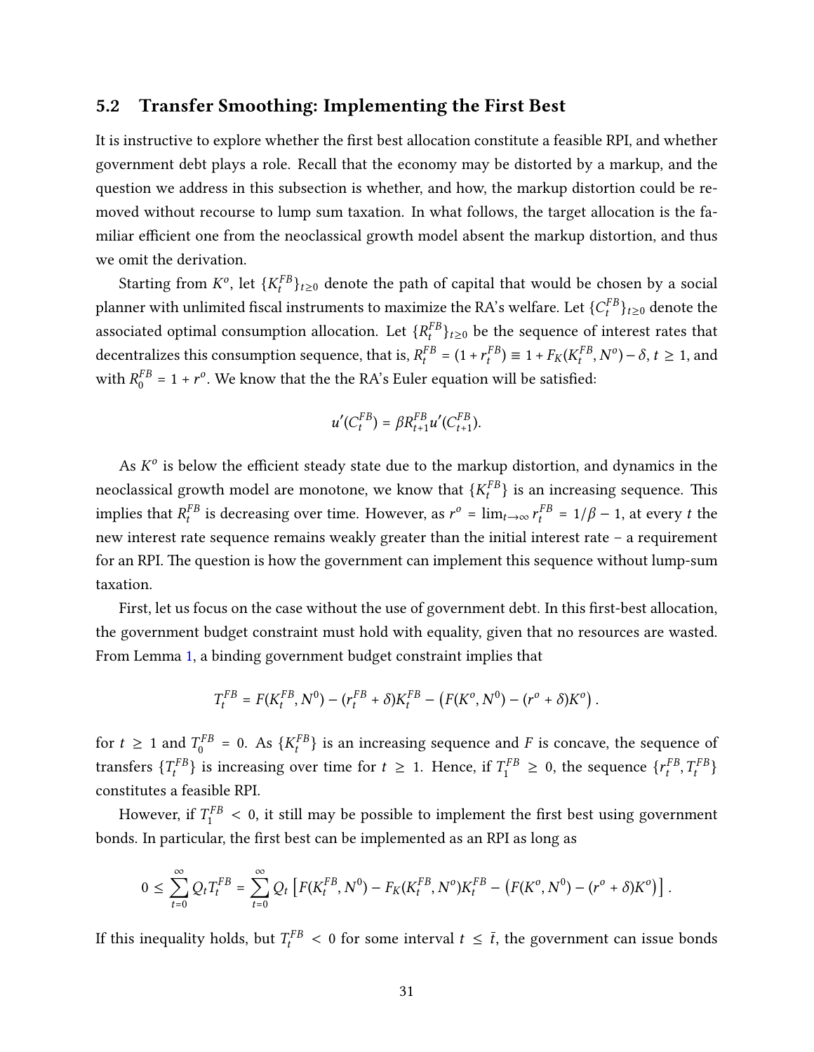## 5.2 Transfer Smoothing: Implementing the First Best

It is instructive to explore whether the first best allocation constitute a feasible RPI, and whether government debt plays a role. Recall that the economy may be distorted by a markup, and the question we address in this subsection is whether, and how, the markup distortion could be removed without recourse to lump sum taxation. In what follows, the target allocation is the familiar efficient one from the neoclassical growth model absent the markup distortion, and thus we omit the derivation.

Starting from $K^o$, let $\{K_t^{FB}\}_{t\geq 0}$ denote the path of capital that would be chosen by a social planner with unlimited fiscal instruments to maximize the RA's welfare. Let $\{C_t^{FB}\}_{t\geq 0}$ denote the associated optimal consumption allocation. Let $\{R_t^{FB}\}_{t\geq 0}$ be the sequence of interest rates that decentralizes this consumption sequence, that is, $R_t^{FB} = (1 + r_t^{FB}) \equiv 1 + F_K(K_t^{FB}, N^o) - \delta$, $t \geq 1$, and with $R_0^{FB} = 1 + r^o$. We know that the the RA's Euler equation will be satisfied:

$$u'(C_t^{FB}) = \beta R_{t+1}^{FB} u'(C_{t+1}^{FB}).$$

As $K^o$ is below the efficient steady state due to the markup distortion, and dynamics in the neoclassical growth model are monotone, we know that $\{K_t^{FB}\}$ is an increasing sequence. This implies that $R_t^{FB}$ is decreasing over time. However, as $r^o = \lim_{t\to\infty} r_t^{FB} = 1/\beta - 1$, at every $t$ the new interest rate sequence remains weakly greater than the initial interest rate – a requirement for an RPI. The question is how the government can implement this sequence without lump-sum taxation.

First, let us focus on the case without the use of government debt. In this first-best allocation, the government budget constraint must hold with equality, given that no resources are wasted. From Lemma 1, a binding government budget constraint implies that

$$T_t^{FB} = F(K_t^{FB}, N^0) - (r_t^{FB} + \delta)K_t^{FB} - \left(F(K^o, N^0) - (r^o + \delta)K^o\right).$$

for $t \geq 1$ and $T_0^{FB} = 0$. As $\{K_t^{FB}\}$ is an increasing sequence and $F$ is concave, the sequence of transfers $\{T_t^{FB}\}$ is increasing over time for $t \geq 1$. Hence, if $T_1^{FB} \geq 0$, the sequence $\{r_t^{FB}, T_t^{FB}\}$ constitutes a feasible RPI.

However, if $T_1^{FB} < 0$, it still may be possible to implement the first best using government bonds. In particular, the first best can be implemented as an RPI as long as

$$0 \leq \sum_{t=0}^{\infty} Q_t T_t^{FB} = \sum_{t=0}^{\infty} Q_t \left[F(K_t^{FB}, N^0) - F_K(K_t^{FB}, N^o)K_t^{FB} - \left(F(K^o, N^0) - (r^o + \delta)K^o\right)\right].$$

If this inequality holds, but $T_t^{FB} < 0$ for some interval $t \leq \bar{t}$, the government can issue bonds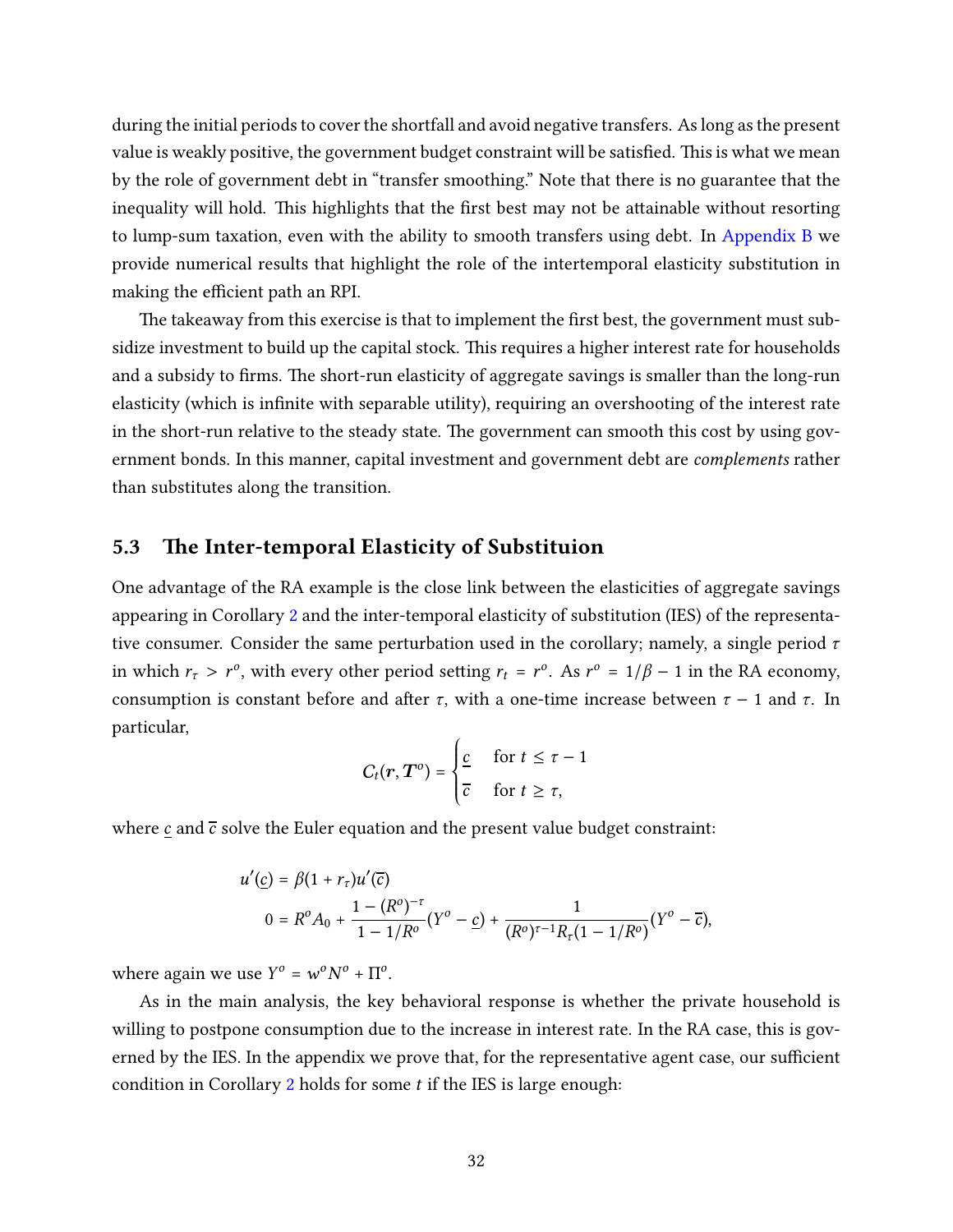during the initial periods to cover the shortfall and avoid negative transfers. As long as the present value is weakly positive, the government budget constraint will be satisfied. This is what we mean by the role of government debt in "transfer smoothing." Note that there is no guarantee that the inequality will hold. This highlights that the first best may not be attainable without resorting to lump-sum taxation, even with the ability to smooth transfers using debt. In Appendix B we provide numerical results that highlight the role of the intertemporal elasticity substitution in making the efficient path an RPI.

The takeaway from this exercise is that to implement the first best, the government must subsidize investment to build up the capital stock. This requires a higher interest rate for households and a subsidy to firms. The short-run elasticity of aggregate savings is smaller than the long-run elasticity (which is infinite with separable utility), requiring an overshooting of the interest rate in the short-run relative to the steady state. The government can smooth this cost by using government bonds. In this manner, capital investment and government debt are *complements* rather than substitutes along the transition.

### 5.3 The Inter-temporal Elasticity of Substituion

One advantage of the RA example is the close link between the elasticities of aggregate savings appearing in Corollary 2 and the inter-temporal elasticity of substitution (IES) of the representative consumer. Consider the same perturbation used in the corollary; namely, a single period $\tau$ in which $r_\tau > r^o$, with every other period setting $r_t = r^o$. As $r^o = 1/\beta - 1$ in the RA economy, consumption is constant before and after $\tau$, with a one-time increase between $\tau - 1$ and $\tau$. In particular,

$$C_t(\boldsymbol{r}, \boldsymbol{T}^o) = \begin{cases} \underline{c} & \text{for } t \leq \tau - 1 \\ \overline{c} & \text{for } t \geq \tau, \end{cases}$$

where $\underline{c}$ and $\overline{c}$ solve the Euler equation and the present value budget constraint:

$$\begin{aligned} u'(\underline{c}) &= \beta(1 + r_\tau)u'(\overline{c}) \\ 0 &= R^o A_0 + \frac{1 - (R^o)^{-\tau}}{1 - 1/R^o}(Y^o - \underline{c}) + \frac{1}{(R^o)^{\tau-1} R_\tau (1 - 1/R^o)}(Y^o - \overline{c}), \end{aligned}$$

where again we use $Y^o = w^o N^o + \Pi^o$.

As in the main analysis, the key behavioral response is whether the private household is willing to postpone consumption due to the increase in interest rate. In the RA case, this is governed by the IES. In the appendix we prove that, for the representative agent case, our sufficient condition in Corollary 2 holds for some $t$ if the IES is large enough: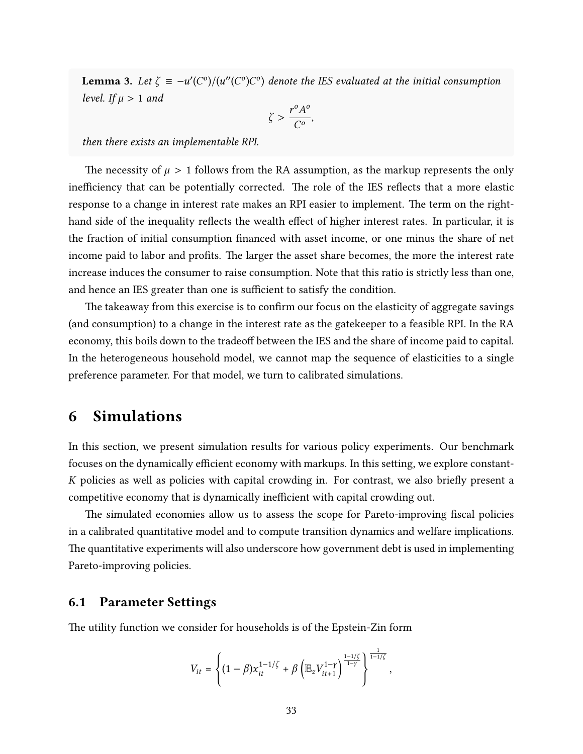**Lemma 3.** *Let $\zeta \equiv -u'(C^o)/(u''(C^o)C^o)$ denote the IES evaluated at the initial consumption level. If $\mu > 1$ and*

$$\zeta > \frac{r^o A^o}{C^o},$$

*then there exists an implementable RPI.*

The necessity of $\mu > 1$ follows from the RA assumption, as the markup represents the only inefficiency that can be potentially corrected. The role of the IES reflects that a more elastic response to a change in interest rate makes an RPI easier to implement. The term on the right-hand side of the inequality reflects the wealth effect of higher interest rates. In particular, it is the fraction of initial consumption financed with asset income, or one minus the share of net income paid to labor and profits. The larger the asset share becomes, the more the interest rate increase induces the consumer to raise consumption. Note that this ratio is strictly less than one, and hence an IES greater than one is sufficient to satisfy the condition.

The takeaway from this exercise is to confirm our focus on the elasticity of aggregate savings (and consumption) to a change in the interest rate as the gatekeeper to a feasible RPI. In the RA economy, this boils down to the tradeoff between the IES and the share of income paid to capital. In the heterogeneous household model, we cannot map the sequence of elasticities to a single preference parameter. For that model, we turn to calibrated simulations.

# 6 Simulations

In this section, we present simulation results for various policy experiments. Our benchmark focuses on the dynamically efficient economy with markups. In this setting, we explore constant-$K$ policies as well as policies with capital crowding in. For contrast, we also briefly present a competitive economy that is dynamically inefficient with capital crowding out.

The simulated economies allow us to assess the scope for Pareto-improving fiscal policies in a calibrated quantitative model and to compute transition dynamics and welfare implications. The quantitative experiments will also underscore how government debt is used in implementing Pareto-improving policies.

## 6.1 Parameter Settings

The utility function we consider for households is of the Epstein-Zin form

$$V_{it} = \left\{ (1-\beta) x_{it}^{1-1/\zeta} + \beta \left( \mathbb{E}_z V_{it+1}^{1-\gamma} \right)^{\frac{1-1/\zeta}{1-\gamma}} \right\}^{\frac{1}{1-1/\zeta}},$$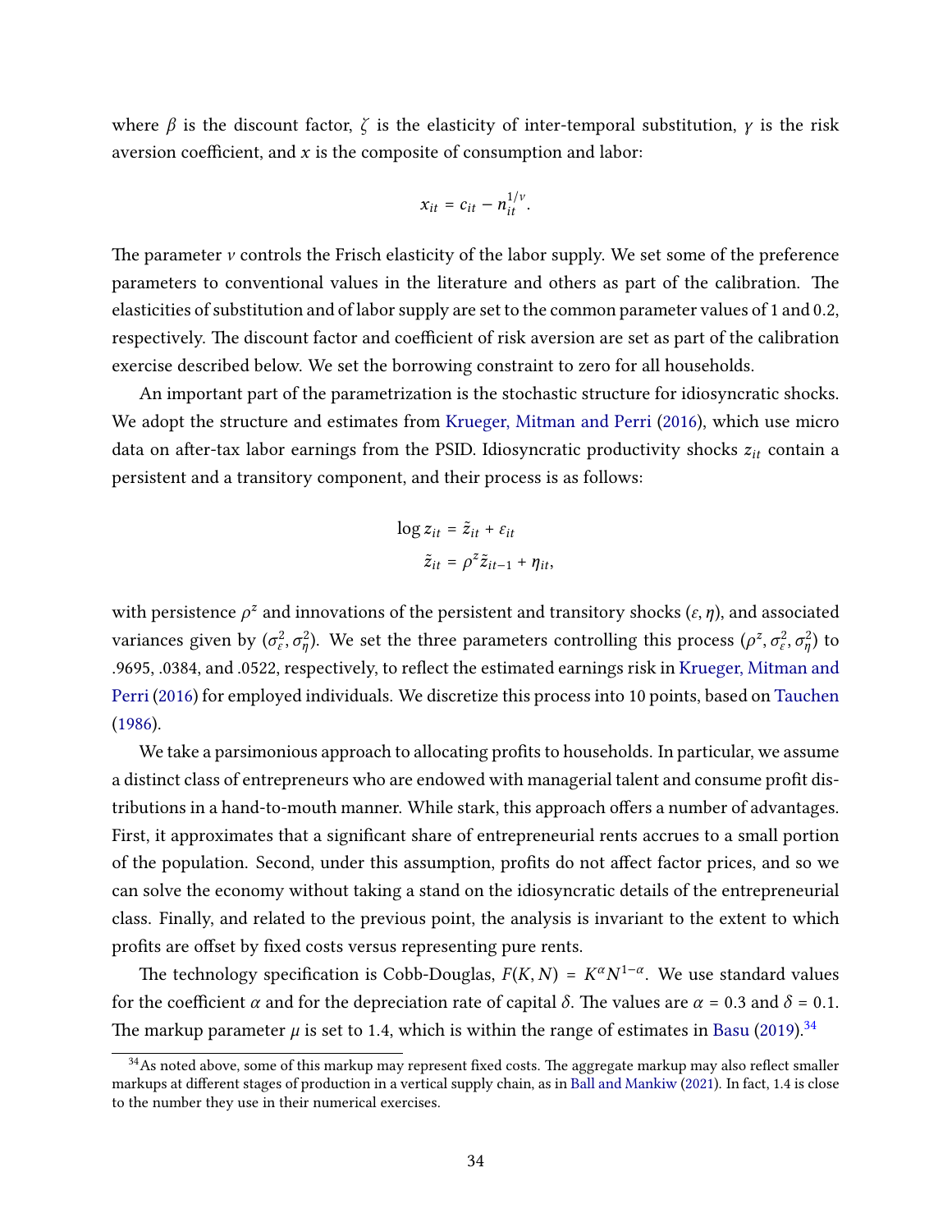where $\beta$ is the discount factor, $\zeta$ is the elasticity of inter-temporal substitution, $\gamma$ is the risk aversion coefficient, and $x$ is the composite of consumption and labor:

$$x_{it} = c_{it} - n_{it}^{1/\nu}.$$

The parameter $\nu$ controls the Frisch elasticity of the labor supply. We set some of the preference parameters to conventional values in the literature and others as part of the calibration. The elasticities of substitution and of labor supply are set to the common parameter values of 1 and 0.2, respectively. The discount factor and coefficient of risk aversion are set as part of the calibration exercise described below. We set the borrowing constraint to zero for all households.

An important part of the parametrization is the stochastic structure for idiosyncratic shocks. We adopt the structure and estimates from Krueger, Mitman and Perri (2016), which use micro data on after-tax labor earnings from the PSID. Idiosyncratic productivity shocks $z_{it}$ contain a persistent and a transitory component, and their process is as follows:

$$\begin{aligned} \log z_{it} &= \tilde{z}_{it} + \varepsilon_{it} \\ \tilde{z}_{it} &= \rho^z \tilde{z}_{it-1} + \eta_{it}, \end{aligned}$$

with persistence $\rho^z$ and innovations of the persistent and transitory shocks $(\varepsilon, \eta)$, and associated variances given by $(\sigma_\varepsilon^2, \sigma_\eta^2)$. We set the three parameters controlling this process $(\rho^z, \sigma_\varepsilon^2, \sigma_\eta^2)$ to .9695, .0384, and .0522, respectively, to reflect the estimated earnings risk in Krueger, Mitman and Perri (2016) for employed individuals. We discretize this process into 10 points, based on Tauchen (1986).

We take a parsimonious approach to allocating profits to households. In particular, we assume a distinct class of entrepreneurs who are endowed with managerial talent and consume profit distributions in a hand-to-mouth manner. While stark, this approach offers a number of advantages. First, it approximates that a significant share of entrepreneurial rents accrues to a small portion of the population. Second, under this assumption, profits do not affect factor prices, and so we can solve the economy without taking a stand on the idiosyncratic details of the entrepreneurial class. Finally, and related to the previous point, the analysis is invariant to the extent to which profits are offset by fixed costs versus representing pure rents.

The technology specification is Cobb-Douglas, $F(K, N) = K^\alpha N^{1-\alpha}$. We use standard values for the coefficient $\alpha$ and for the depreciation rate of capital $\delta$. The values are $\alpha = 0.3$ and $\delta = 0.1$. The markup parameter $\mu$ is set to 1.4, which is within the range of estimates in Basu (2019).[34]

[34] As noted above, some of this markup may represent fixed costs. The aggregate markup may also reflect smaller markups at different stages of production in a vertical supply chain, as in Ball and Mankiw (2021). In fact, 1.4 is close to the number they use in their numerical exercises.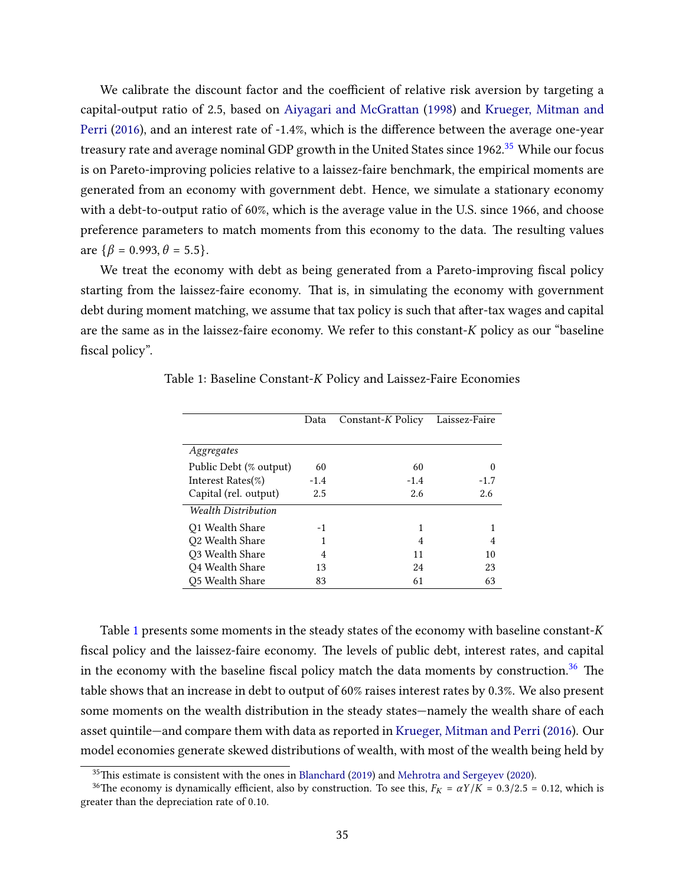We calibrate the discount factor and the coefficient of relative risk aversion by targeting a capital-output ratio of 2.5, based on Aiyagari and McGrattan (1998) and Krueger, Mitman and Perri (2016), and an interest rate of -1.4%, which is the difference between the average one-year treasury rate and average nominal GDP growth in the United States since 1962.[35] While our focus is on Pareto-improving policies relative to a laissez-faire benchmark, the empirical moments are generated from an economy with government debt. Hence, we simulate a stationary economy with a debt-to-output ratio of 60%, which is the average value in the U.S. since 1966, and choose preference parameters to match moments from this economy to the data. The resulting values are $\{\beta = 0.993, \theta = 5.5\}$.

We treat the economy with debt as being generated from a Pareto-improving fiscal policy starting from the laissez-faire economy. That is, in simulating the economy with government debt during moment matching, we assume that tax policy is such that after-tax wages and capital are the same as in the laissez-faire economy. We refer to this constant-$K$ policy as our "baseline fiscal policy".

Table 1: Baseline Constant-$K$ Policy and Laissez-Faire Economies

| | Data | Constant-$K$ Policy | Laissez-Faire |
|---|---|---|---|
| *Aggregates* | | | |
| Public Debt (% output) | 60 | 60 | 0 |
| Interest Rates(%) | -1.4 | -1.4 | -1.7 |
| Capital (rel. output) | 2.5 | 2.6 | 2.6 |
| *Wealth Distribution* | | | |
| Q1 Wealth Share | -1 | 1 | 1 |
| Q2 Wealth Share | 1 | 4 | 4 |
| Q3 Wealth Share | 4 | 11 | 10 |
| Q4 Wealth Share | 13 | 24 | 23 |
| Q5 Wealth Share | 83 | 61 | 63 |

Table 1 presents some moments in the steady states of the economy with baseline constant-$K$ fiscal policy and the laissez-faire economy. The levels of public debt, interest rates, and capital in the economy with the baseline fiscal policy match the data moments by construction.[36] The table shows that an increase in debt to output of 60% raises interest rates by 0.3%. We also present some moments on the wealth distribution in the steady states—namely the wealth share of each asset quintile—and compare them with data as reported in Krueger, Mitman and Perri (2016). Our model economies generate skewed distributions of wealth, with most of the wealth being held by

[35] This estimate is consistent with the ones in Blanchard (2019) and Mehrotra and Sergeyev (2020).

[36] The economy is dynamically efficient, also by construction. To see this, $F_K = \alpha Y/K = 0.3/2.5 = 0.12$, which is greater than the depreciation rate of 0.10.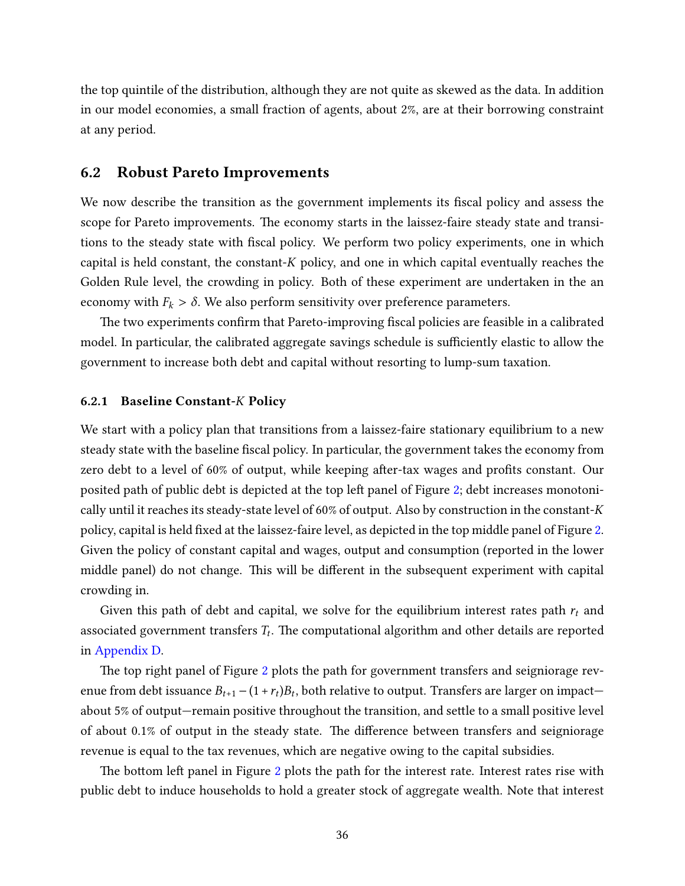the top quintile of the distribution, although they are not quite as skewed as the data. In addition in our model economies, a small fraction of agents, about 2%, are at their borrowing constraint at any period.

## 6.2 Robust Pareto Improvements

We now describe the transition as the government implements its fiscal policy and assess the scope for Pareto improvements. The economy starts in the laissez-faire steady state and transitions to the steady state with fiscal policy. We perform two policy experiments, one in which capital is held constant, the constant-$K$ policy, and one in which capital eventually reaches the Golden Rule level, the crowding in policy. Both of these experiment are undertaken in the an economy with $F_k > \delta$. We also perform sensitivity over preference parameters.

The two experiments confirm that Pareto-improving fiscal policies are feasible in a calibrated model. In particular, the calibrated aggregate savings schedule is sufficiently elastic to allow the government to increase both debt and capital without resorting to lump-sum taxation.

### 6.2.1 Baseline Constant-$K$ Policy

We start with a policy plan that transitions from a laissez-faire stationary equilibrium to a new steady state with the baseline fiscal policy. In particular, the government takes the economy from zero debt to a level of 60% of output, while keeping after-tax wages and profits constant. Our posited path of public debt is depicted at the top left panel of Figure 2; debt increases monotonically until it reaches its steady-state level of 60% of output. Also by construction in the constant-$K$ policy, capital is held fixed at the laissez-faire level, as depicted in the top middle panel of Figure 2. Given the policy of constant capital and wages, output and consumption (reported in the lower middle panel) do not change. This will be different in the subsequent experiment with capital crowding in.

Given this path of debt and capital, we solve for the equilibrium interest rates path $r_t$ and associated government transfers $T_t$. The computational algorithm and other details are reported in Appendix D.

The top right panel of Figure 2 plots the path for government transfers and seigniorage revenue from debt issuance $B_{t+1} - (1 + r_t)B_t$, both relative to output. Transfers are larger on impact—about 5% of output—remain positive throughout the transition, and settle to a small positive level of about 0.1% of output in the steady state. The difference between transfers and seigniorage revenue is equal to the tax revenues, which are negative owing to the capital subsidies.

The bottom left panel in Figure 2 plots the path for the interest rate. Interest rates rise with public debt to induce households to hold a greater stock of aggregate wealth. Note that interest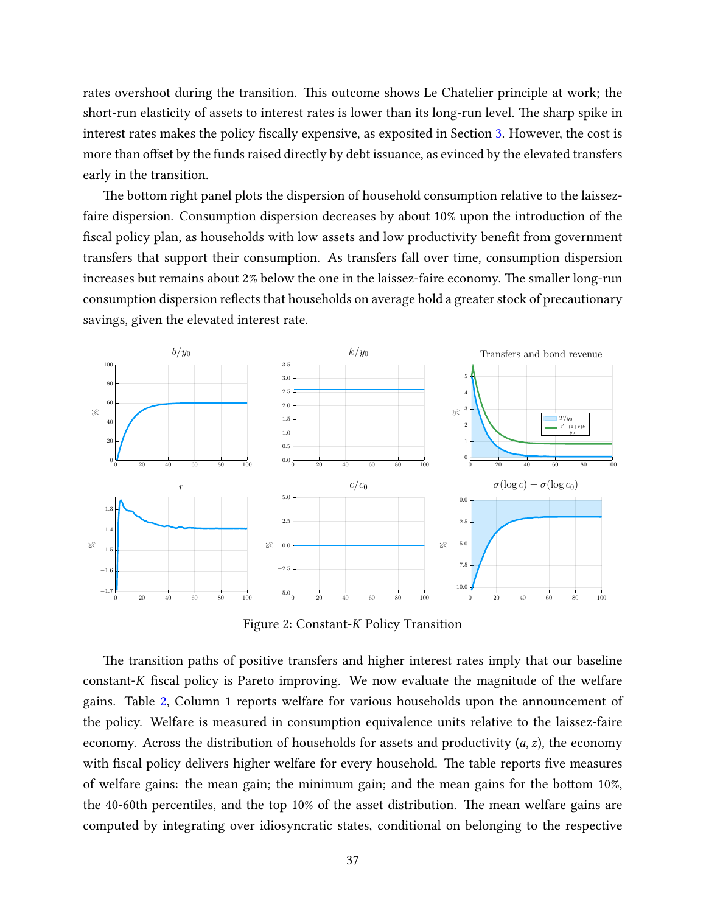rates overshoot during the transition. This outcome shows Le Chatelier principle at work; the short-run elasticity of assets to interest rates is lower than its long-run level. The sharp spike in interest rates makes the policy fiscally expensive, as exposited in Section 3. However, the cost is more than offset by the funds raised directly by debt issuance, as evinced by the elevated transfers early in the transition.

The bottom right panel plots the dispersion of household consumption relative to the laissez-faire dispersion. Consumption dispersion decreases by about 10% upon the introduction of the fiscal policy plan, as households with low assets and low productivity benefit from government transfers that support their consumption. As transfers fall over time, consumption dispersion increases but remains about 2% below the one in the laissez-faire economy. The smaller long-run consumption dispersion reflects that households on average hold a greater stock of precautionary savings, given the elevated interest rate.

Figure 2: Constant-$K$ Policy Transition

The transition paths of positive transfers and higher interest rates imply that our baseline constant-$K$ fiscal policy is Pareto improving. We now evaluate the magnitude of the welfare gains. Table 2, Column 1 reports welfare for various households upon the announcement of the policy. Welfare is measured in consumption equivalence units relative to the laissez-faire economy. Across the distribution of households for assets and productivity $(a, z)$, the economy with fiscal policy delivers higher welfare for every household. The table reports five measures of welfare gains: the mean gain; the minimum gain; and the mean gains for the bottom 10%, the 40-60th percentiles, and the top 10% of the asset distribution. The mean welfare gains are computed by integrating over idiosyncratic states, conditional on belonging to the respective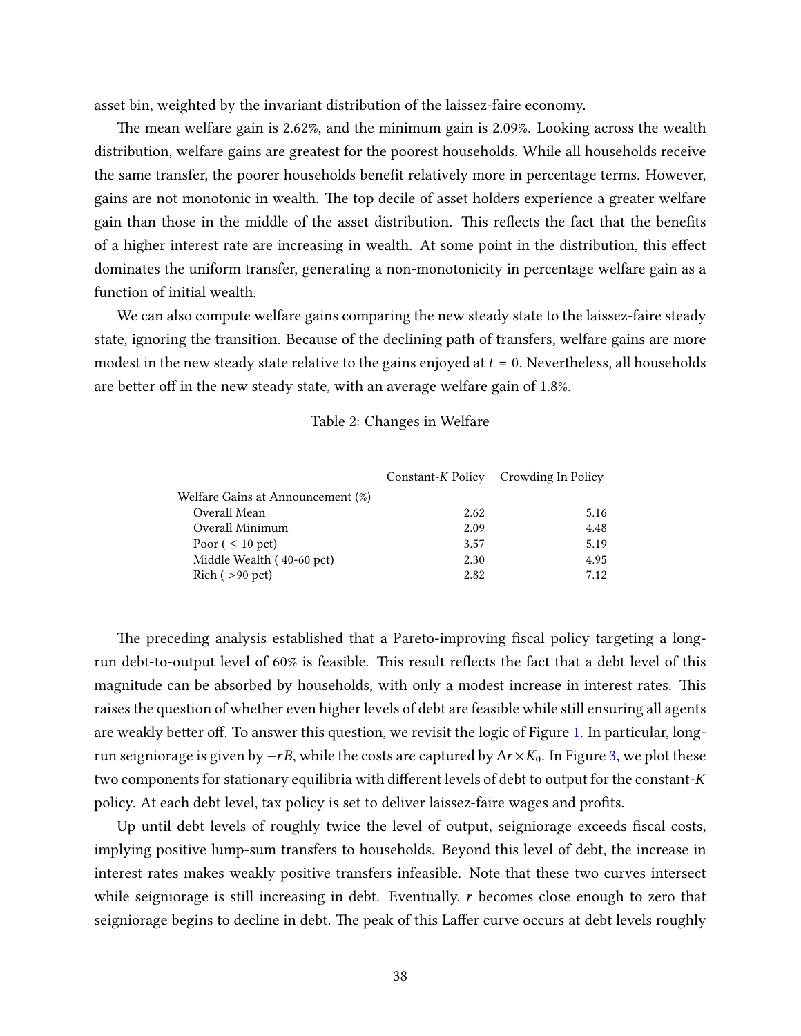asset bin, weighted by the invariant distribution of the laissez-faire economy.

The mean welfare gain is 2.62%, and the minimum gain is 2.09%. Looking across the wealth distribution, welfare gains are greatest for the poorest households. While all households receive the same transfer, the poorer households benefit relatively more in percentage terms. However, gains are not monotonic in wealth. The top decile of asset holders experience a greater welfare gain than those in the middle of the asset distribution. This reflects the fact that the benefits of a higher interest rate are increasing in wealth. At some point in the distribution, this effect dominates the uniform transfer, generating a non-monotonicity in percentage welfare gain as a function of initial wealth.

We can also compute welfare gains comparing the new steady state to the laissez-faire steady state, ignoring the transition. Because of the declining path of transfers, welfare gains are more modest in the new steady state relative to the gains enjoyed at $t = 0$. Nevertheless, all households are better off in the new steady state, with an average welfare gain of 1.8%.

Table 2: Changes in Welfare

| | Constant-$K$ Policy | Crowding In Policy |
|---|---|---|
| Welfare Gains at Announcement (%) | | |
| Overall Mean | 2.62 | 5.16 |
| Overall Minimum | 2.09 | 4.48 |
| Poor ( $\leq$ 10 pct) | 3.57 | 5.19 |
| Middle Wealth ( 40-60 pct) | 2.30 | 4.95 |
| Rich ( >90 pct) | 2.82 | 7.12 |

The preceding analysis established that a Pareto-improving fiscal policy targeting a long-run debt-to-output level of 60% is feasible. This result reflects the fact that a debt level of this magnitude can be absorbed by households, with only a modest increase in interest rates. This raises the question of whether even higher levels of debt are feasible while still ensuring all agents are weakly better off. To answer this question, we revisit the logic of Figure 1. In particular, long-run seigniorage is given by $-rB$, while the costs are captured by $\Delta r \times K_0$. In Figure 3, we plot these two components for stationary equilibria with different levels of debt to output for the constant-$K$ policy. At each debt level, tax policy is set to deliver laissez-faire wages and profits.

Up until debt levels of roughly twice the level of output, seigniorage exceeds fiscal costs, implying positive lump-sum transfers to households. Beyond this level of debt, the increase in interest rates makes weakly positive transfers infeasible. Note that these two curves intersect while seigniorage is still increasing in debt. Eventually, $r$ becomes close enough to zero that seigniorage begins to decline in debt. The peak of this Laffer curve occurs at debt levels roughly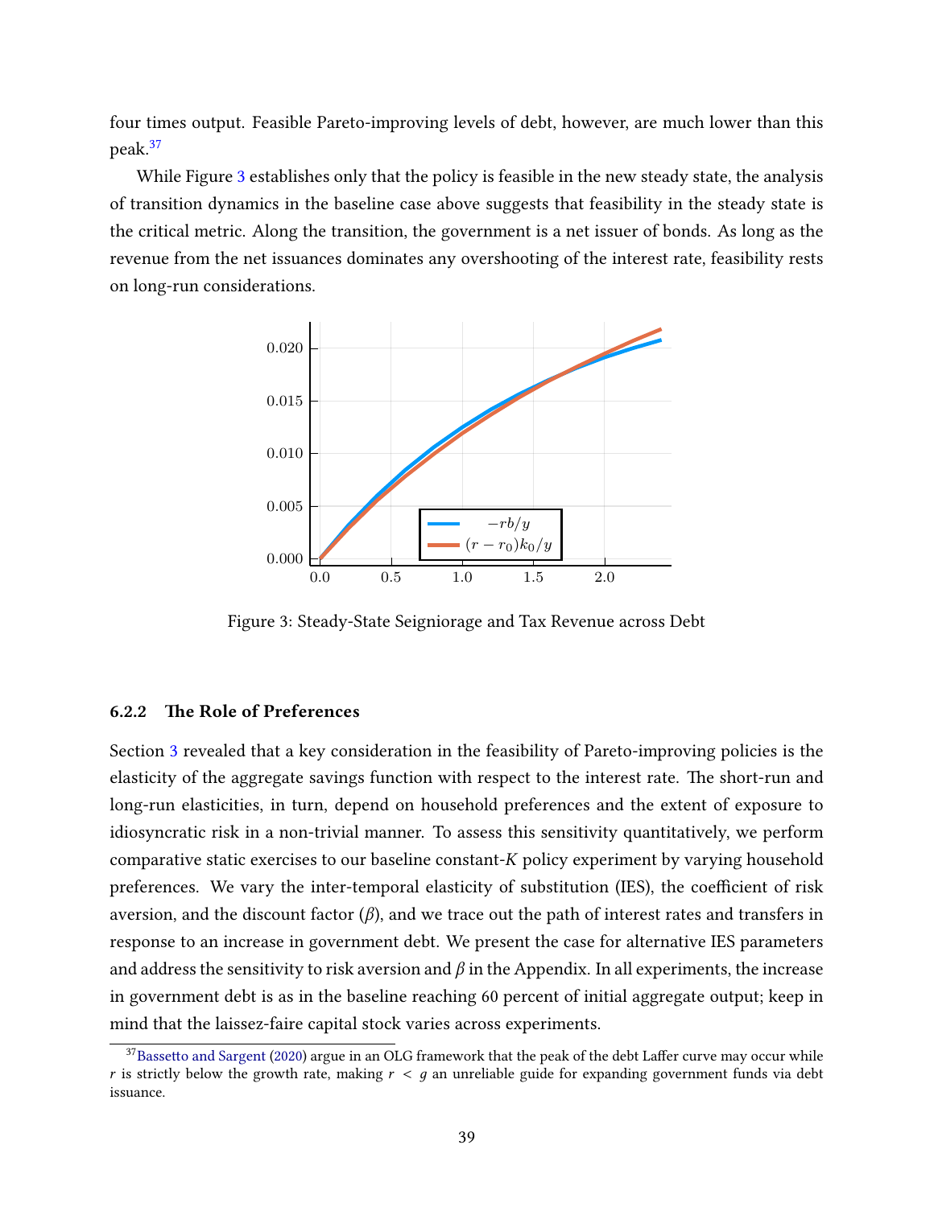four times output. Feasible Pareto-improving levels of debt, however, are much lower than this peak.[37]

While Figure 3 establishes only that the policy is feasible in the new steady state, the analysis of transition dynamics in the baseline case above suggests that feasibility in the steady state is the critical metric. Along the transition, the government is a net issuer of bonds. As long as the revenue from the net issuances dominates any overshooting of the interest rate, feasibility rests on long-run considerations.

Figure 3: Steady-State Seigniorage and Tax Revenue across Debt

### 6.2.2 The Role of Preferences

Section 3 revealed that a key consideration in the feasibility of Pareto-improving policies is the elasticity of the aggregate savings function with respect to the interest rate. The short-run and long-run elasticities, in turn, depend on household preferences and the extent of exposure to idiosyncratic risk in a non-trivial manner. To assess this sensitivity quantitatively, we perform comparative static exercises to our baseline constant-$K$ policy experiment by varying household preferences. We vary the inter-temporal elasticity of substitution (IES), the coefficient of risk aversion, and the discount factor ($\beta$), and we trace out the path of interest rates and transfers in response to an increase in government debt. We present the case for alternative IES parameters and address the sensitivity to risk aversion and $\beta$ in the Appendix. In all experiments, the increase in government debt is as in the baseline reaching 60 percent of initial aggregate output; keep in mind that the laissez-faire capital stock varies across experiments.

[37] Bassetto and Sargent (2020) argue in an OLG framework that the peak of the debt Laffer curve may occur while $r$ is strictly below the growth rate, making $r < g$ an unreliable guide for expanding government funds via debt issuance.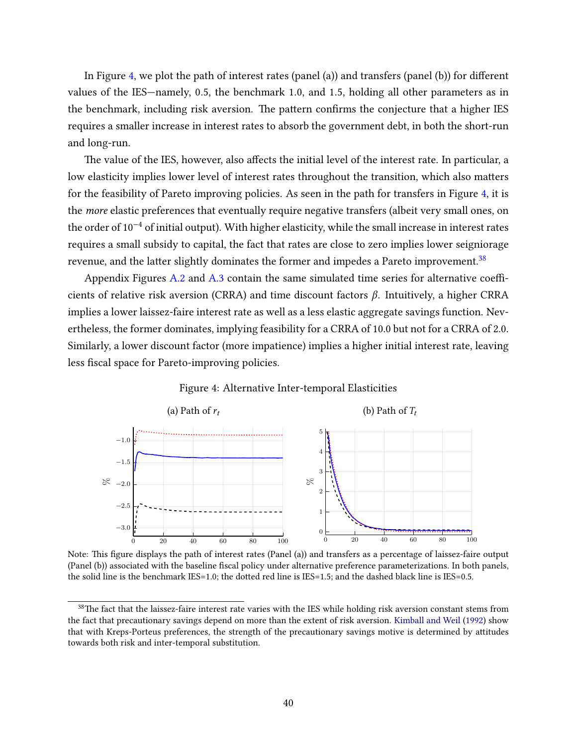In Figure 4, we plot the path of interest rates (panel (a)) and transfers (panel (b)) for different values of the IES—namely, 0.5, the benchmark 1.0, and 1.5, holding all other parameters as in the benchmark, including risk aversion. The pattern confirms the conjecture that a higher IES requires a smaller increase in interest rates to absorb the government debt, in both the short-run and long-run.

The value of the IES, however, also affects the initial level of the interest rate. In particular, a low elasticity implies lower level of interest rates throughout the transition, which also matters for the feasibility of Pareto improving policies. As seen in the path for transfers in Figure 4, it is the *more* elastic preferences that eventually require negative transfers (albeit very small ones, on the order of $10^{-4}$ of initial output). With higher elasticity, while the small increase in interest rates requires a small subsidy to capital, the fact that rates are close to zero implies lower seigniorage revenue, and the latter slightly dominates the former and impedes a Pareto improvement.[38]

Appendix Figures A.2 and A.3 contain the same simulated time series for alternative coefficients of relative risk aversion (CRRA) and time discount factors $\beta$. Intuitively, a higher CRRA implies a lower laissez-faire interest rate as well as a less elastic aggregate savings function. Nevertheless, the former dominates, implying feasibility for a CRRA of 10.0 but not for a CRRA of 2.0. Similarly, a lower discount factor (more impatience) implies a higher initial interest rate, leaving less fiscal space for Pareto-improving policies.

Figure 4: Alternative Inter-temporal Elasticities

(a) Path of $r_t$

(b) Path of $T_t$

Note: This figure displays the path of interest rates (Panel (a)) and transfers as a percentage of laissez-faire output (Panel (b)) associated with the baseline fiscal policy under alternative preference parameterizations. In both panels, the solid line is the benchmark IES=1.0; the dotted red line is IES=1.5; and the dashed black line is IES=0.5.

[38] The fact that the laissez-faire interest rate varies with the IES while holding risk aversion constant stems from the fact that precautionary savings depend on more than the extent of risk aversion. Kimball and Weil (1992) show that with Kreps-Porteus preferences, the strength of the precautionary savings motive is determined by attitudes towards both risk and inter-temporal substitution.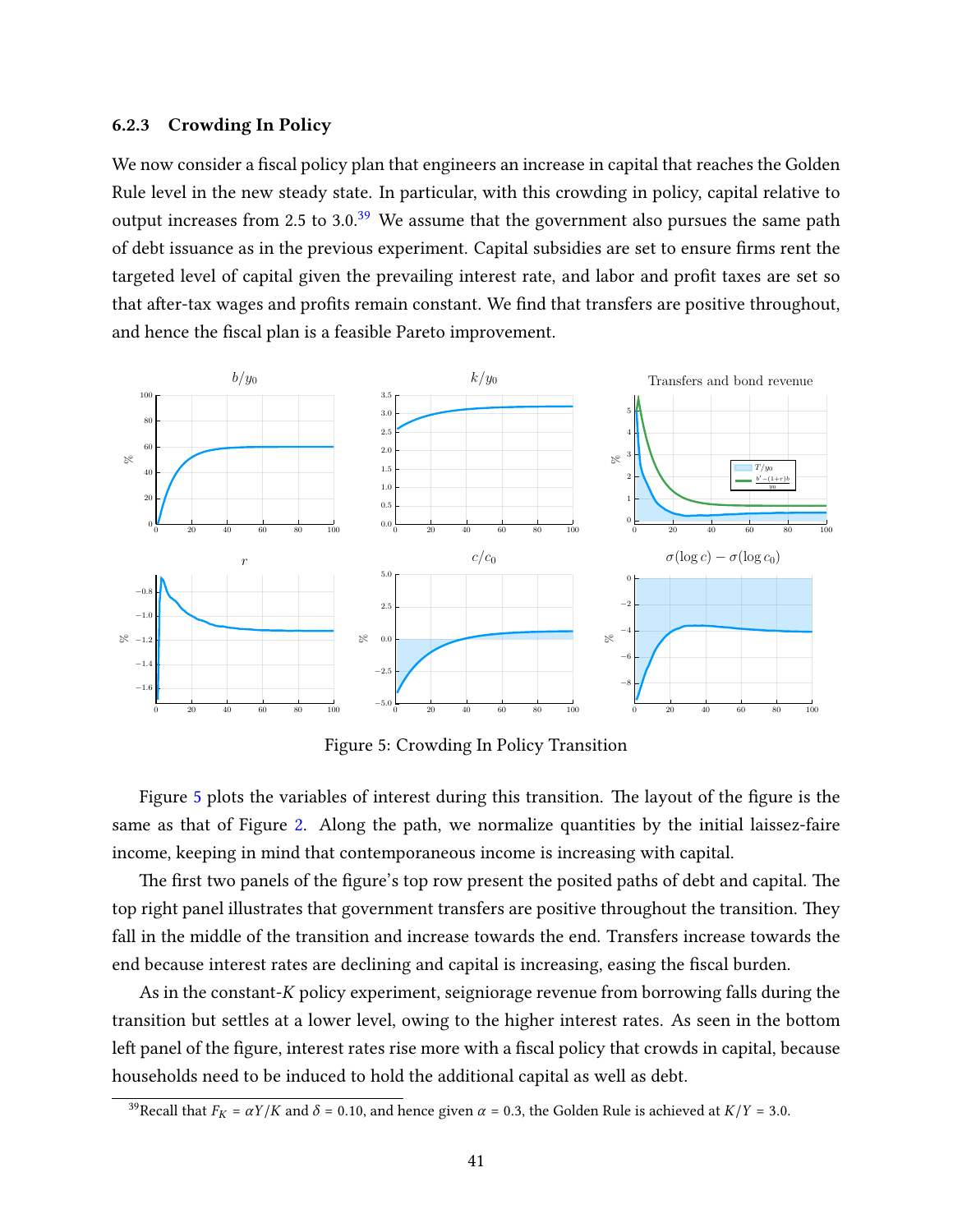### 6.2.3 Crowding In Policy

We now consider a fiscal policy plan that engineers an increase in capital that reaches the Golden Rule level in the new steady state. In particular, with this crowding in policy, capital relative to output increases from 2.5 to 3.0.[39] We assume that the government also pursues the same path of debt issuance as in the previous experiment. Capital subsidies are set to ensure firms rent the targeted level of capital given the prevailing interest rate, and labor and profit taxes are set so that after-tax wages and profits remain constant. We find that transfers are positive throughout, and hence the fiscal plan is a feasible Pareto improvement.

Figure 5: Crowding In Policy Transition

Figure 5 plots the variables of interest during this transition. The layout of the figure is the same as that of Figure 2. Along the path, we normalize quantities by the initial laissez-faire income, keeping in mind that contemporaneous income is increasing with capital.

The first two panels of the figure's top row present the posited paths of debt and capital. The top right panel illustrates that government transfers are positive throughout the transition. They fall in the middle of the transition and increase towards the end. Transfers increase towards the end because interest rates are declining and capital is increasing, easing the fiscal burden.

As in the constant-$K$ policy experiment, seigniorage revenue from borrowing falls during the transition but settles at a lower level, owing to the higher interest rates. As seen in the bottom left panel of the figure, interest rates rise more with a fiscal policy that crowds in capital, because households need to be induced to hold the additional capital as well as debt.

[39] Recall that $F_K = \alpha Y/K$ and $\delta = 0.10$, and hence given $\alpha = 0.3$, the Golden Rule is achieved at $K/Y = 3.0$.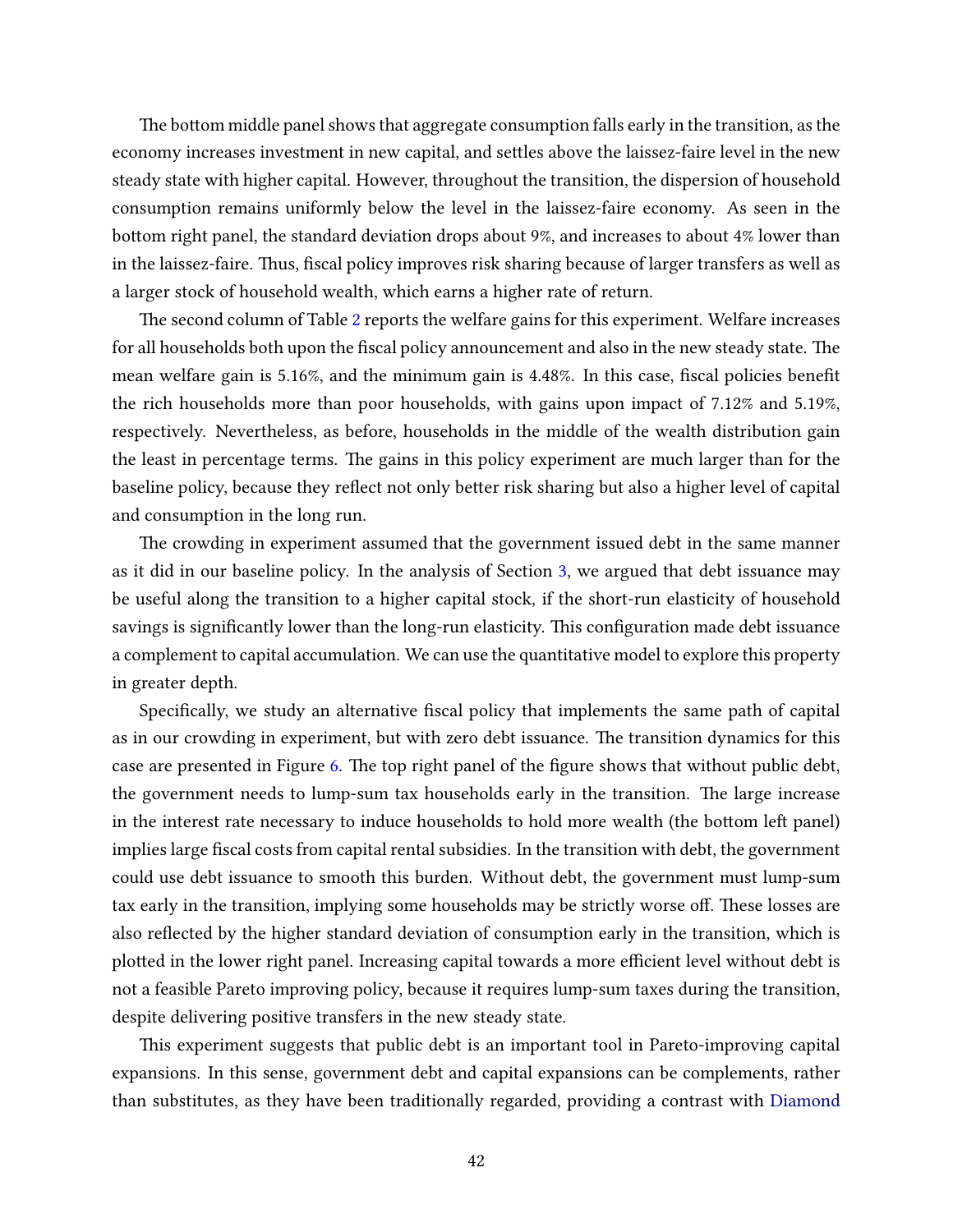The bottom middle panel shows that aggregate consumption falls early in the transition, as the economy increases investment in new capital, and settles above the laissez-faire level in the new steady state with higher capital. However, throughout the transition, the dispersion of household consumption remains uniformly below the level in the laissez-faire economy. As seen in the bottom right panel, the standard deviation drops about 9%, and increases to about 4% lower than in the laissez-faire. Thus, fiscal policy improves risk sharing because of larger transfers as well as a larger stock of household wealth, which earns a higher rate of return.

The second column of Table 2 reports the welfare gains for this experiment. Welfare increases for all households both upon the fiscal policy announcement and also in the new steady state. The mean welfare gain is 5.16%, and the minimum gain is 4.48%. In this case, fiscal policies benefit the rich households more than poor households, with gains upon impact of 7.12% and 5.19%, respectively. Nevertheless, as before, households in the middle of the wealth distribution gain the least in percentage terms. The gains in this policy experiment are much larger than for the baseline policy, because they reflect not only better risk sharing but also a higher level of capital and consumption in the long run.

The crowding in experiment assumed that the government issued debt in the same manner as it did in our baseline policy. In the analysis of Section 3, we argued that debt issuance may be useful along the transition to a higher capital stock, if the short-run elasticity of household savings is significantly lower than the long-run elasticity. This configuration made debt issuance a complement to capital accumulation. We can use the quantitative model to explore this property in greater depth.

Specifically, we study an alternative fiscal policy that implements the same path of capital as in our crowding in experiment, but with zero debt issuance. The transition dynamics for this case are presented in Figure 6. The top right panel of the figure shows that without public debt, the government needs to lump-sum tax households early in the transition. The large increase in the interest rate necessary to induce households to hold more wealth (the bottom left panel) implies large fiscal costs from capital rental subsidies. In the transition with debt, the government could use debt issuance to smooth this burden. Without debt, the government must lump-sum tax early in the transition, implying some households may be strictly worse off. These losses are also reflected by the higher standard deviation of consumption early in the transition, which is plotted in the lower right panel. Increasing capital towards a more efficient level without debt is not a feasible Pareto improving policy, because it requires lump-sum taxes during the transition, despite delivering positive transfers in the new steady state.

This experiment suggests that public debt is an important tool in Pareto-improving capital expansions. In this sense, government debt and capital expansions can be complements, rather than substitutes, as they have been traditionally regarded, providing a contrast with Diamond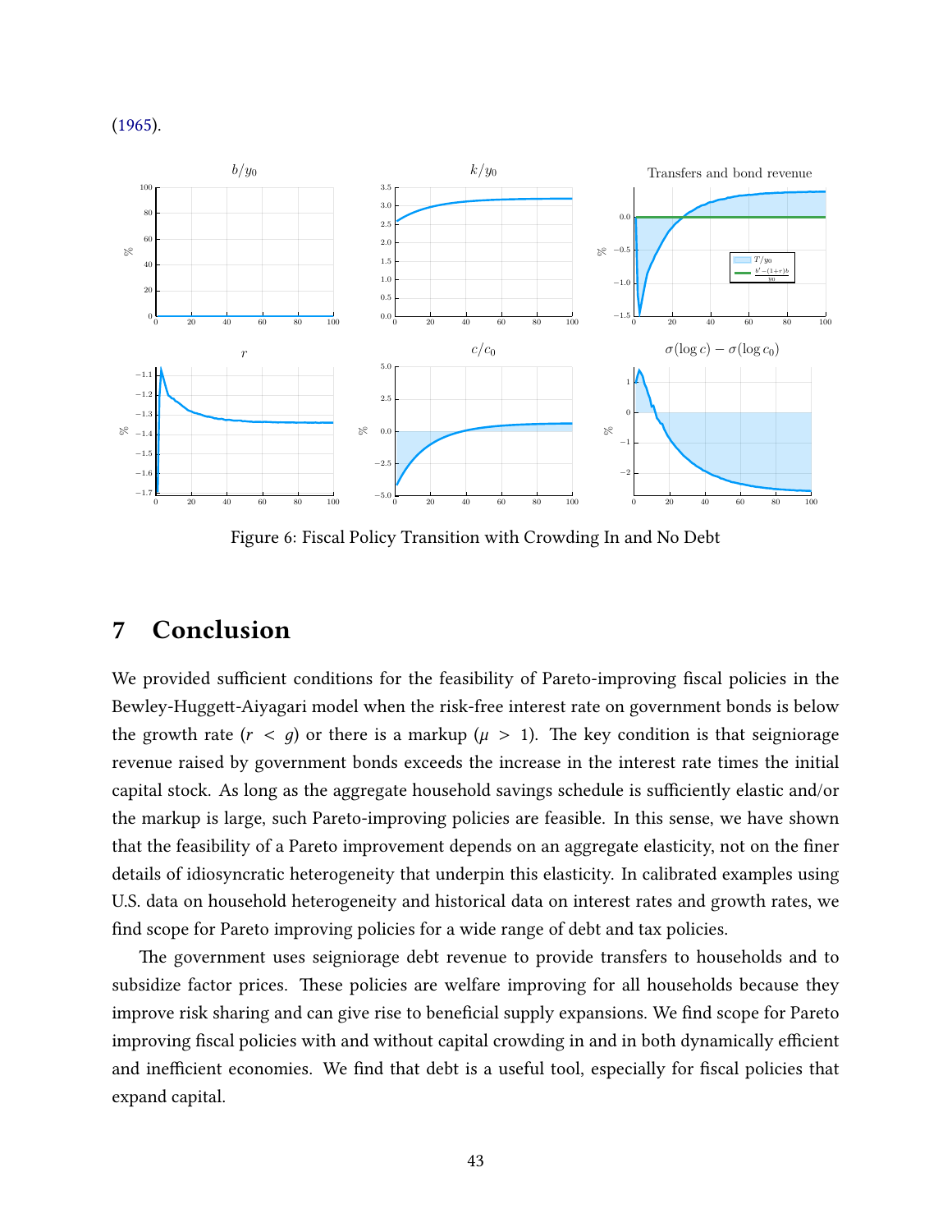(1965).

Figure 6: Fiscal Policy Transition with Crowding In and No Debt

# 7 Conclusion

We provided sufficient conditions for the feasibility of Pareto-improving fiscal policies in the Bewley-Huggett-Aiyagari model when the risk-free interest rate on government bonds is below the growth rate ($r < g$) or there is a markup ($\mu > 1$). The key condition is that seigniorage revenue raised by government bonds exceeds the increase in the interest rate times the initial capital stock. As long as the aggregate household savings schedule is sufficiently elastic and/or the markup is large, such Pareto-improving policies are feasible. In this sense, we have shown that the feasibility of a Pareto improvement depends on an aggregate elasticity, not on the finer details of idiosyncratic heterogeneity that underpin this elasticity. In calibrated examples using U.S. data on household heterogeneity and historical data on interest rates and growth rates, we find scope for Pareto improving policies for a wide range of debt and tax policies.

The government uses seigniorage debt revenue to provide transfers to households and to subsidize factor prices. These policies are welfare improving for all households because they improve risk sharing and can give rise to beneficial supply expansions. We find scope for Pareto improving fiscal policies with and without capital crowding in and in both dynamically efficient and inefficient economies. We find that debt is a useful tool, especially for fiscal policies that expand capital.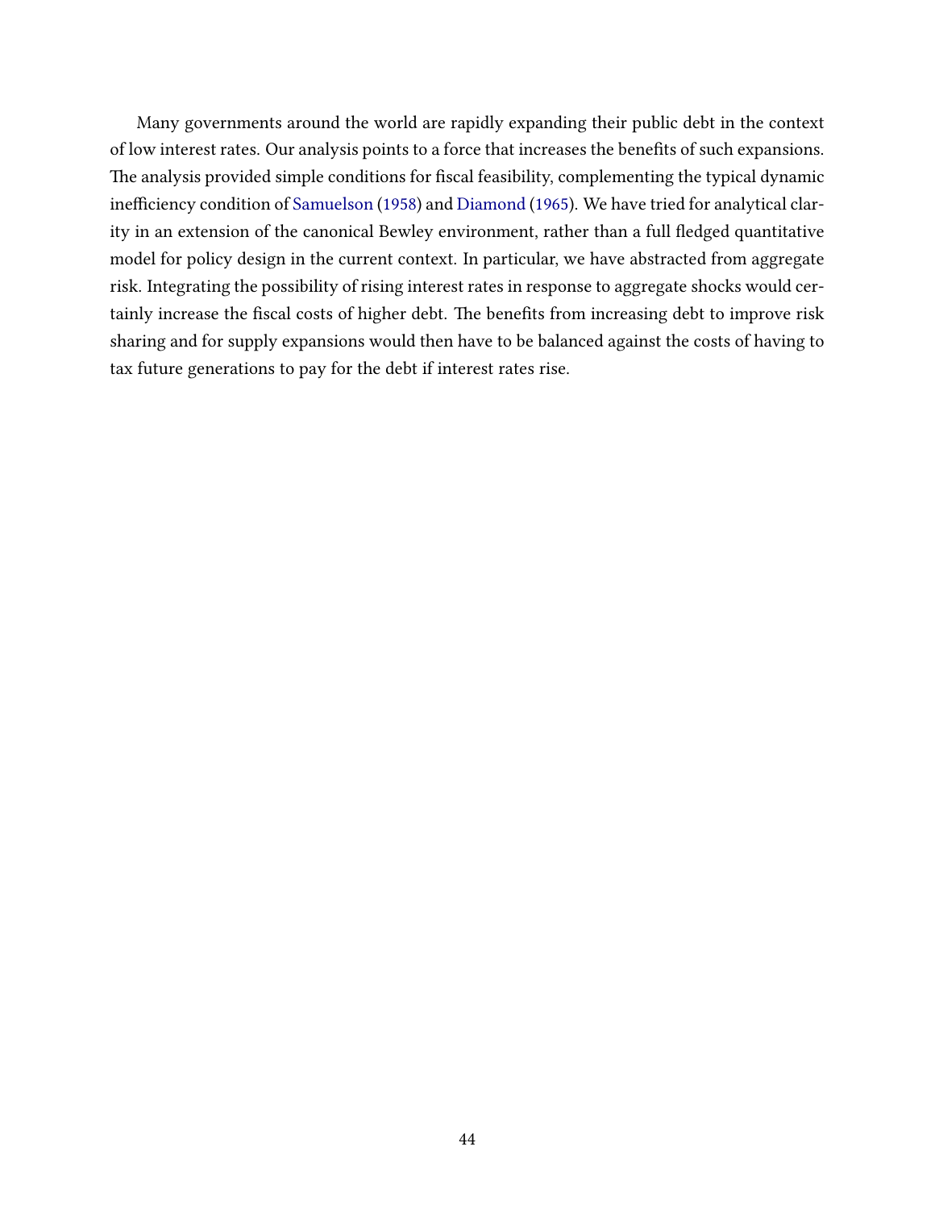Many governments around the world are rapidly expanding their public debt in the context of low interest rates. Our analysis points to a force that increases the benefits of such expansions. The analysis provided simple conditions for fiscal feasibility, complementing the typical dynamic inefficiency condition of Samuelson (1958) and Diamond (1965). We have tried for analytical clarity in an extension of the canonical Bewley environment, rather than a full fledged quantitative model for policy design in the current context. In particular, we have abstracted from aggregate risk. Integrating the possibility of rising interest rates in response to aggregate shocks would certainly increase the fiscal costs of higher debt. The benefits from increasing debt to improve risk sharing and for supply expansions would then have to be balanced against the costs of having to tax future generations to pay for the debt if interest rates rise.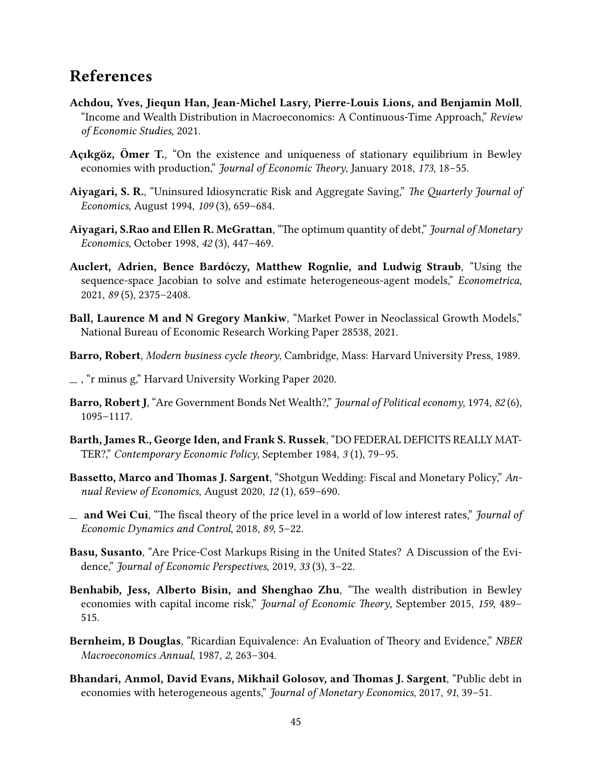## References

**Achdou, Yves, Jiequn Han, Jean-Michel Lasry, Pierre-Louis Lions, and Benjamin Moll**, "Income and Wealth Distribution in Macroeconomics: A Continuous-Time Approach," *Review of Economic Studies*, 2021.

**Açıkgöz, Ömer T.**, "On the existence and uniqueness of stationary equilibrium in Bewley economies with production," *Journal of Economic Theory*, January 2018, *173*, 18–55.

**Aiyagari, S. R.**, "Uninsured Idiosyncratic Risk and Aggregate Saving," *The Quarterly Journal of Economics*, August 1994, *109* (3), 659–684.

**Aiyagari, S.Rao and Ellen R. McGrattan**, "The optimum quantity of debt," *Journal of Monetary Economics*, October 1998, *42* (3), 447–469.

**Auclert, Adrien, Bence Bardóczy, Matthew Rognlie, and Ludwig Straub**, "Using the sequence-space Jacobian to solve and estimate heterogeneous-agent models," *Econometrica*, 2021, *89* (5), 2375–2408.

**Ball, Laurence M and N Gregory Mankiw**, "Market Power in Neoclassical Growth Models," National Bureau of Economic Research Working Paper 28538, 2021.

**Barro, Robert**, *Modern business cycle theory*, Cambridge, Mass: Harvard University Press, 1989.

__ , "r minus g," Harvard University Working Paper 2020.

**Barro, Robert J**, "Are Government Bonds Net Wealth?," *Journal of Political economy*, 1974, *82* (6), 1095–1117.

**Barth, James R., George Iden, and Frank S. Russek**, "DO FEDERAL DEFICITS REALLY MATTER?," *Contemporary Economic Policy*, September 1984, *3* (1), 79–95.

**Bassetto, Marco and Thomas J. Sargent**, "Shotgun Wedding: Fiscal and Monetary Policy," *Annual Review of Economics*, August 2020, *12* (1), 659–690.

__ **and Wei Cui**, "The fiscal theory of the price level in a world of low interest rates," *Journal of Economic Dynamics and Control*, 2018, *89*, 5–22.

**Basu, Susanto**, "Are Price-Cost Markups Rising in the United States? A Discussion of the Evidence," *Journal of Economic Perspectives*, 2019, *33* (3), 3–22.

**Benhabib, Jess, Alberto Bisin, and Shenghao Zhu**, "The wealth distribution in Bewley economies with capital income risk," *Journal of Economic Theory*, September 2015, *159*, 489–515.

**Bernheim, B Douglas**, "Ricardian Equivalence: An Evaluation of Theory and Evidence," *NBER Macroeconomics Annual*, 1987, *2*, 263–304.

**Bhandari, Anmol, David Evans, Mikhail Golosov, and Thomas J. Sargent**, "Public debt in economies with heterogeneous agents," *Journal of Monetary Economics*, 2017, *91*, 39–51.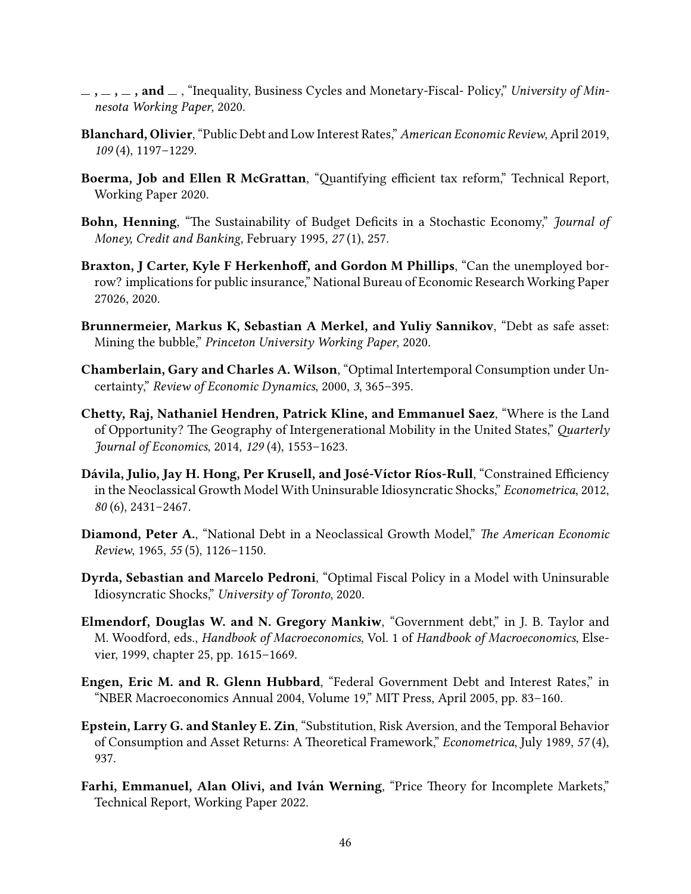**\_ , \_ , \_ , and \_** , "Inequality, Business Cycles and Monetary-Fiscal- Policy," *University of Minnesota Working Paper*, 2020.

**Blanchard, Olivier**, "Public Debt and Low Interest Rates," *American Economic Review*, April 2019, *109* (4), 1197–1229.

**Boerma, Job and Ellen R McGrattan**, "Quantifying efficient tax reform," Technical Report, Working Paper 2020.

**Bohn, Henning**, "The Sustainability of Budget Deficits in a Stochastic Economy," *Journal of Money, Credit and Banking*, February 1995, *27* (1), 257.

**Braxton, J Carter, Kyle F Herkenhoff, and Gordon M Phillips**, "Can the unemployed borrow? implications for public insurance," National Bureau of Economic Research Working Paper 27026, 2020.

**Brunnermeier, Markus K, Sebastian A Merkel, and Yuliy Sannikov**, "Debt as safe asset: Mining the bubble," *Princeton University Working Paper*, 2020.

**Chamberlain, Gary and Charles A. Wilson**, "Optimal Intertemporal Consumption under Uncertainty," *Review of Economic Dynamics*, 2000, *3*, 365–395.

**Chetty, Raj, Nathaniel Hendren, Patrick Kline, and Emmanuel Saez**, "Where is the Land of Opportunity? The Geography of Intergenerational Mobility in the United States," *Quarterly Journal of Economics*, 2014, *129* (4), 1553–1623.

**Dávila, Julio, Jay H. Hong, Per Krusell, and José-Víctor Ríos-Rull**, "Constrained Efficiency in the Neoclassical Growth Model With Uninsurable Idiosyncratic Shocks," *Econometrica*, 2012, *80* (6), 2431–2467.

**Diamond, Peter A.**, "National Debt in a Neoclassical Growth Model," *The American Economic Review*, 1965, *55* (5), 1126–1150.

**Dyrda, Sebastian and Marcelo Pedroni**, "Optimal Fiscal Policy in a Model with Uninsurable Idiosyncratic Shocks," *University of Toronto*, 2020.

**Elmendorf, Douglas W. and N. Gregory Mankiw**, "Government debt," in J. B. Taylor and M. Woodford, eds., *Handbook of Macroeconomics*, Vol. 1 of *Handbook of Macroeconomics*, Elsevier, 1999, chapter 25, pp. 1615–1669.

**Engen, Eric M. and R. Glenn Hubbard**, "Federal Government Debt and Interest Rates," in "NBER Macroeconomics Annual 2004, Volume 19," MIT Press, April 2005, pp. 83–160.

**Epstein, Larry G. and Stanley E. Zin**, "Substitution, Risk Aversion, and the Temporal Behavior of Consumption and Asset Returns: A Theoretical Framework," *Econometrica*, July 1989, *57* (4), 937.

**Farhi, Emmanuel, Alan Olivi, and Iván Werning**, "Price Theory for Incomplete Markets," Technical Report, Working Paper 2022.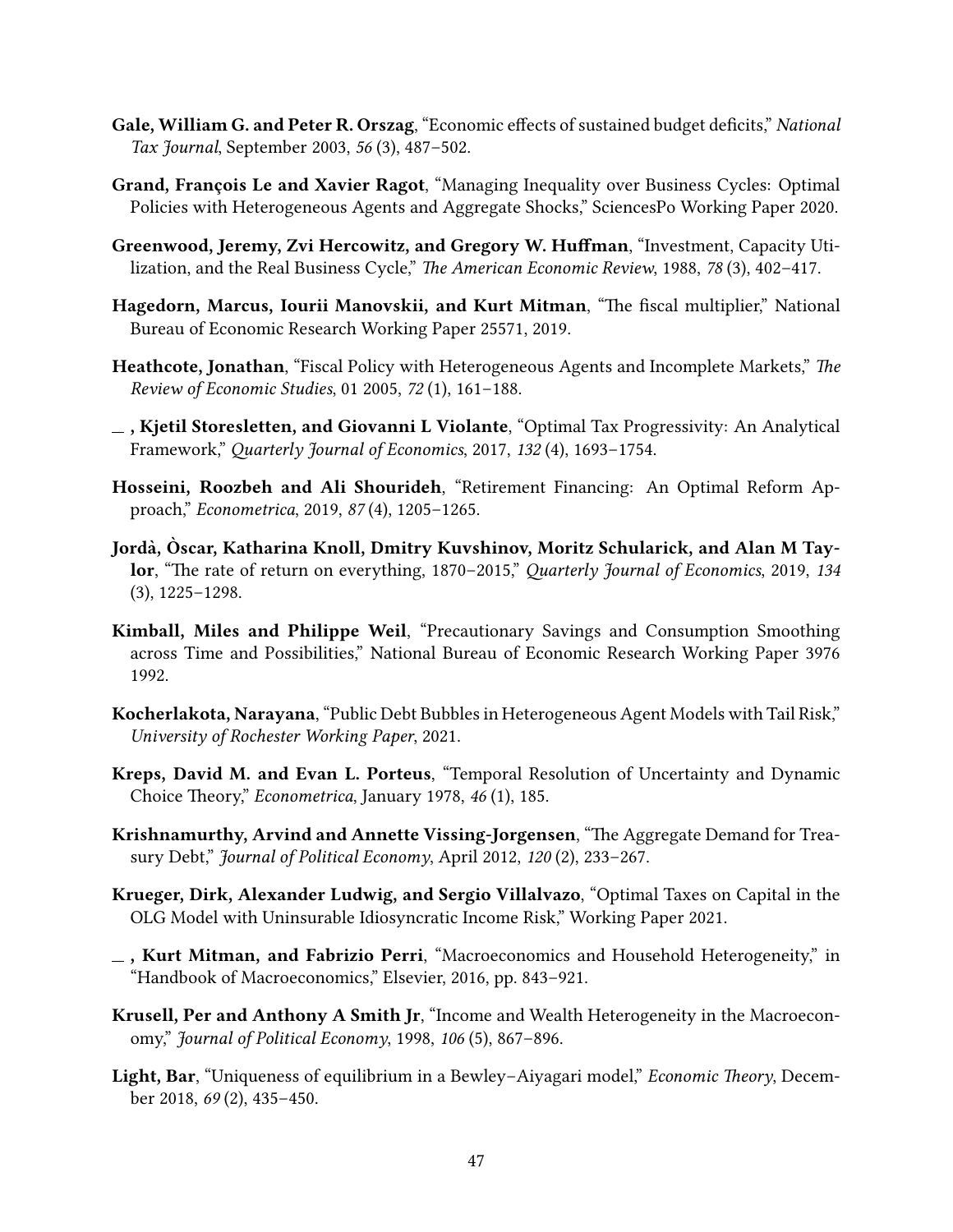**Gale, William G. and Peter R. Orszag**, "Economic effects of sustained budget deficits," *National Tax Journal*, September 2003, *56* (3), 487–502.

**Grand, François Le and Xavier Ragot**, "Managing Inequality over Business Cycles: Optimal Policies with Heterogeneous Agents and Aggregate Shocks," SciencesPo Working Paper 2020.

**Greenwood, Jeremy, Zvi Hercowitz, and Gregory W. Huffman**, "Investment, Capacity Utilization, and the Real Business Cycle," *The American Economic Review*, 1988, *78* (3), 402–417.

**Hagedorn, Marcus, Iourii Manovskii, and Kurt Mitman**, "The fiscal multiplier," National Bureau of Economic Research Working Paper 25571, 2019.

**Heathcote, Jonathan**, "Fiscal Policy with Heterogeneous Agents and Incomplete Markets," *The Review of Economic Studies*, 01 2005, *72* (1), 161–188.

**_ , Kjetil Storesletten, and Giovanni L Violante**, "Optimal Tax Progressivity: An Analytical Framework," *Quarterly Journal of Economics*, 2017, *132* (4), 1693–1754.

**Hosseini, Roozbeh and Ali Shourideh**, "Retirement Financing: An Optimal Reform Approach," *Econometrica*, 2019, *87* (4), 1205–1265.

**Jordà, Òscar, Katharina Knoll, Dmitry Kuvshinov, Moritz Schularick, and Alan M Taylor**, "The rate of return on everything, 1870–2015," *Quarterly Journal of Economics*, 2019, *134* (3), 1225–1298.

**Kimball, Miles and Philippe Weil**, "Precautionary Savings and Consumption Smoothing across Time and Possibilities," National Bureau of Economic Research Working Paper 3976 1992.

**Kocherlakota, Narayana**, "Public Debt Bubbles in Heterogeneous Agent Models with Tail Risk," *University of Rochester Working Paper*, 2021.

**Kreps, David M. and Evan L. Porteus**, "Temporal Resolution of Uncertainty and Dynamic Choice Theory," *Econometrica*, January 1978, *46* (1), 185.

**Krishnamurthy, Arvind and Annette Vissing-Jorgensen**, "The Aggregate Demand for Treasury Debt," *Journal of Political Economy*, April 2012, *120* (2), 233–267.

**Krueger, Dirk, Alexander Ludwig, and Sergio Villalvazo**, "Optimal Taxes on Capital in the OLG Model with Uninsurable Idiosyncratic Income Risk," Working Paper 2021.

**_ , Kurt Mitman, and Fabrizio Perri**, "Macroeconomics and Household Heterogeneity," in "Handbook of Macroeconomics," Elsevier, 2016, pp. 843–921.

**Krusell, Per and Anthony A Smith Jr**, "Income and Wealth Heterogeneity in the Macroeconomy," *Journal of Political Economy*, 1998, *106* (5), 867–896.

**Light, Bar**, "Uniqueness of equilibrium in a Bewley–Aiyagari model," *Economic Theory*, December 2018, *69* (2), 435–450.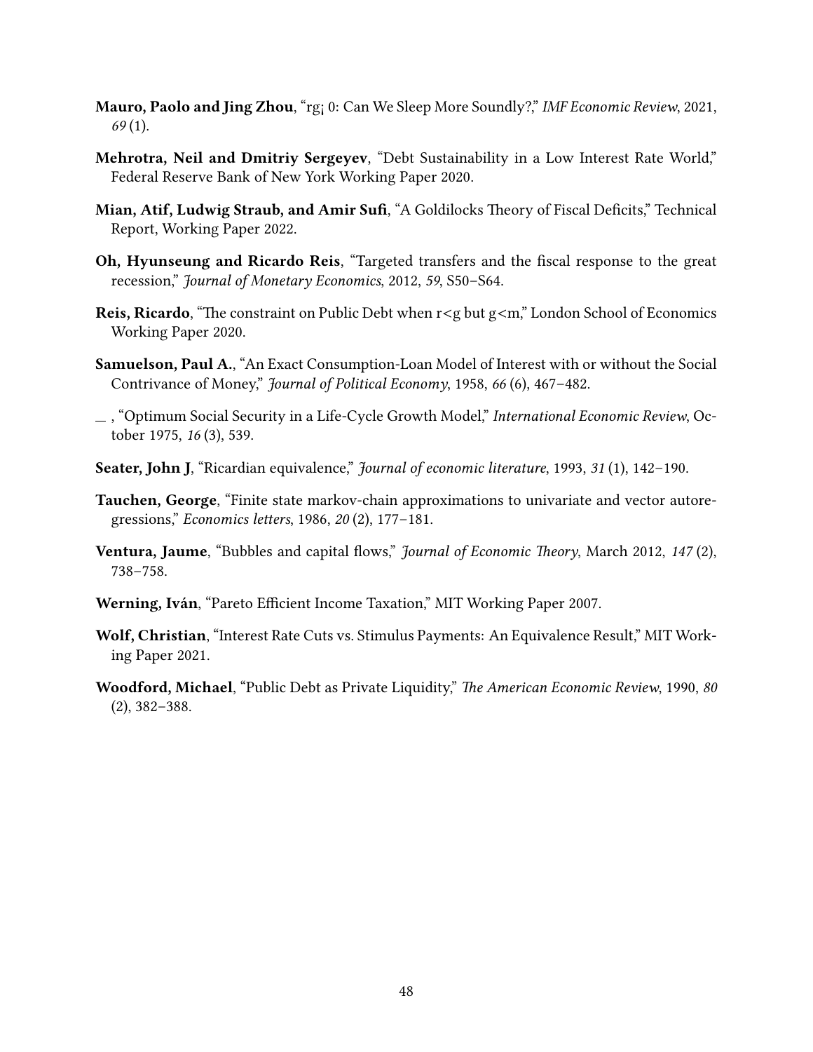**Mauro, Paolo and Jing Zhou**, "rg¡ 0: Can We Sleep More Soundly?," *IMF Economic Review*, 2021, *69* (1).

**Mehrotra, Neil and Dmitriy Sergeyev**, "Debt Sustainability in a Low Interest Rate World," Federal Reserve Bank of New York Working Paper 2020.

**Mian, Atif, Ludwig Straub, and Amir Sufi**, "A Goldilocks Theory of Fiscal Deficits," Technical Report, Working Paper 2022.

**Oh, Hyunseung and Ricardo Reis**, "Targeted transfers and the fiscal response to the great recession," *Journal of Monetary Economics*, 2012, *59*, S50–S64.

**Reis, Ricardo**, "The constraint on Public Debt when r<g but g<m," London School of Economics Working Paper 2020.

**Samuelson, Paul A.**, "An Exact Consumption-Loan Model of Interest with or without the Social Contrivance of Money," *Journal of Political Economy*, 1958, *66* (6), 467–482.

_ , "Optimum Social Security in a Life-Cycle Growth Model," *International Economic Review*, October 1975, *16* (3), 539.

**Seater, John J**, "Ricardian equivalence," *Journal of economic literature*, 1993, *31* (1), 142–190.

**Tauchen, George**, "Finite state markov-chain approximations to univariate and vector autoregressions," *Economics letters*, 1986, *20* (2), 177–181.

**Ventura, Jaume**, "Bubbles and capital flows," *Journal of Economic Theory*, March 2012, *147* (2), 738–758.

**Werning, Iván**, "Pareto Efficient Income Taxation," MIT Working Paper 2007.

**Wolf, Christian**, "Interest Rate Cuts vs. Stimulus Payments: An Equivalence Result," MIT Working Paper 2021.

**Woodford, Michael**, "Public Debt as Private Liquidity," *The American Economic Review*, 1990, *80* (2), 382–388.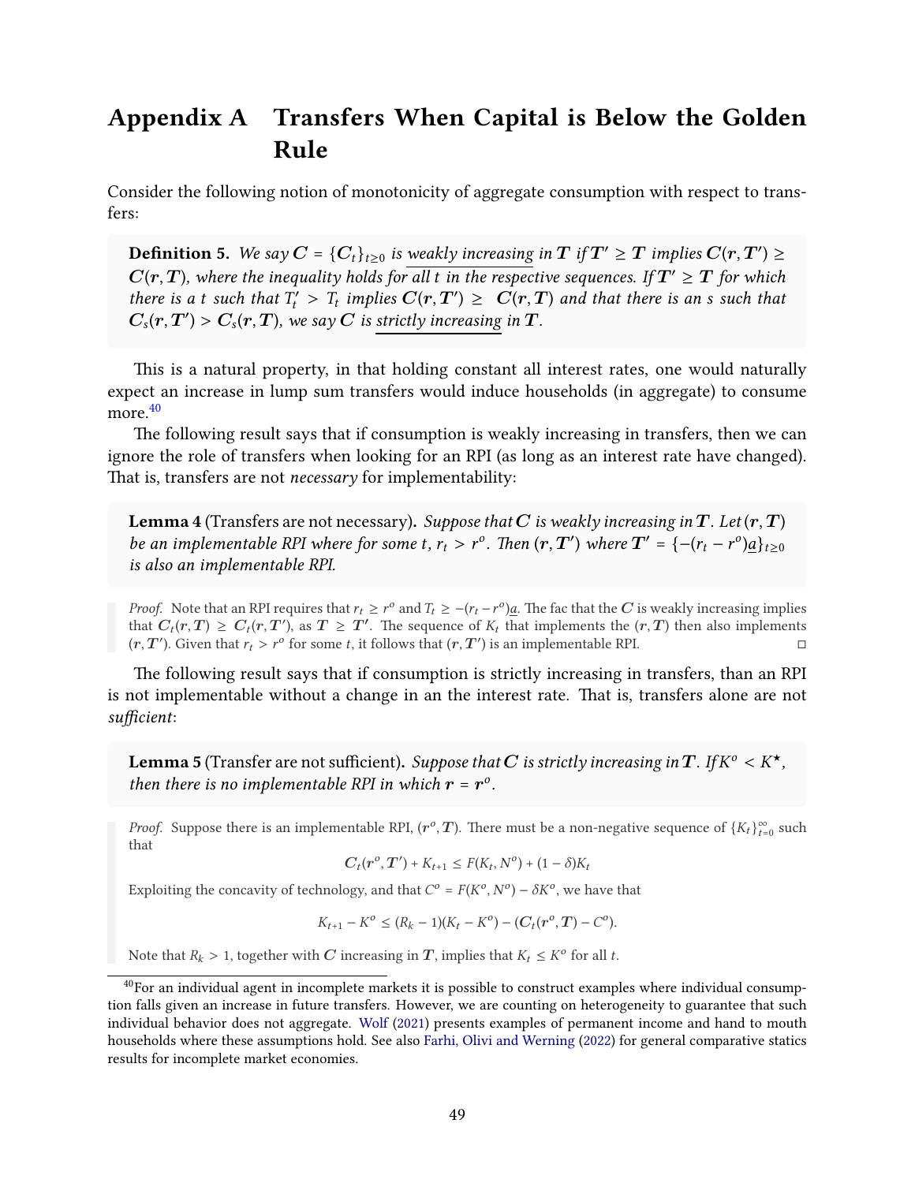# Appendix A Transfers When Capital is Below the Golden Rule

Consider the following notion of monotonicity of aggregate consumption with respect to transfers:

> **Definition 5.** *We say $\boldsymbol{C} = \{C_t\}_{t\geq 0}$ is* <u>*weakly increasing*</u> *in $\boldsymbol{T}$ if $\boldsymbol{T}' \geq \boldsymbol{T}$ implies $\boldsymbol{C}(\boldsymbol{r}, \boldsymbol{T}') \geq \boldsymbol{C}(\boldsymbol{r}, \boldsymbol{T})$, where the inequality holds for all $t$ in the respective sequences. If $\boldsymbol{T}' \geq \boldsymbol{T}$ for which there is a $t$ such that $T'_t > T_t$ implies $\boldsymbol{C}(\boldsymbol{r}, \boldsymbol{T}') \geq \boldsymbol{C}(\boldsymbol{r}, \boldsymbol{T})$ and that there is an $s$ such that $\boldsymbol{C}_s(\boldsymbol{r}, \boldsymbol{T}') > \boldsymbol{C}_s(\boldsymbol{r}, \boldsymbol{T})$, we say $\boldsymbol{C}$ is* <u>*strictly increasing*</u> *in $\boldsymbol{T}$.*

This is a natural property, in that holding constant all interest rates, one would naturally expect an increase in lump sum transfers would induce households (in aggregate) to consume more.[40]

The following result says that if consumption is weakly increasing in transfers, then we can ignore the role of transfers when looking for an RPI (as long as an interest rate have changed). That is, transfers are not *necessary* for implementability:

> **Lemma 4** (Transfers are not necessary)**.** *Suppose that $\boldsymbol{C}$ is weakly increasing in $\boldsymbol{T}$. Let $(\boldsymbol{r}, \boldsymbol{T})$ be an implementable RPI where for some $t$, $r_t > r^o$. Then $(\boldsymbol{r}, \boldsymbol{T}')$ where $\boldsymbol{T}' = \{-(r_t - r^o)\underline{a}\}_{t\geq 0}$ is also an implementable RPI.*

> *Proof.* Note that an RPI requires that $r_t \geq r^o$ and $T_t \geq -(r_t - r^o)\underline{a}$. The fac that the $\boldsymbol{C}$ is weakly increasing implies that $\boldsymbol{C}_t(\boldsymbol{r}, \boldsymbol{T}) \geq \boldsymbol{C}_t(\boldsymbol{r}, \boldsymbol{T}')$, as $\boldsymbol{T} \geq \boldsymbol{T}'$. The sequence of $K_t$ that implements the $(\boldsymbol{r}, \boldsymbol{T})$ then also implements $(\boldsymbol{r}, \boldsymbol{T}')$. Given that $r_t > r^o$ for some $t$, it follows that $(\boldsymbol{r}, \boldsymbol{T}')$ is an implementable RPI. □

The following result says that if consumption is strictly increasing in transfers, than an RPI is not implementable without a change in an the interest rate. That is, transfers alone are not *sufficient*:

> **Lemma 5** (Transfer are not sufficient)**.** *Suppose that $\boldsymbol{C}$ is strictly increasing in $\boldsymbol{T}$. If $K^o < K^\star$, then there is no implementable RPI in which $\boldsymbol{r} = \boldsymbol{r}^o$.*

> *Proof.* Suppose there is an implementable RPI, $(\boldsymbol{r}^o, \boldsymbol{T})$. There must be a non-negative sequence of $\{K_t\}_{t=0}^{\infty}$ such that
>
> $$\boldsymbol{C}_t(\boldsymbol{r}^o, \boldsymbol{T}') + K_{t+1} \leq F(K_t, N^o) + (1-\delta)K_t$$
>
> Exploiting the concavity of technology, and that $C^o = F(K^o, N^o) - \delta K^o$, we have that
>
> $$K_{t+1} - K^o \leq (R_k - 1)(K_t - K^o) - (\boldsymbol{C}_t(\boldsymbol{r}^o, \boldsymbol{T}) - C^o).$$
>
> Note that $R_k > 1$, together with $\boldsymbol{C}$ increasing in $\boldsymbol{T}$, implies that $K_t \leq K^o$ for all $t$.

[40] For an individual agent in incomplete markets it is possible to construct examples where individual consumption falls given an increase in future transfers. However, we are counting on heterogeneity to guarantee that such individual behavior does not aggregate. Wolf (2021) presents examples of permanent income and hand to mouth households where these assumptions hold. See also Farhi, Olivi and Werning (2022) for general comparative statics results for incomplete market economies.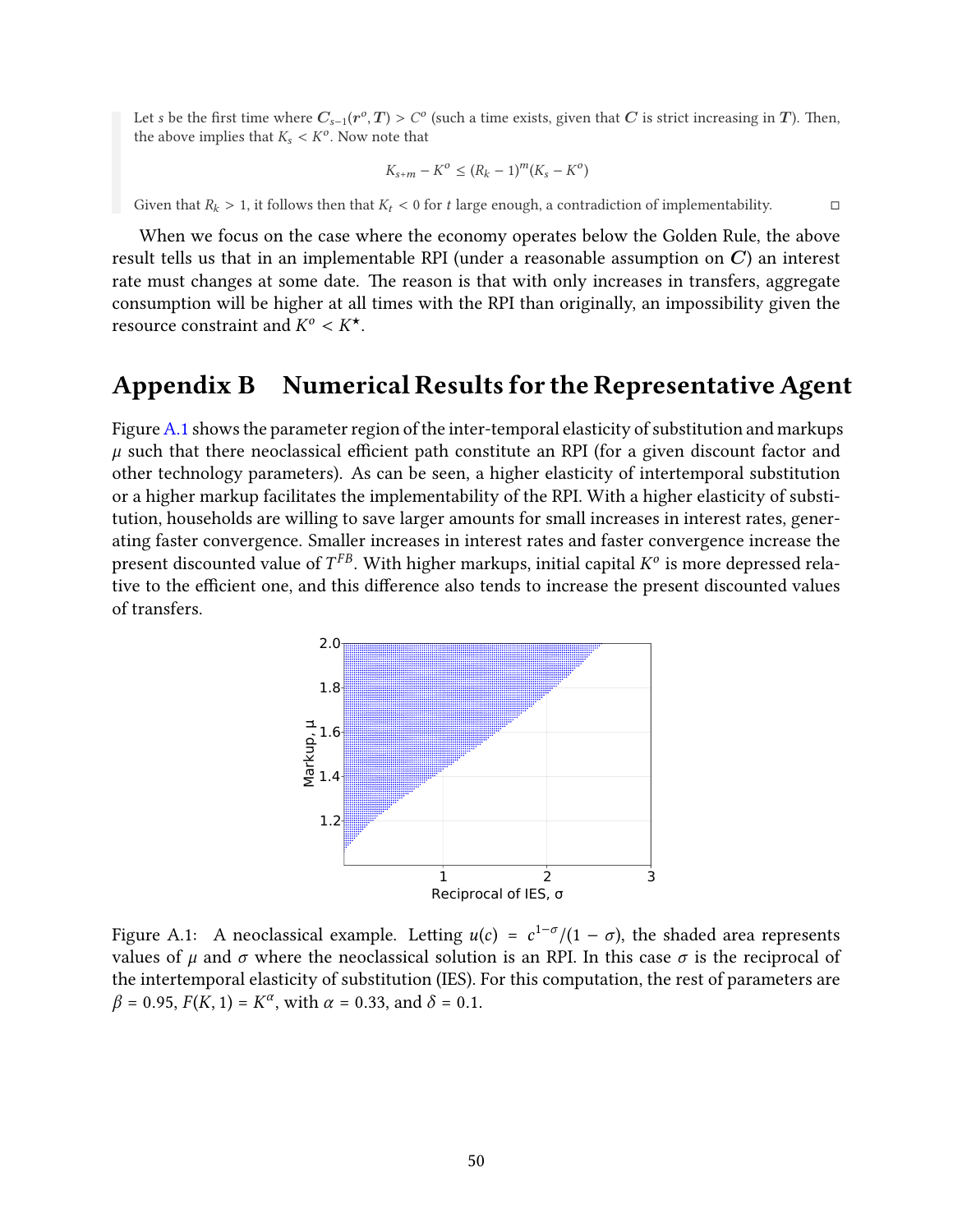> Let $s$ be the first time where $\boldsymbol{C}_{s-1}(\boldsymbol{r}^o, \boldsymbol{T}) > C^o$ (such a time exists, given that $\boldsymbol{C}$ is strict increasing in $\boldsymbol{T}$). Then, the above implies that $K_s < K^o$. Now note that
>
> $$K_{s+m} - K^o \leq (R_k - 1)^m (K_s - K^o)$$
>
> Given that $R_k > 1$, it follows then that $K_t < 0$ for $t$ large enough, a contradiction of implementability. □

When we focus on the case where the economy operates below the Golden Rule, the above result tells us that in an implementable RPI (under a reasonable assumption on $\boldsymbol{C}$) an interest rate must changes at some date. The reason is that with only increases in transfers, aggregate consumption will be higher at all times with the RPI than originally, an impossibility given the resource constraint and $K^o < K^\star$.

# Appendix B Numerical Results for the Representative Agent

Figure A.1 shows the parameter region of the inter-temporal elasticity of substitution and markups $\mu$ such that there neoclassical efficient path constitute an RPI (for a given discount factor and other technology parameters). As can be seen, a higher elasticity of intertemporal substitution or a higher markup facilitates the implementability of the RPI. With a higher elasticity of substitution, households are willing to save larger amounts for small increases in interest rates, generating faster convergence. Smaller increases in interest rates and faster convergence increase the present discounted value of $T^{FB}$. With higher markups, initial capital $K^o$ is more depressed relative to the efficient one, and this difference also tends to increase the present discounted values of transfers.

Figure A.1: A neoclassical example. Letting $u(c) = c^{1-\sigma}/(1-\sigma)$, the shaded area represents values of $\mu$ and $\sigma$ where the neoclassical solution is an RPI. In this case $\sigma$ is the reciprocal of the intertemporal elasticity of substitution (IES). For this computation, the rest of parameters are $\beta = 0.95$, $F(K, 1) = K^\alpha$, with $\alpha = 0.33$, and $\delta = 0.1$.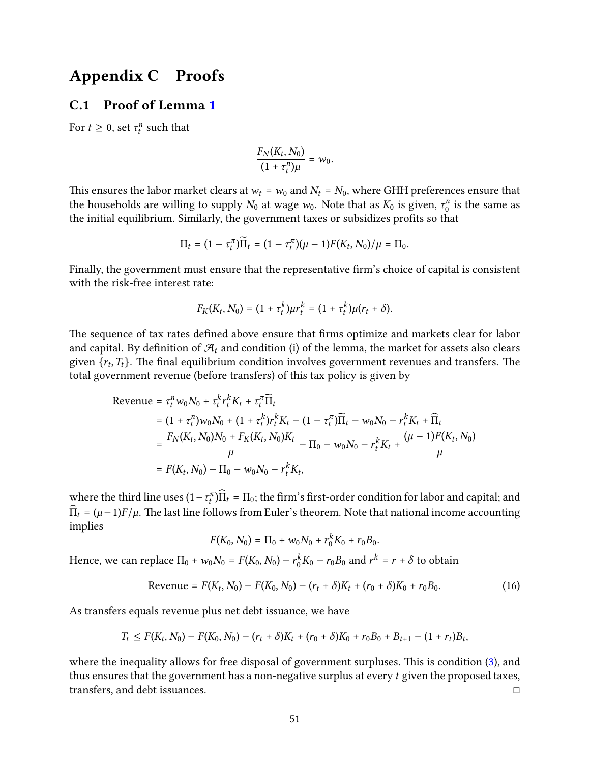# Appendix C Proofs

## C.1 Proof of Lemma 1

For $t \geq 0$, set $\tau_t^n$ such that

$$\frac{F_N(K_t, N_0)}{(1+\tau_t^n)\mu} = w_0.$$

This ensures the labor market clears at $w_t = w_0$ and $N_t = N_0$, where GHH preferences ensure that the households are willing to supply $N_0$ at wage $w_0$. Note that as $K_0$ is given, $\tau_0^n$ is the same as the initial equilibrium. Similarly, the government taxes or subsidizes profits so that

$$\Pi_t = (1-\tau_t^\pi)\widetilde{\Pi}_t = (1-\tau_t^\pi)(\mu-1)F(K_t, N_0)/\mu = \Pi_0.$$

Finally, the government must ensure that the representative firm's choice of capital is consistent with the risk-free interest rate:

$$F_K(K_t, N_0) = (1+\tau_t^k)\mu r_t^k = (1+\tau_t^k)\mu(r_t + \delta).$$

The sequence of tax rates defined above ensure that firms optimize and markets clear for labor and capital. By definition of $\mathcal{A}_t$ and condition (i) of the lemma, the market for assets also clears given $\{r_t, T_t\}$. The final equilibrium condition involves government revenues and transfers. The total government revenue (before transfers) of this tax policy is given by

$$\begin{aligned}
\text{Revenue} &= \tau_t^n w_0 N_0 + \tau_t^k r_t^k K_t + \tau_t^\pi \widetilde{\Pi}_t \\
&= (1+\tau_t^n)w_0 N_0 + (1+\tau_t^k) r_t^k K_t - (1-\tau_t^\pi)\widetilde{\Pi}_t - w_0 N_0 - r_t^k K_t + \widehat{\Pi}_t \\
&= \frac{F_N(K_t, N_0)N_0 + F_K(K_t, N_0)K_t}{\mu} - \Pi_0 - w_0 N_0 - r_t^k K_t + \frac{(\mu-1)F(K_t, N_0)}{\mu} \\
&= F(K_t, N_0) - \Pi_0 - w_0 N_0 - r_t^k K_t,
\end{aligned}$$

where the third line uses $(1-\tau_t^\pi)\widehat{\Pi}_t = \Pi_0$; the firm's first-order condition for labor and capital; and $\widehat{\Pi}_t = (\mu-1)F/\mu$. The last line follows from Euler's theorem. Note that national income accounting implies

$$F(K_0, N_0) = \Pi_0 + w_0 N_0 + r_0^k K_0 + r_0 B_0.$$

Hence, we can replace $\Pi_0 + w_0 N_0 = F(K_0, N_0) - r_0^k K_0 - r_0 B_0$ and $r^k = r + \delta$ to obtain

$$\text{Revenue} = F(K_t, N_0) - F(K_0, N_0) - (r_t + \delta)K_t + (r_0 + \delta)K_0 + r_0 B_0. \tag{16}$$

As transfers equals revenue plus net debt issuance, we have

$$T_t \leq F(K_t, N_0) - F(K_0, N_0) - (r_t + \delta)K_t + (r_0 + \delta)K_0 + r_0 B_0 + B_{t+1} - (1+r_t)B_t,$$

where the inequality allows for free disposal of government surpluses. This is condition (3), and thus ensures that the government has a non-negative surplus at every $t$ given the proposed taxes, transfers, and debt issuances. □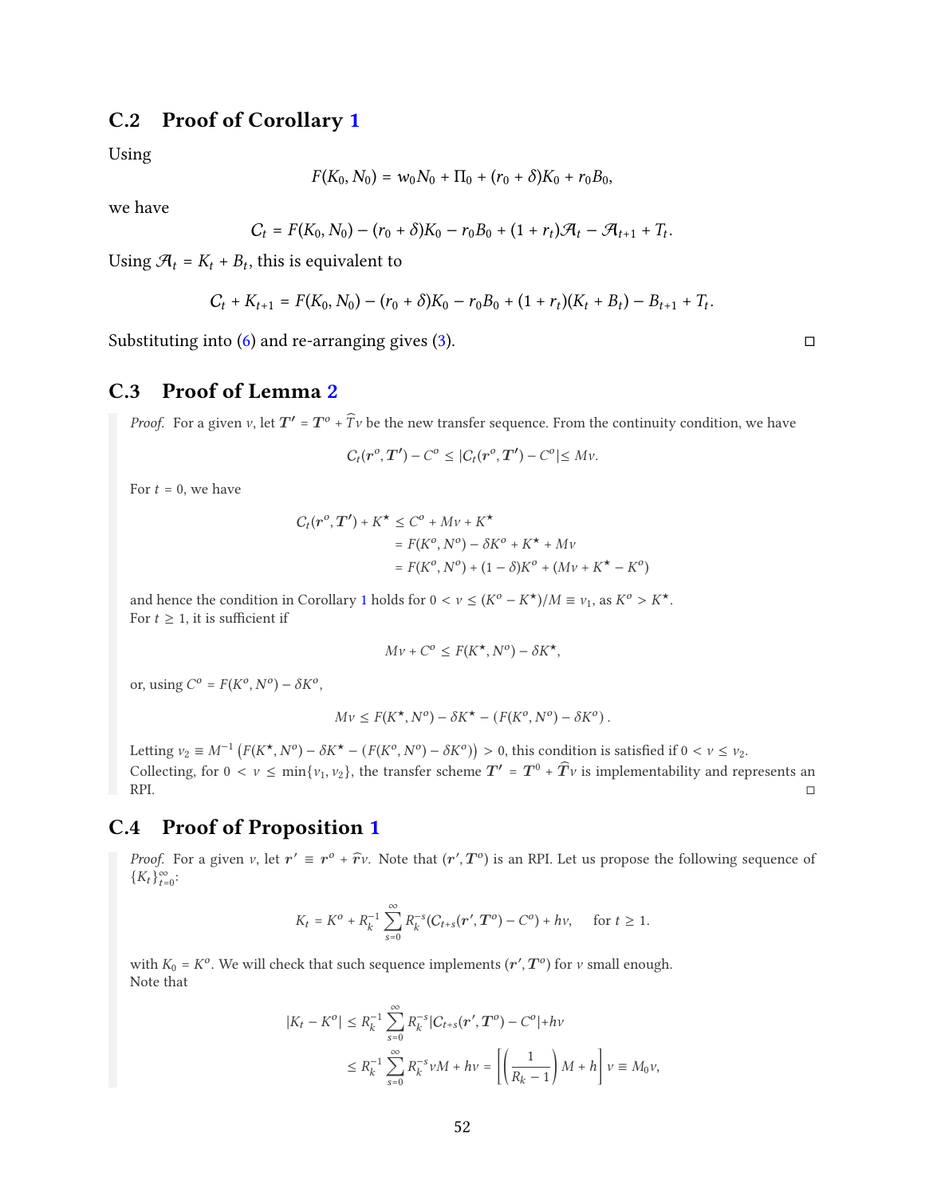## C.2 Proof of Corollary 1

Using

$$F(K_0, N_0) = w_0 N_0 + \Pi_0 + (r_0 + \delta)K_0 + r_0 B_0,$$

we have

$$C_t = F(K_0, N_0) - (r_0 + \delta)K_0 - r_0 B_0 + (1 + r_t)\mathcal{A}_t - \mathcal{A}_{t+1} + T_t.$$

Using $\mathcal{A}_t = K_t + B_t$, this is equivalent to

$$C_t + K_{t+1} = F(K_0, N_0) - (r_0 + \delta)K_0 - r_0 B_0 + (1 + r_t)(K_t + B_t) - B_{t+1} + T_t.$$

Substituting into (6) and re-arranging gives (3). □

## C.3 Proof of Lemma 2

*Proof.* For a given $\nu$, let $\boldsymbol{T}' = \boldsymbol{T}^o + \widehat{T}\nu$ be the new transfer sequence. From the continuity condition, we have

$$C_t(\boldsymbol{r}^o, \boldsymbol{T}') - C^o \leq |C_t(\boldsymbol{r}^o, \boldsymbol{T}') - C^o| \leq M\nu.$$

For $t = 0$, we have

$$\begin{aligned} C_t(\boldsymbol{r}^o, \boldsymbol{T}') + K^\star &\leq C^o + M\nu + K^\star \\ &= F(K^o, N^o) - \delta K^o + K^\star + M\nu \\ &= F(K^o, N^o) + (1 - \delta)K^o + (M\nu + K^\star - K^o) \end{aligned}$$

and hence the condition in Corollary 1 holds for $0 < \nu \leq (K^o - K^\star)/M \equiv \nu_1$, as $K^o > K^\star$.
For $t \geq 1$, it is sufficient if

$$M\nu + C^o \leq F(K^\star, N^o) - \delta K^\star,$$

or, using $C^o = F(K^o, N^o) - \delta K^o$,

$$M\nu \leq F(K^\star, N^o) - \delta K^\star - (F(K^o, N^o) - \delta K^o).$$

Letting $\nu_2 \equiv M^{-1}\left(F(K^\star, N^o) - \delta K^\star - (F(K^o, N^o) - \delta K^o)\right) > 0$, this condition is satisfied if $0 < \nu \leq \nu_2$.
Collecting, for $0 < \nu \leq \min\{\nu_1, \nu_2\}$, the transfer scheme $\boldsymbol{T}' = \boldsymbol{T}^0 + \widehat{\boldsymbol{T}}\nu$ is implementability and represents an RPI. □

## C.4 Proof of Proposition 1

*Proof.* For a given $\nu$, let $\boldsymbol{r}' \equiv \boldsymbol{r}^o + \widehat{r}\nu$. Note that $(\boldsymbol{r}', \boldsymbol{T}^o)$ is an RPI. Let us propose the following sequence of $\{K_t\}_{t=0}^{\infty}$:

$$K_t = K^o + R_k^{-1} \sum_{s=0}^{\infty} R_k^{-s}(C_{t+s}(\boldsymbol{r}', \boldsymbol{T}^o) - C^o) + h\nu, \quad \text{ for } t \geq 1.$$

with $K_0 = K^o$. We will check that such sequence implements $(\boldsymbol{r}', \boldsymbol{T}^o)$ for $\nu$ small enough.
Note that

$$\begin{aligned} |K_t - K^o| &\leq R_k^{-1} \sum_{s=0}^{\infty} R_k^{-s} |C_{t+s}(\boldsymbol{r}', \boldsymbol{T}^o) - C^o| + h\nu \\ &\leq R_k^{-1} \sum_{s=0}^{\infty} R_k^{-s} \nu M + h\nu = \left[\left(\frac{1}{R_k - 1}\right) M + h\right] \nu \equiv M_0 \nu, \end{aligned}$$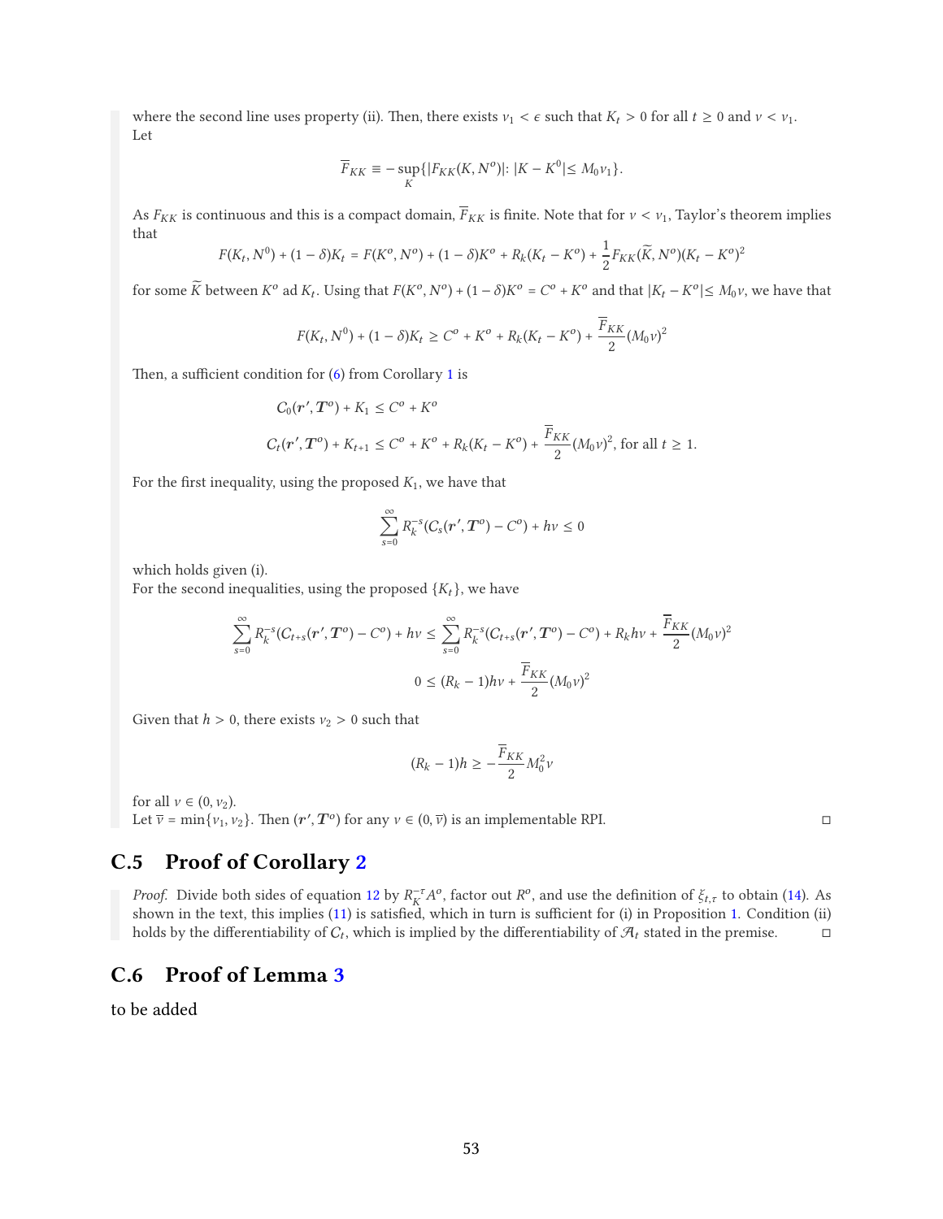where the second line uses property (ii). Then, there exists $\nu_1 < \epsilon$ such that $K_t > 0$ for all $t \geq 0$ and $\nu < \nu_1$. Let

$$\overline{F}_{KK} \equiv -\sup_K\{|F_{KK}(K, N^o)|: |K - K^0| \leq M_0 \nu_1\}.$$

As $F_{KK}$ is continuous and this is a compact domain, $\overline{F}_{KK}$ is finite. Note that for $\nu < \nu_1$, Taylor's theorem implies that

$$F(K_t, N^0) + (1-\delta)K_t = F(K^o, N^o) + (1-\delta)K^o + R_k(K_t - K^o) + \frac{1}{2}F_{KK}(\widetilde{K}, N^o)(K_t - K^o)^2$$

for some $\widetilde{K}$ between $K^o$ ad $K_t$. Using that $F(K^o, N^o) + (1-\delta)K^o = C^o + K^o$ and that $|K_t - K^o| \leq M_0\nu$, we have that

$$F(K_t, N^0) + (1-\delta)K_t \geq C^o + K^o + R_k(K_t - K^o) + \frac{\overline{F}_{KK}}{2}(M_0\nu)^2$$

Then, a sufficient condition for (6) from Corollary 1 is

$$C_0(\boldsymbol{r}', \boldsymbol{T}^o) + K_1 \leq C^o + K^o$$

$$C_t(\boldsymbol{r}', \boldsymbol{T}^o) + K_{t+1} \leq C^o + K^o + R_k(K_t - K^o) + \frac{\overline{F}_{KK}}{2}(M_0\nu)^2, \text{ for all } t \geq 1.$$

For the first inequality, using the proposed $K_1$, we have that

$$\sum_{s=0}^{\infty} R_k^{-s}(C_s(\boldsymbol{r}', \boldsymbol{T}^o) - C^o) + h\nu \leq 0$$

which holds given (i).
For the second inequalities, using the proposed $\{K_t\}$, we have

$$\sum_{s=0}^{\infty} R_k^{-s}(C_{t+s}(\boldsymbol{r}', \boldsymbol{T}^o) - C^o) + h\nu \leq \sum_{s=0}^{\infty} R_k^{-s}(C_{t+s}(\boldsymbol{r}', \boldsymbol{T}^o) - C^o) + R_k h\nu + \frac{\overline{F}_{KK}}{2}(M_0\nu)^2$$

$$0 \leq (R_k - 1)h\nu + \frac{\overline{F}_{KK}}{2}(M_0\nu)^2$$

Given that $h > 0$, there exists $\nu_2 > 0$ such that

$$(R_k - 1)h \geq -\frac{\overline{F}_{KK}}{2}M_0^2\nu$$

for all $\nu \in (0, \nu_2)$.
Let $\overline{\nu} = \min\{\nu_1, \nu_2\}$. Then $(\boldsymbol{r}', \boldsymbol{T}^o)$ for any $\nu \in (0, \overline{\nu})$ is an implementable RPI. □

## C.5 Proof of Corollary 2

*Proof.* Divide both sides of equation 12 by $R_K^{-\tau}A^o$, factor out $R^o$, and use the definition of $\xi_{t,\tau}$ to obtain (14). As shown in the text, this implies (11) is satisfied, which in turn is sufficient for (i) in Proposition 1. Condition (ii) holds by the differentiability of $C_t$, which is implied by the differentiability of $\mathcal{A}_t$ stated in the premise. □

## C.6 Proof of Lemma 3

to be added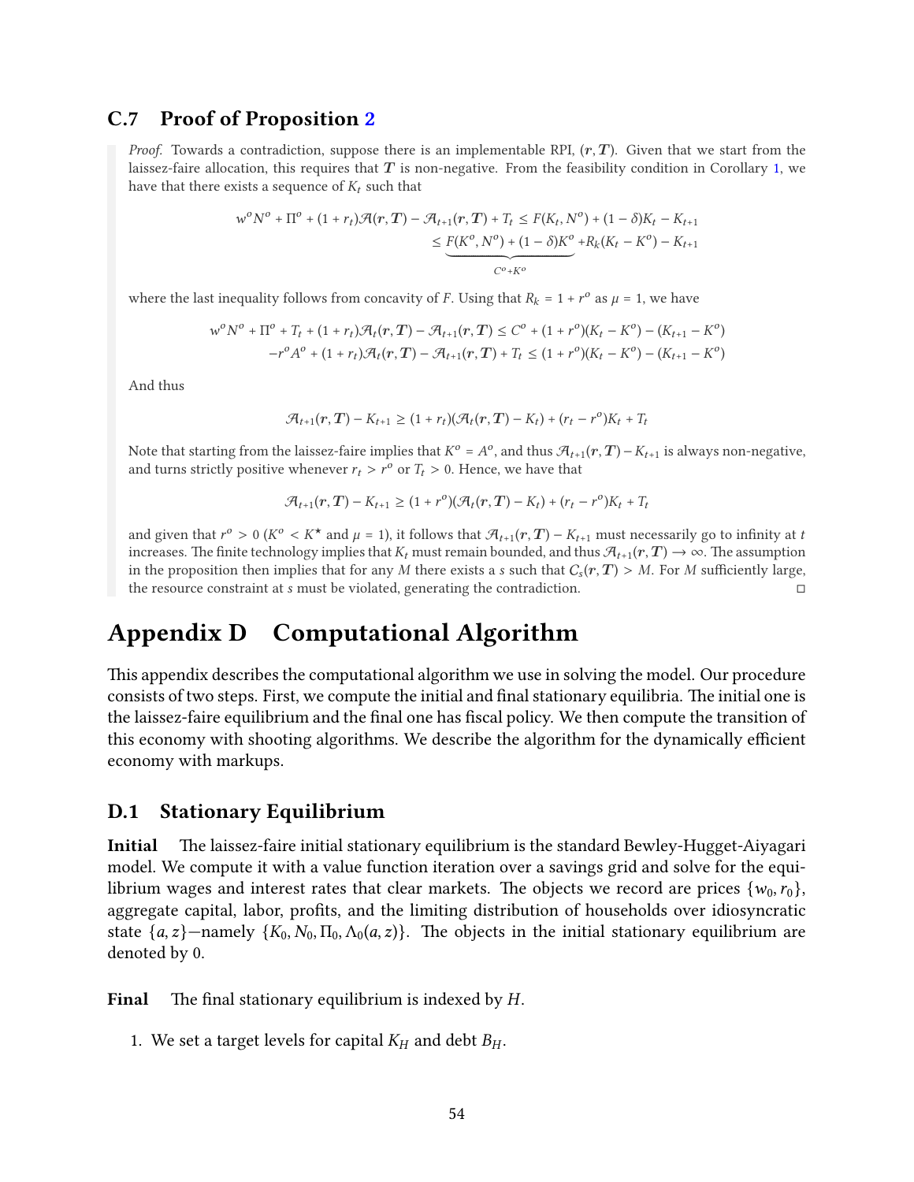### C.7 Proof of Proposition 2

*Proof.* Towards a contradiction, suppose there is an implementable RPI, $(\boldsymbol{r}, \boldsymbol{T})$. Given that we start from the laissez-faire allocation, this requires that $\boldsymbol{T}$ is non-negative. From the feasibility condition in Corollary 1, we have that there exists a sequence of $K_t$ such that

$$
\begin{aligned}
w^o N^o + \Pi^o + (1+r_t)\mathcal{A}(\boldsymbol{r}, \boldsymbol{T}) - \mathcal{A}_{t+1}(\boldsymbol{r}, \boldsymbol{T}) + T_t &\leq F(K_t, N^o) + (1-\delta)K_t - K_{t+1} \\
&\leq \underbrace{F(K^o, N^o) + (1-\delta)K^o}_{C^o + K^o} + R_k(K_t - K^o) - K_{t+1}
\end{aligned}
$$

where the last inequality follows from concavity of $F$. Using that $R_k = 1 + r^o$ as $\mu = 1$, we have

$$
\begin{aligned}
w^o N^o + \Pi^o + T_t + (1+r_t)\mathcal{A}_t(\boldsymbol{r}, \boldsymbol{T}) - \mathcal{A}_{t+1}(\boldsymbol{r}, \boldsymbol{T}) &\leq C^o + (1+r^o)(K_t - K^o) - (K_{t+1} - K^o) \\
-r^o A^o + (1+r_t)\mathcal{A}_t(\boldsymbol{r}, \boldsymbol{T}) - \mathcal{A}_{t+1}(\boldsymbol{r}, \boldsymbol{T}) + T_t &\leq (1+r^o)(K_t - K^o) - (K_{t+1} - K^o)
\end{aligned}
$$

And thus

$$
\mathcal{A}_{t+1}(\boldsymbol{r}, \boldsymbol{T}) - K_{t+1} \geq (1+r_t)(\mathcal{A}_t(\boldsymbol{r}, \boldsymbol{T}) - K_t) + (r_t - r^o)K_t + T_t
$$

Note that starting from the laissez-faire implies that $K^o = A^o$, and thus $\mathcal{A}_{t+1}(\boldsymbol{r}, \boldsymbol{T}) - K_{t+1}$ is always non-negative, and turns strictly positive whenever $r_t > r^o$ or $T_t > 0$. Hence, we have that

$$
\mathcal{A}_{t+1}(\boldsymbol{r}, \boldsymbol{T}) - K_{t+1} \geq (1+r^o)(\mathcal{A}_t(\boldsymbol{r}, \boldsymbol{T}) - K_t) + (r_t - r^o)K_t + T_t
$$

and given that $r^o > 0$ ($K^o < K^\star$ and $\mu = 1$), it follows that $\mathcal{A}_{t+1}(\boldsymbol{r}, \boldsymbol{T}) - K_{t+1}$ must necessarily go to infinity at $t$ increases. The finite technology implies that $K_t$ must remain bounded, and thus $\mathcal{A}_{t+1}(\boldsymbol{r}, \boldsymbol{T}) \to \infty$. The assumption in the proposition then implies that for any $M$ there exists a $s$ such that $C_s(\boldsymbol{r}, \boldsymbol{T}) > M$. For $M$ sufficiently large, the resource constraint at $s$ must be violated, generating the contradiction. □

# Appendix D Computational Algorithm

This appendix describes the computational algorithm we use in solving the model. Our procedure consists of two steps. First, we compute the initial and final stationary equilibria. The initial one is the laissez-faire equilibrium and the final one has fiscal policy. We then compute the transition of this economy with shooting algorithms. We describe the algorithm for the dynamically efficient economy with markups.

## D.1 Stationary Equilibrium

**Initial** The laissez-faire initial stationary equilibrium is the standard Bewley-Hugget-Aiyagari model. We compute it with a value function iteration over a savings grid and solve for the equilibrium wages and interest rates that clear markets. The objects we record are prices $\{w_0, r_0\}$, aggregate capital, labor, profits, and the limiting distribution of households over idiosyncratic state $\{a, z\}$—namely $\{K_0, N_0, \Pi_0, \Lambda_0(a, z)\}$. The objects in the initial stationary equilibrium are denoted by 0.

**Final** The final stationary equilibrium is indexed by $H$.

1. We set a target levels for capital $K_H$ and debt $B_H$.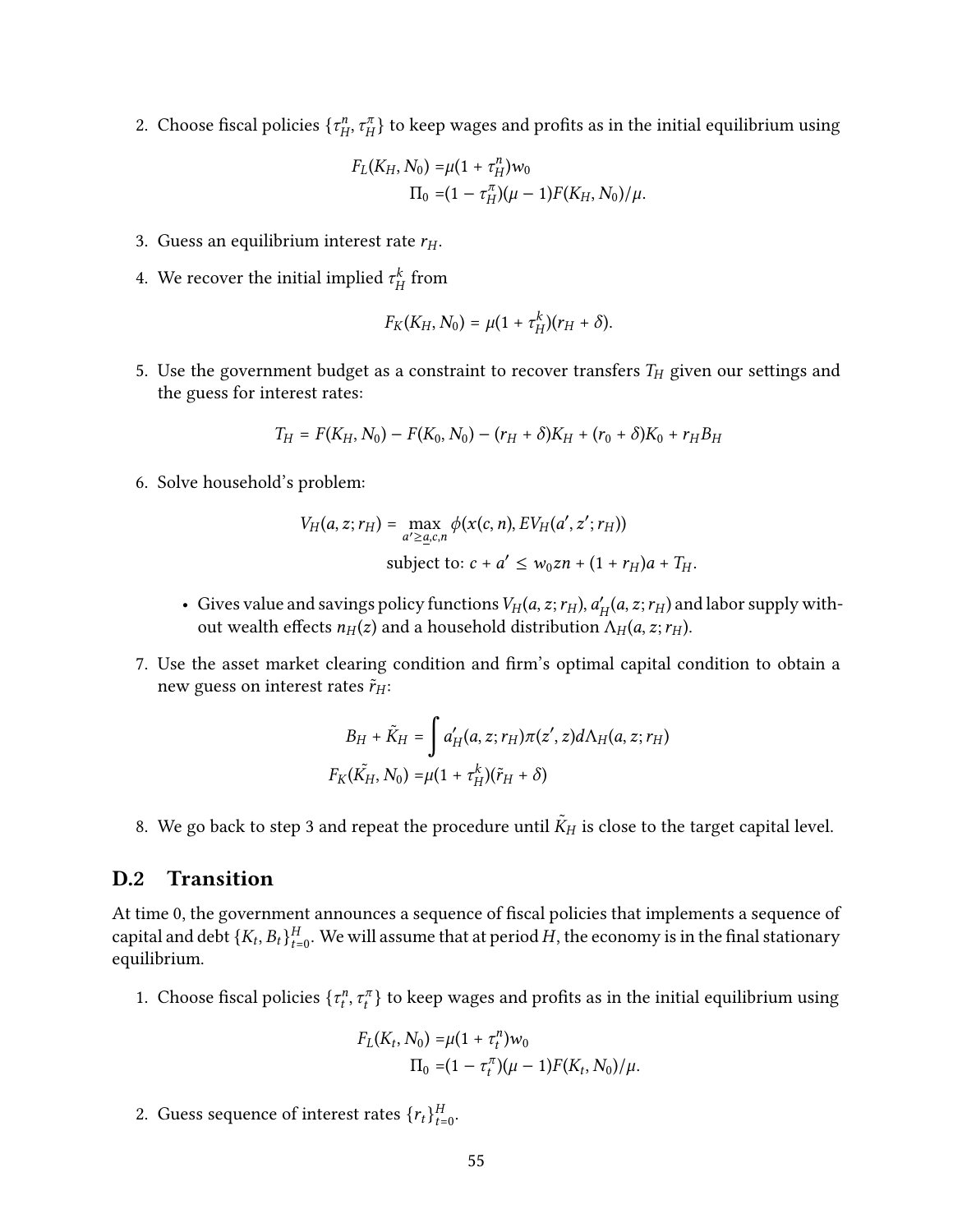2. Choose fiscal policies $\{\tau_H^n, \tau_H^\pi\}$ to keep wages and profits as in the initial equilibrium using

$$
\begin{aligned}
F_L(K_H, N_0) &= \mu(1+\tau_H^n)w_0 \\
\Pi_0 &= (1-\tau_H^\pi)(\mu-1)F(K_H, N_0)/\mu.
\end{aligned}
$$

3. Guess an equilibrium interest rate $r_H$.

4. We recover the initial implied $\tau_H^k$ from

$$
F_K(K_H, N_0) = \mu(1+\tau_H^k)(r_H + \delta).
$$

5. Use the government budget as a constraint to recover transfers $T_H$ given our settings and the guess for interest rates:

$$
T_H = F(K_H, N_0) - F(K_0, N_0) - (r_H + \delta)K_H + (r_0 + \delta)K_0 + r_H B_H
$$

6. Solve household's problem:

$$
\begin{aligned}
V_H(a, z; r_H) = &\max_{a' \geq \underline{a}, c, n} \phi(x(c, n), EV_H(a', z'; r_H)) \\
&\text{subject to: } c + a' \leq w_0 z n + (1 + r_H)a + T_H.
\end{aligned}
$$

   - Gives value and savings policy functions $V_H(a, z; r_H)$, $a'_H(a, z; r_H)$ and labor supply without wealth effects $n_H(z)$ and a household distribution $\Lambda_H(a, z; r_H)$.

7. Use the asset market clearing condition and firm's optimal capital condition to obtain a new guess on interest rates $\tilde{r}_H$:

$$
\begin{aligned}
B_H + \tilde{K}_H &= \int a'_H(a, z; r_H)\pi(z', z)d\Lambda_H(a, z; r_H) \\
F_K(\tilde{K}_H, N_0) &= \mu(1+\tau_H^k)(\tilde{r}_H + \delta)
\end{aligned}
$$

8. We go back to step 3 and repeat the procedure until $\tilde{K}_H$ is close to the target capital level.

## D.2 Transition

At time 0, the government announces a sequence of fiscal policies that implements a sequence of capital and debt $\{K_t, B_t\}_{t=0}^H$. We will assume that at period $H$, the economy is in the final stationary equilibrium.

1. Choose fiscal policies $\{\tau_t^n, \tau_t^\pi\}$ to keep wages and profits as in the initial equilibrium using

$$
\begin{aligned}
F_L(K_t, N_0) &= \mu(1+\tau_t^n)w_0 \\
\Pi_0 &= (1-\tau_t^\pi)(\mu-1)F(K_t, N_0)/\mu.
\end{aligned}
$$

2. Guess sequence of interest rates $\{r_t\}_{t=0}^H$.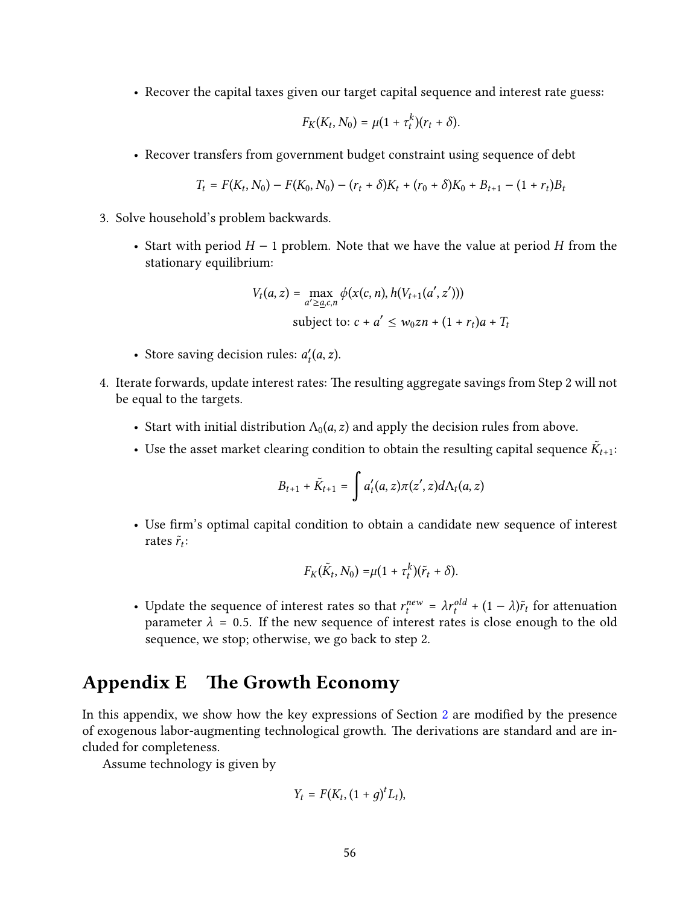- Recover the capital taxes given our target capital sequence and interest rate guess:

$$F_K(K_t, N_0) = \mu(1 + \tau_t^k)(r_t + \delta).$$

- Recover transfers from government budget constraint using sequence of debt

$$T_t = F(K_t, N_0) - F(K_0, N_0) - (r_t + \delta)K_t + (r_0 + \delta)K_0 + B_{t+1} - (1 + r_t)B_t$$

3. Solve household's problem backwards.

   - Start with period $H - 1$ problem. Note that we have the value at period $H$ from the stationary equilibrium:

$$V_t(a, z) = \max_{a' \geq \underline{a}, c, n} \phi(x(c, n), h(V_{t+1}(a', z')))$$
$$\text{subject to: } c + a' \leq w_0 z n + (1 + r_t)a + T_t$$

   - Store saving decision rules: $a'_t(a, z)$.

4. Iterate forwards, update interest rates: The resulting aggregate savings from Step 2 will not be equal to the targets.

   - Start with initial distribution $\Lambda_0(a, z)$ and apply the decision rules from above.
   - Use the asset market clearing condition to obtain the resulting capital sequence $\tilde{K}_{t+1}$:

$$B_{t+1} + \tilde{K}_{t+1} = \int a'_t(a, z)\pi(z', z)d\Lambda_t(a, z)$$

   - Use firm's optimal capital condition to obtain a candidate new sequence of interest rates $\tilde{r}_t$:

$$F_K(\tilde{K}_t, N_0) = \mu(1 + \tau_t^k)(\tilde{r}_t + \delta).$$

   - Update the sequence of interest rates so that $r_t^{new} = \lambda r_t^{old} + (1 - \lambda)\tilde{r}_t$ for attenuation parameter $\lambda = 0.5$. If the new sequence of interest rates is close enough to the old sequence, we stop; otherwise, we go back to step 2.

# Appendix E The Growth Economy

In this appendix, we show how the key expressions of Section 2 are modified by the presence of exogenous labor-augmenting technological growth. The derivations are standard and are included for completeness.

Assume technology is given by

$$Y_t = F(K_t, (1 + g)^t L_t),$$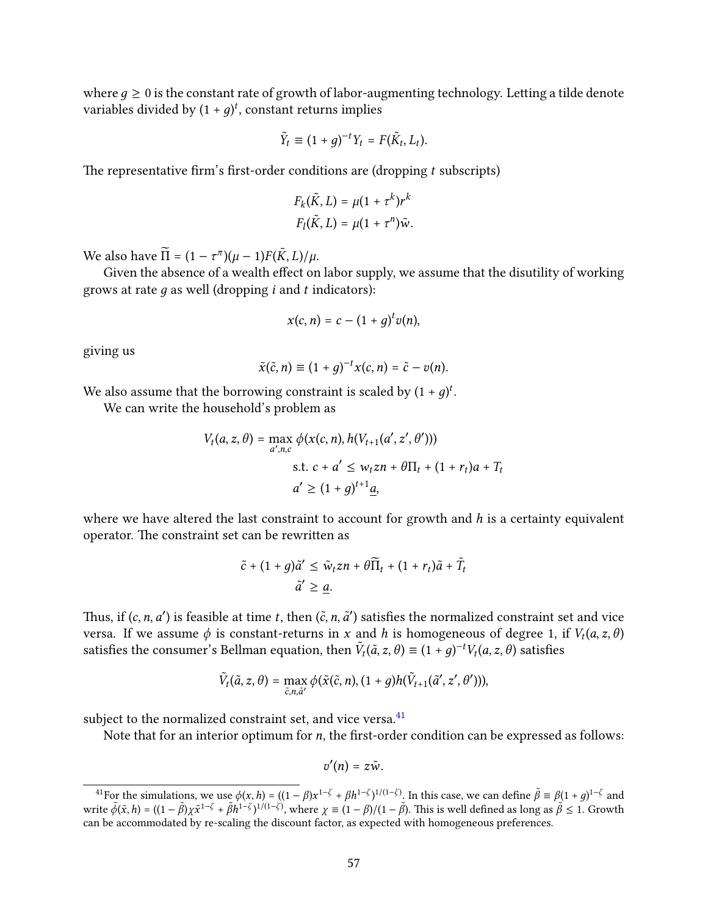where $g \geq 0$ is the constant rate of growth of labor-augmenting technology. Letting a tilde denote variables divided by $(1+g)^t$, constant returns implies

$$\tilde{Y}_t \equiv (1+g)^{-t} Y_t = F(\tilde{K}_t, L_t).$$

The representative firm's first-order conditions are (dropping $t$ subscripts)

$$F_k(\tilde{K}, L) = \mu(1+\tau^k) r^k$$
$$F_l(\tilde{K}, L) = \mu(1+\tau^n)\tilde{w}.$$

We also have $\widetilde{\Pi} = (1-\tau^\pi)(\mu - 1)F(\tilde{K}, L)/\mu$.

Given the absence of a wealth effect on labor supply, we assume that the disutility of working grows at rate $g$ as well (dropping $i$ and $t$ indicators):

$$x(c,n) = c - (1+g)^t v(n),$$

giving us

$$\tilde{x}(\tilde{c}, n) \equiv (1+g)^{-t} x(c,n) = \tilde{c} - v(n).$$

We also assume that the borrowing constraint is scaled by $(1+g)^t$.

We can write the household's problem as

$$V_t(a,z,\theta) = \max_{a',n,c} \phi(x(c,n), h(V_{t+1}(a',z',\theta')))$$
$$\text{s.t. } c + a' \leq w_t z n + \theta \Pi_t + (1+r_t)a + T_t$$
$$a' \geq (1+g)^{t+1}\underline{a},$$

where we have altered the last constraint to account for growth and $h$ is a certainty equivalent operator. The constraint set can be rewritten as

$$\tilde{c} + (1+g)\tilde{a}' \leq \tilde{w}_t z n + \theta \widetilde{\Pi}_t + (1+r_t)\tilde{a} + \tilde{T}_t$$
$$\tilde{a}' \geq \underline{a}.$$

Thus, if $(c, n, a')$ is feasible at time $t$, then $(\tilde{c}, n, \tilde{a}')$ satisfies the normalized constraint set and vice versa. If we assume $\phi$ is constant-returns in $x$ and $h$ is homogeneous of degree 1, if $V_t(a,z,\theta)$ satisfies the consumer's Bellman equation, then $\tilde{V}_t(\tilde{a}, z, \theta) \equiv (1+g)^{-t} V_t(a,z,\theta)$ satisfies

$$\tilde{V}_t(\tilde{a}, z, \theta) = \max_{\tilde{c}, n, \tilde{a}'} \phi(\tilde{x}(\tilde{c}, n), (1+g)h(\tilde{V}_{t+1}(\tilde{a}', z', \theta'))),$$

subject to the normalized constraint set, and vice versa.[41]

Note that for an interior optimum for $n$, the first-order condition can be expressed as follows:

$$v'(n) = z\tilde{w}.$$

[41] For the simulations, we use $\phi(x,h) = ((1-\beta)x^{1-\zeta} + \beta h^{1-\zeta})^{1/(1-\zeta)}$. In this case, we can define $\tilde{\beta} \equiv \beta(1+g)^{1-\zeta}$ and write $\tilde{\phi}(\tilde{x}, h) = ((1-\tilde{\beta})\chi \tilde{x}^{1-\zeta} + \tilde{\beta} h^{1-\zeta})^{1/(1-\zeta)}$, where $\chi \equiv (1-\beta)/(1-\tilde{\beta})$. This is well defined as long as $\tilde{\beta} \leq 1$. Growth can be accommodated by re-scaling the discount factor, as expected with homogeneous preferences.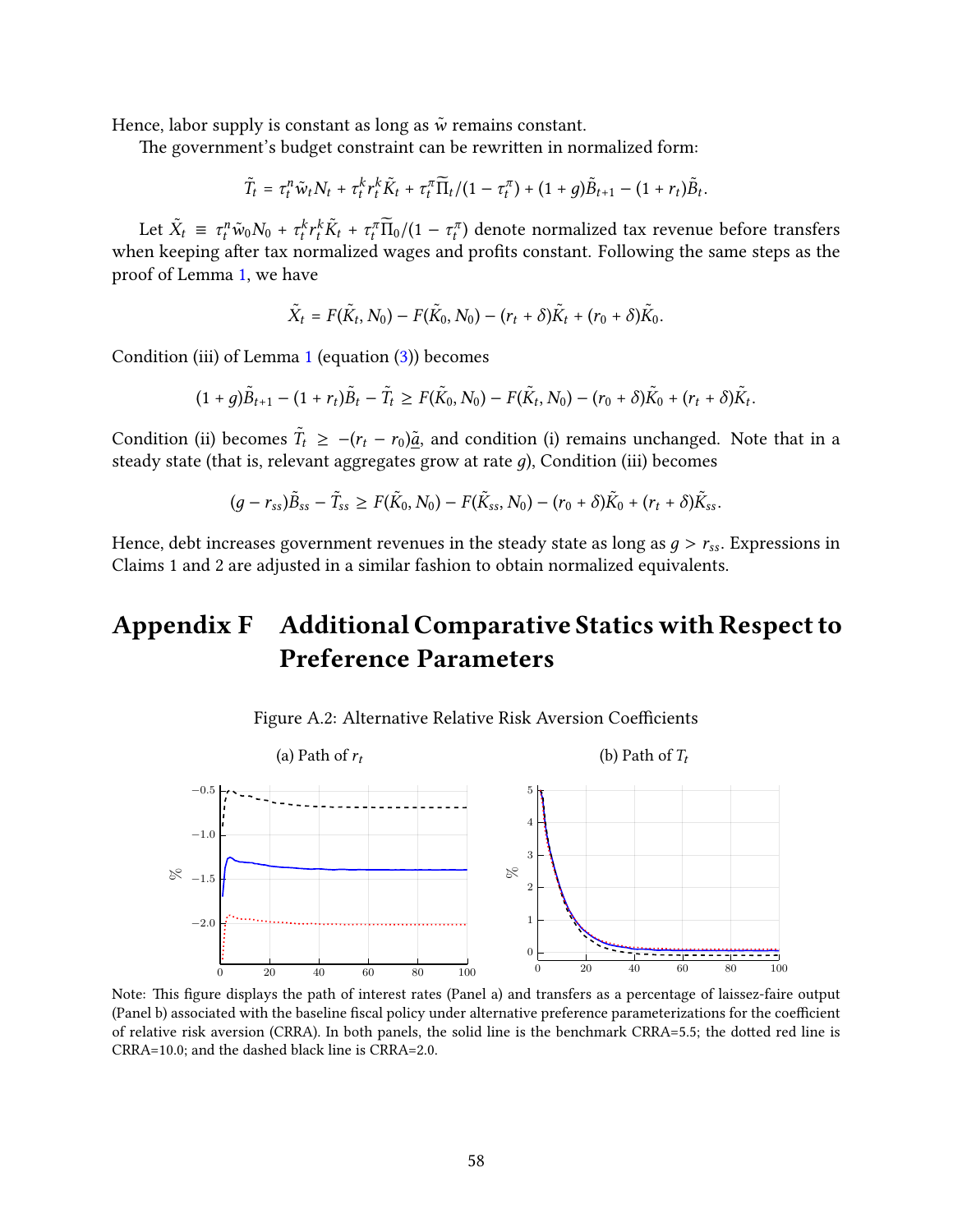Hence, labor supply is constant as long as $\tilde{w}$ remains constant.

The government's budget constraint can be rewritten in normalized form:

$$\tilde{T}_t = \tau_t^n \tilde{w}_t N_t + \tau_t^k r_t^k \tilde{K}_t + \tau_t^\pi \widetilde{\Pi}_t/(1-\tau_t^\pi) + (1+g)\tilde{B}_{t+1} - (1+r_t)\tilde{B}_t.$$

Let $\tilde{X}_t \equiv \tau_t^n \tilde{w}_0 N_0 + \tau_t^k r_t^k \tilde{K}_t + \tau_t^\pi \widetilde{\Pi}_0/(1-\tau_t^\pi)$ denote normalized tax revenue before transfers when keeping after tax normalized wages and profits constant. Following the same steps as the proof of Lemma 1, we have

$$\tilde{X}_t = F(\tilde{K}_t, N_0) - F(\tilde{K}_0, N_0) - (r_t+\delta)\tilde{K}_t + (r_0+\delta)\tilde{K}_0.$$

Condition (iii) of Lemma 1 (equation (3)) becomes

$$(1+g)\tilde{B}_{t+1} - (1+r_t)\tilde{B}_t - \tilde{T}_t \geq F(\tilde{K}_0, N_0) - F(\tilde{K}_t, N_0) - (r_0+\delta)\tilde{K}_0 + (r_t+\delta)\tilde{K}_t.$$

Condition (ii) becomes $\tilde{T}_t \geq -(r_t - r_0)\underline{\tilde{a}}$, and condition (i) remains unchanged. Note that in a steady state (that is, relevant aggregates grow at rate $g$), Condition (iii) becomes

$$(g - r_{ss})\tilde{B}_{ss} - \tilde{T}_{ss} \geq F(\tilde{K}_0, N_0) - F(\tilde{K}_{ss}, N_0) - (r_0+\delta)\tilde{K}_0 + (r_t+\delta)\tilde{K}_{ss}.$$

Hence, debt increases government revenues in the steady state as long as $g > r_{ss}$. Expressions in Claims 1 and 2 are adjusted in a similar fashion to obtain normalized equivalents.

# Appendix F Additional Comparative Statics with Respect to Preference Parameters

Figure A.2: Alternative Relative Risk Aversion Coefficients

(a) Path of $r_t$

(b) Path of $T_t$

Note: This figure displays the path of interest rates (Panel a) and transfers as a percentage of laissez-faire output (Panel b) associated with the baseline fiscal policy under alternative preference parameterizations for the coefficient of relative risk aversion (CRRA). In both panels, the solid line is the benchmark CRRA=5.5; the dotted red line is CRRA=10.0; and the dashed black line is CRRA=2.0.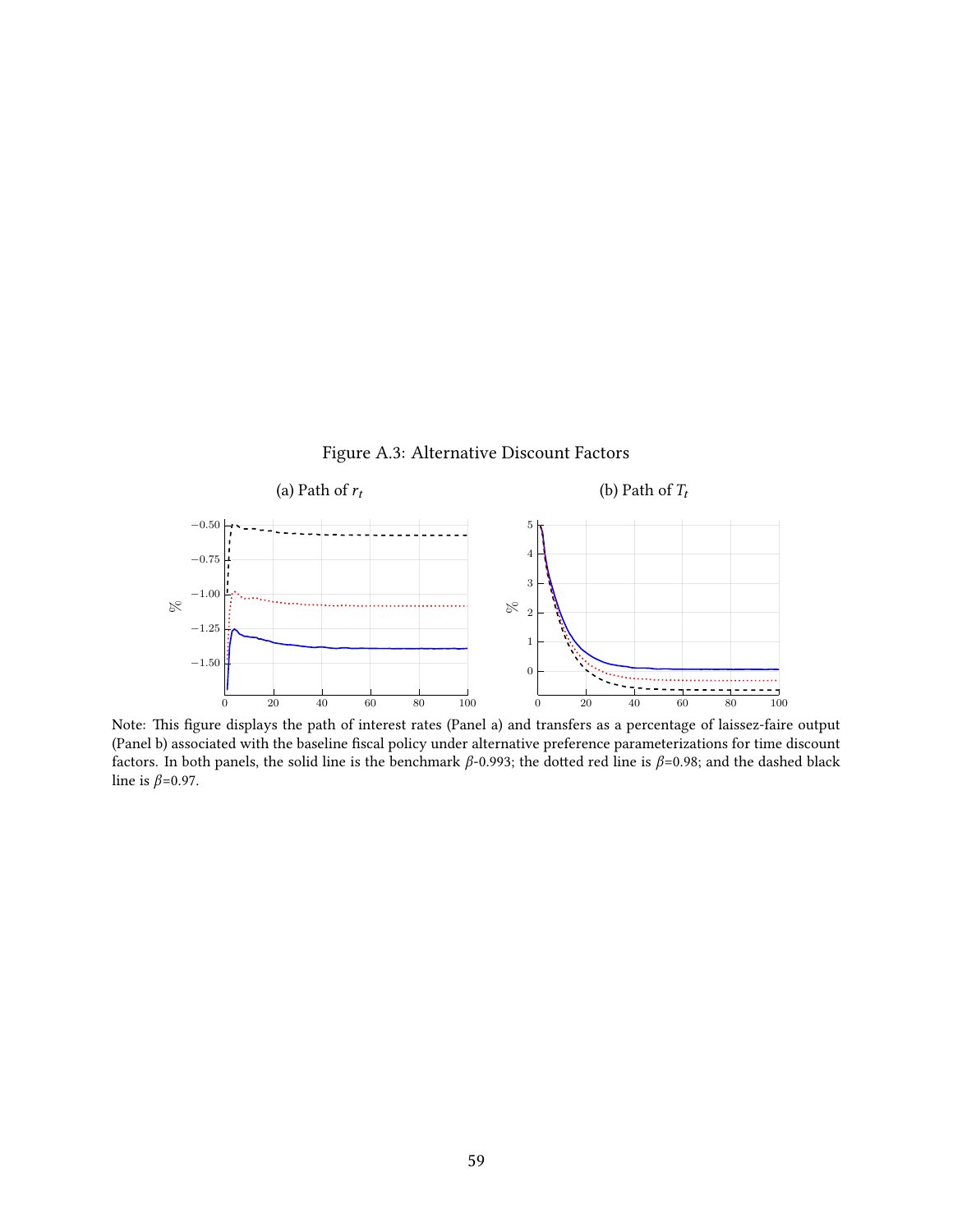Figure A.3: Alternative Discount Factors

(a) Path of $r_t$

−0.50
−0.75
−1.00
−1.25
−1.50
%
0
20
40
60
80
100

(b) Path of $T_t$

5
4
3
2
1
0
%
0
20
40
60
80
100

Note: This figure displays the path of interest rates (Panel a) and transfers as a percentage of laissez-faire output (Panel b) associated with the baseline fiscal policy under alternative preference parameterizations for time discount factors. In both panels, the solid line is the benchmark $\beta$-0.993; the dotted red line is $\beta$=0.98; and the dashed black line is $\beta$=0.97.